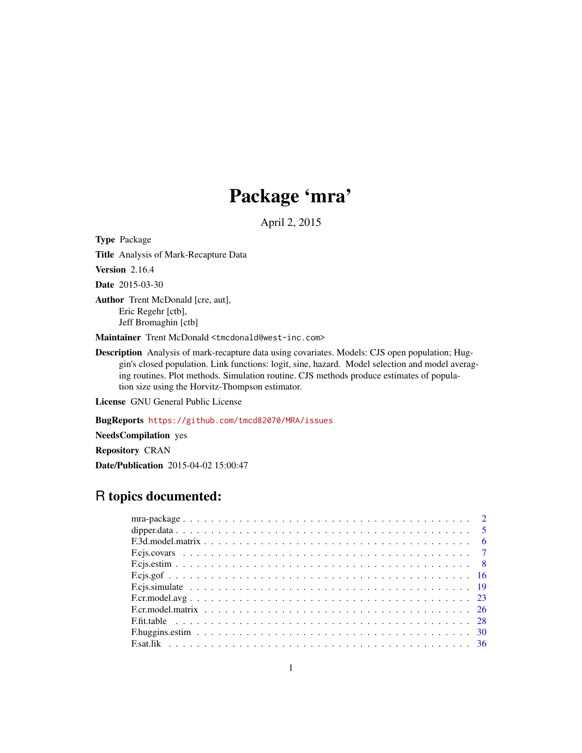# Package 'mra'

April 2, 2015

**Type** Package

**Title** Analysis of Mark-Recapture Data

**Version** 2.16.4

**Date** 2015-03-30

**Author** Trent McDonald [cre, aut],
Eric Regehr [ctb],
Jeff Bromaghin [ctb]

**Maintainer** Trent McDonald <tmcdonald@west-inc.com>

**Description** Analysis of mark-recapture data using covariates. Models: CJS open population; Huggin's closed population. Link functions: logit, sine, hazard. Model selection and model averaging routines. Plot methods. Simulation routine. CJS methods produce estimates of population size using the Horvitz-Thompson estimator.

**License** GNU General Public License

**BugReports** https://github.com/tmcd82070/MRA/issues

**NeedsCompilation** yes

**Repository** CRAN

**Date/Publication** 2015-04-02 15:00:47

## R topics documented:

| | |
|---|---|
| mra-package | 2 |
| dipper.data | 5 |
| F.3d.model.matrix | 6 |
| F.cjs.covars | 7 |
| F.cjs.estim | 8 |
| F.cjs.gof | 16 |
| F.cjs.simulate | 19 |
| F.cr.model.avg | 23 |
| F.cr.model.matrix | 26 |
| F.fit.table | 28 |
| F.huggins.estim | 30 |
| F.sat.lik | 36 |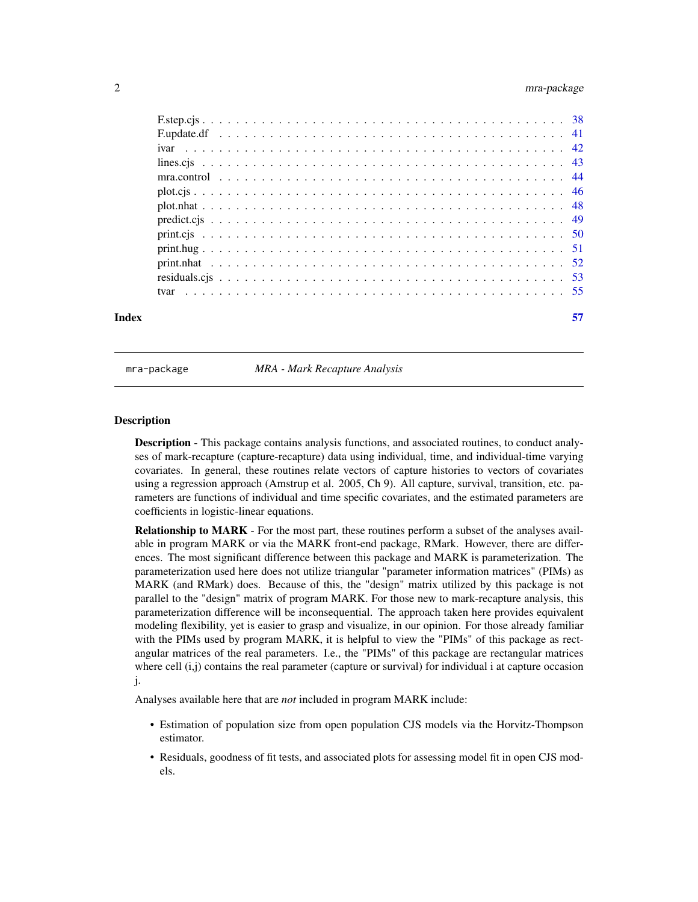| | |
|---|---|
| F.step.cjs | 38 |
| F.update.df | 41 |
| ivar | 42 |
| lines.cjs | 43 |
| mra.control | 44 |
| plot.cjs | 46 |
| plot.nhat | 48 |
| predict.cjs | 49 |
| print.cjs | 50 |
| print.hug | 51 |
| print.nhat | 52 |
| residuals.cjs | 53 |
| tvar | 55 |

**Index** 57

---

mra-package *MRA - Mark Recapture Analysis*

---

## Description

**Description** - This package contains analysis functions, and associated routines, to conduct analyses of mark-recapture (capture-recapture) data using individual, time, and individual-time varying covariates. In general, these routines relate vectors of capture histories to vectors of covariates using a regression approach (Amstrup et al. 2005, Ch 9). All capture, survival, transition, etc. parameters are functions of individual and time specific covariates, and the estimated parameters are coefficients in logistic-linear equations.

**Relationship to MARK** - For the most part, these routines perform a subset of the analyses available in program MARK or via the MARK front-end package, RMark. However, there are differences. The most significant difference between this package and MARK is parameterization. The parameterization used here does not utilize triangular "parameter information matrices" (PIMs) as MARK (and RMark) does. Because of this, the "design" matrix utilized by this package is not parallel to the "design" matrix of program MARK. For those new to mark-recapture analysis, this parameterization difference will be inconsequential. The approach taken here provides equivalent modeling flexibility, yet is easier to grasp and visualize, in our opinion. For those already familiar with the PIMs used by program MARK, it is helpful to view the "PIMs" of this package as rectangular matrices of the real parameters. I.e., the "PIMs" of this package are rectangular matrices where cell (i,j) contains the real parameter (capture or survival) for individual i at capture occasion j.

Analyses available here that are *not* included in program MARK include:

- Estimation of population size from open population CJS models via the Horvitz-Thompson estimator.
- Residuals, goodness of fit tests, and associated plots for assessing model fit in open CJS models.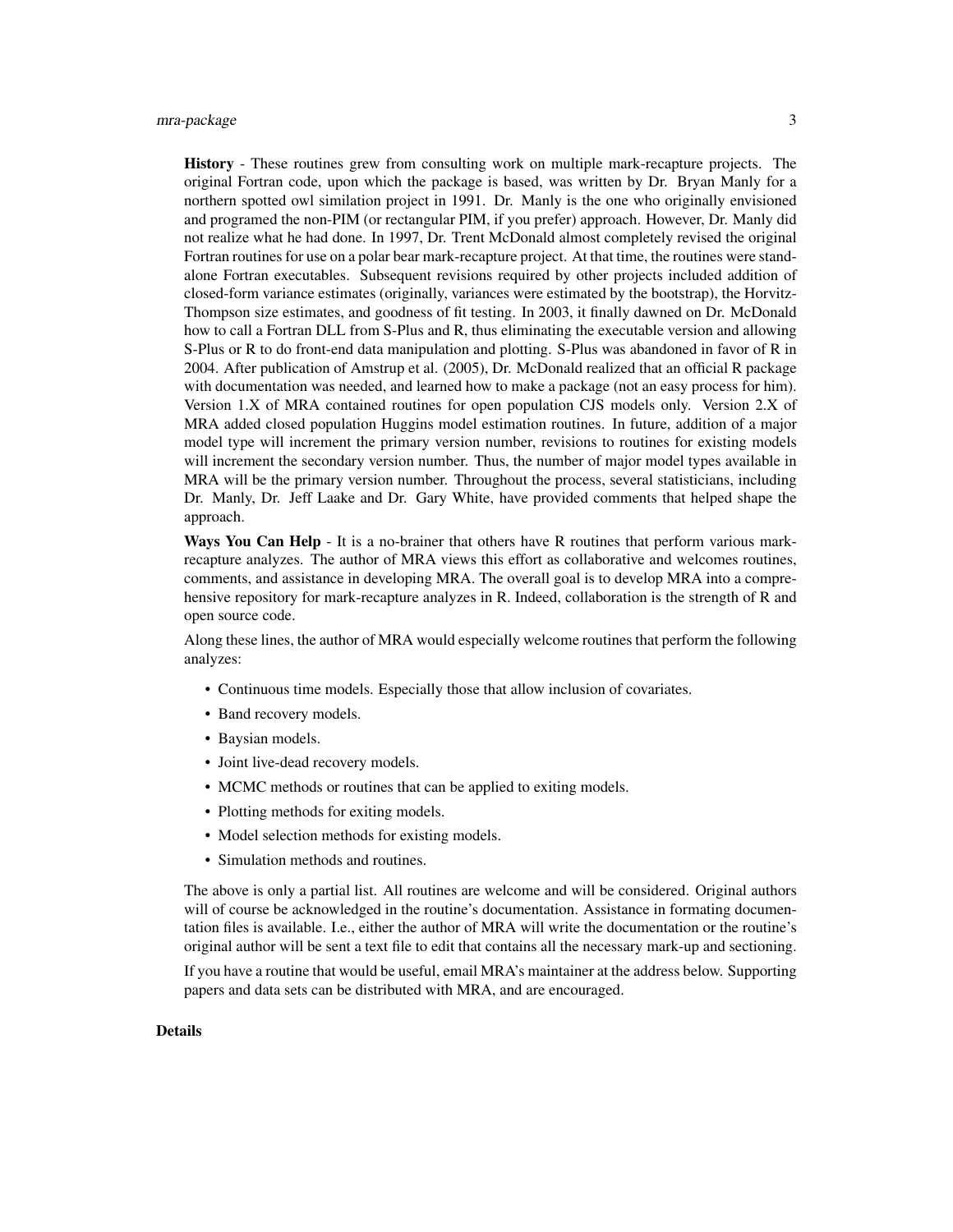**History** - These routines grew from consulting work on multiple mark-recapture projects. The original Fortran code, upon which the package is based, was written by Dr. Bryan Manly for a northern spotted owl similation project in 1991. Dr. Manly is the one who originally envisioned and programed the non-PIM (or rectangular PIM, if you prefer) approach. However, Dr. Manly did not realize what he had done. In 1997, Dr. Trent McDonald almost completely revised the original Fortran routines for use on a polar bear mark-recapture project. At that time, the routines were standalone Fortran executables. Subsequent revisions required by other projects included addition of closed-form variance estimates (originally, variances were estimated by the bootstrap), the Horvitz-Thompson size estimates, and goodness of fit testing. In 2003, it finally dawned on Dr. McDonald how to call a Fortran DLL from S-Plus and R, thus eliminating the executable version and allowing S-Plus or R to do front-end data manipulation and plotting. S-Plus was abandoned in favor of R in 2004. After publication of Amstrup et al. (2005), Dr. McDonald realized that an official R package with documentation was needed, and learned how to make a package (not an easy process for him). Version 1.X of MRA contained routines for open population CJS models only. Version 2.X of MRA added closed population Huggins model estimation routines. In future, addition of a major model type will increment the primary version number, revisions to routines for existing models will increment the secondary version number. Thus, the number of major model types available in MRA will be the primary version number. Throughout the process, several statisticians, including Dr. Manly, Dr. Jeff Laake and Dr. Gary White, have provided comments that helped shape the approach.

**Ways You Can Help** - It is a no-brainer that others have R routines that perform various mark-recapture analyzes. The author of MRA views this effort as collaborative and welcomes routines, comments, and assistance in developing MRA. The overall goal is to develop MRA into a comprehensive repository for mark-recapture analyzes in R. Indeed, collaboration is the strength of R and open source code.

Along these lines, the author of MRA would especially welcome routines that perform the following analyzes:

- Continuous time models. Especially those that allow inclusion of covariates.
- Band recovery models.
- Baysian models.
- Joint live-dead recovery models.
- MCMC methods or routines that can be applied to exiting models.
- Plotting methods for exiting models.
- Model selection methods for existing models.
- Simulation methods and routines.

The above is only a partial list. All routines are welcome and will be considered. Original authors will of course be acknowledged in the routine's documentation. Assistance in formating documentation files is available. I.e., either the author of MRA will write the documentation or the routine's original author will be sent a text file to edit that contains all the necessary mark-up and sectioning.

If you have a routine that would be useful, email MRA's maintainer at the address below. Supporting papers and data sets can be distributed with MRA, and are encouraged.

## Details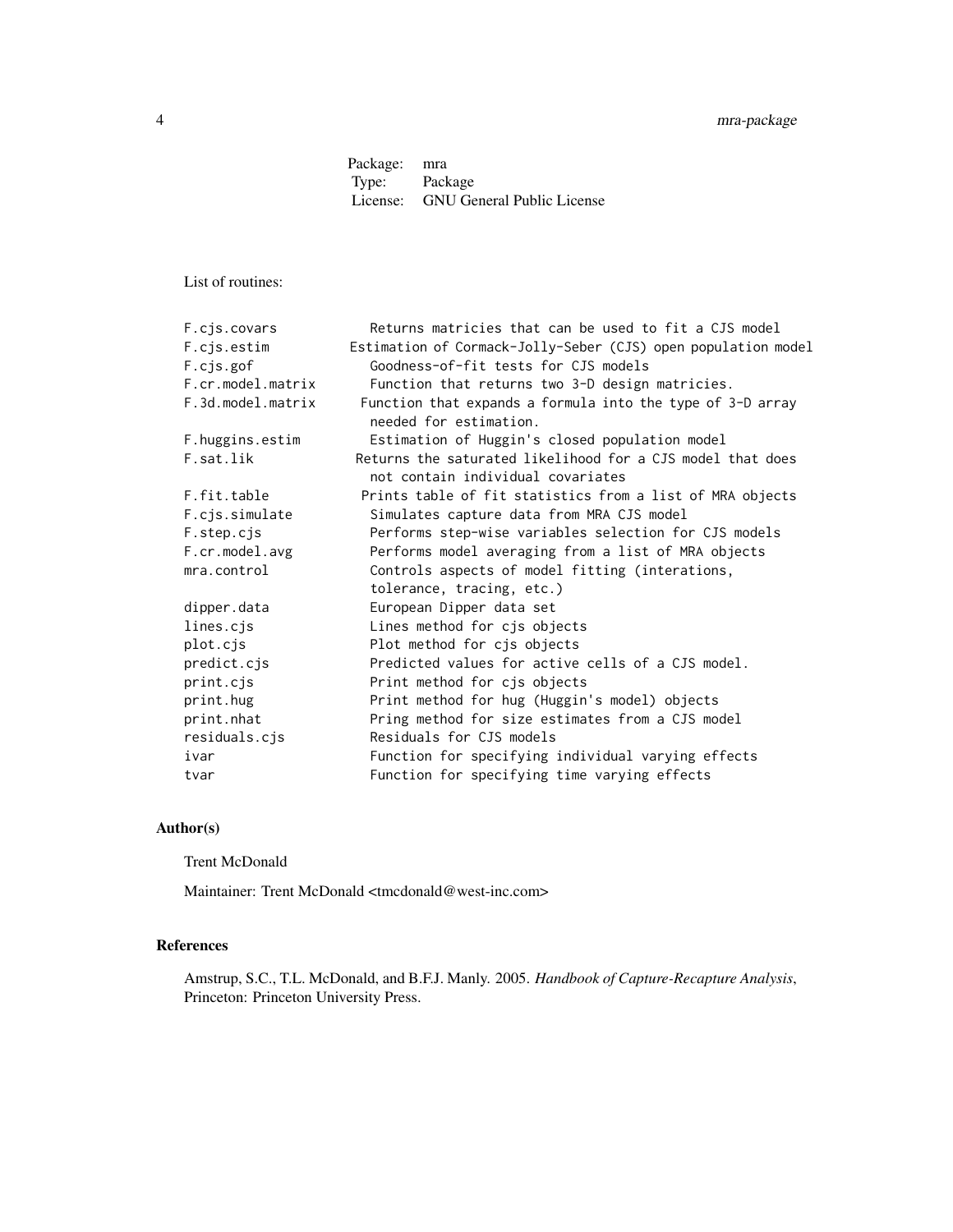| | |
|---|---|
| Package: | mra |
| Type: | Package |
| License: | GNU General Public License |

List of routines:

```
F.cjs.covars          Returns matricies that can be used to fit a CJS model
F.cjs.estim           Estimation of Cormack-Jolly-Seber (CJS) open population model
F.cjs.gof             Goodness-of-fit tests for CJS models
F.cr.model.matrix     Function that returns two 3-D design matricies.
F.3d.model.matrix     Function that expands a formula into the type of 3-D array
                      needed for estimation.
F.huggins.estim       Estimation of Huggin's closed population model
F.sat.lik             Returns the saturated likelihood for a CJS model that does
                      not contain individual covariates
F.fit.table           Prints table of fit statistics from a list of MRA objects
F.cjs.simulate        Simulates capture data from MRA CJS model
F.step.cjs            Performs step-wise variables selection for CJS models
F.cr.model.avg        Performs model averaging from a list of MRA objects
mra.control           Controls aspects of model fitting (interations,
                      tolerance, tracing, etc.)
dipper.data           European Dipper data set
lines.cjs             Lines method for cjs objects
plot.cjs              Plot method for cjs objects
predict.cjs           Predicted values for active cells of a CJS model.
print.cjs             Print method for cjs objects
print.hug             Print method for hug (Huggin's model) objects
print.nhat            Pring method for size estimates from a CJS model
residuals.cjs         Residuals for CJS models
ivar                  Function for specifying individual varying effects
tvar                  Function for specifying time varying effects
```

## Author(s)

Trent McDonald

Maintainer: Trent McDonald <tmcdonald@west-inc.com>

## References

Amstrup, S.C., T.L. McDonald, and B.F.J. Manly. 2005. *Handbook of Capture-Recapture Analysis*, Princeton: Princeton University Press.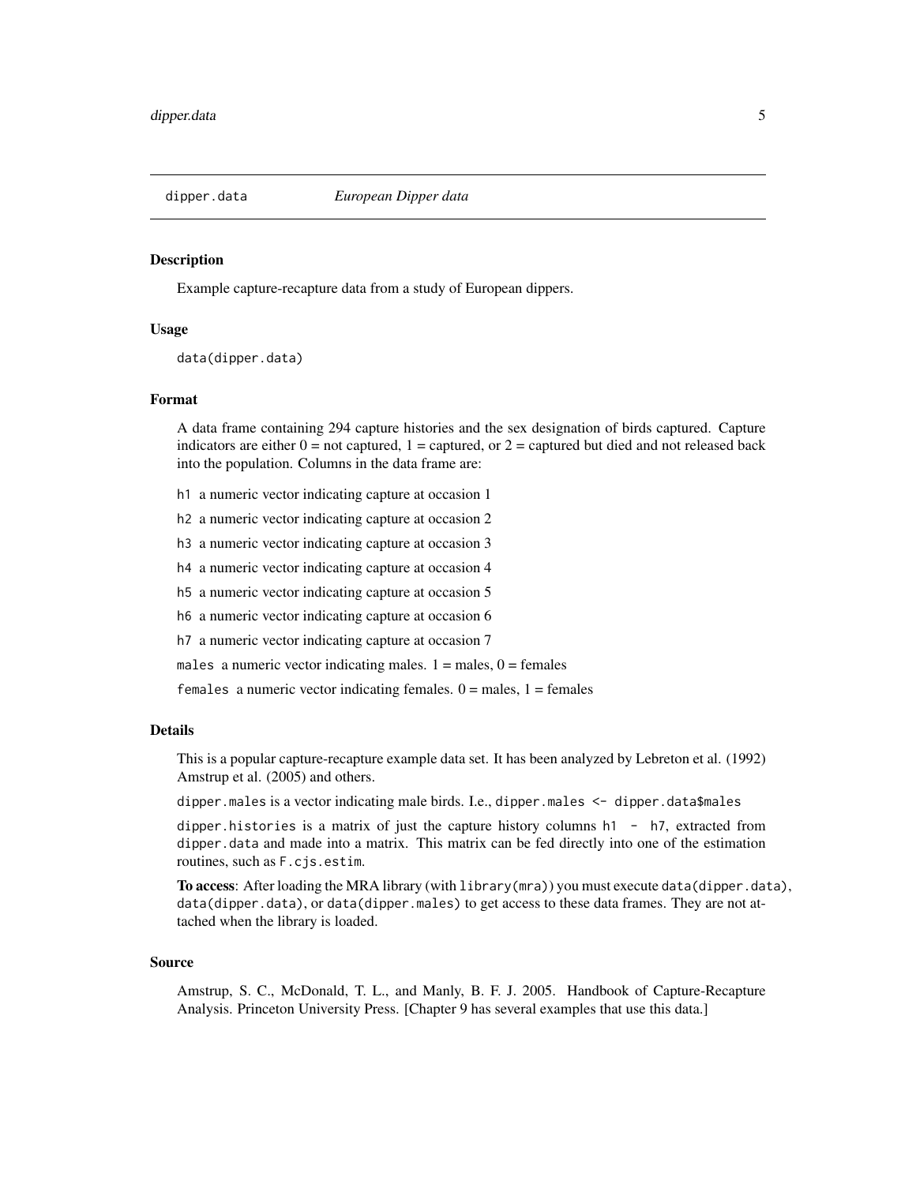## dipper.data *European Dipper data*

### Description

Example capture-recapture data from a study of European dippers.

### Usage

```
data(dipper.data)
```

### Format

A data frame containing 294 capture histories and the sex designation of birds captured. Capture indicators are either 0 = not captured, 1 = captured, or 2 = captured but died and not released back into the population. Columns in the data frame are:

- `h1` a numeric vector indicating capture at occasion 1
- `h2` a numeric vector indicating capture at occasion 2
- `h3` a numeric vector indicating capture at occasion 3
- `h4` a numeric vector indicating capture at occasion 4
- `h5` a numeric vector indicating capture at occasion 5
- `h6` a numeric vector indicating capture at occasion 6
- `h7` a numeric vector indicating capture at occasion 7
- `males` a numeric vector indicating males. 1 = males, 0 = females
- `females` a numeric vector indicating females. 0 = males, 1 = females

### Details

This is a popular capture-recapture example data set. It has been analyzed by Lebreton et al. (1992) Amstrup et al. (2005) and others.

`dipper.males` is a vector indicating male birds. I.e., `dipper.males <- dipper.data$males`

`dipper.histories` is a matrix of just the capture history columns `h1 - h7`, extracted from `dipper.data` and made into a matrix. This matrix can be fed directly into one of the estimation routines, such as `F.cjs.estim`.

**To access**: After loading the MRA library (with `library(mra)`) you must execute `data(dipper.data)`, `data(dipper.data)`, or `data(dipper.males)` to get access to these data frames. They are not attached when the library is loaded.

### Source

Amstrup, S. C., McDonald, T. L., and Manly, B. F. J. 2005. Handbook of Capture-Recapture Analysis. Princeton University Press. [Chapter 9 has several examples that use this data.]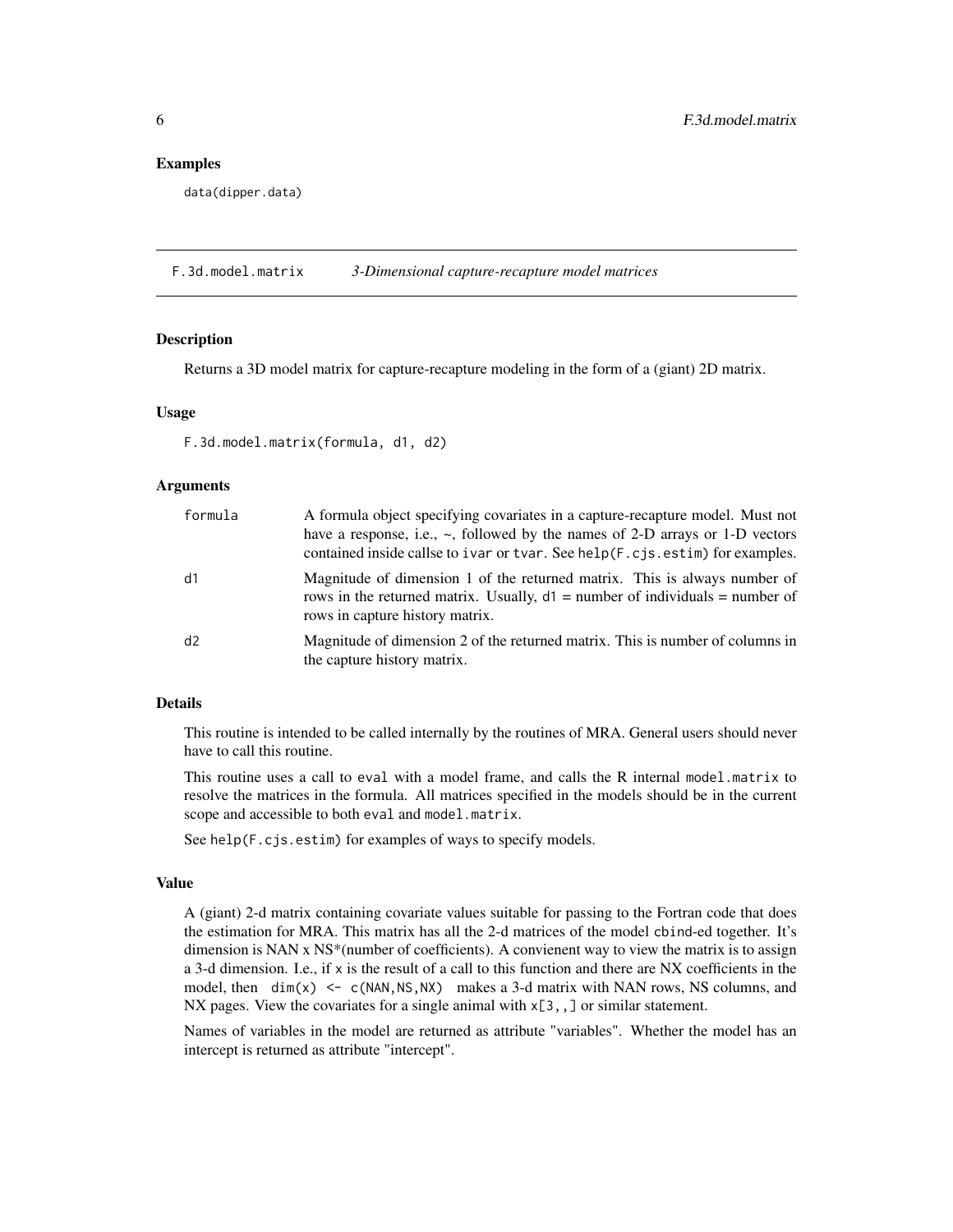## Examples

```
data(dipper.data)
```

---

# F.3d.model.matrix    *3-Dimensional capture-recapture model matrices*

## Description

Returns a 3D model matrix for capture-recapture modeling in the form of a (giant) 2D matrix.

## Usage

```
F.3d.model.matrix(formula, d1, d2)
```

## Arguments

| | |
|---|---|
| `formula` | A formula object specifying covariates in a capture-recapture model. Must not have a response, i.e., ~, followed by the names of 2-D arrays or 1-D vectors contained inside callse to `ivar` or `tvar`. See `help(F.cjs.estim)` for examples. |
| `d1` | Magnitude of dimension 1 of the returned matrix. This is always number of rows in the returned matrix. Usually, `d1` = number of individuals = number of rows in capture history matrix. |
| `d2` | Magnitude of dimension 2 of the returned matrix. This is number of columns in the capture history matrix. |

## Details

This routine is intended to be called internally by the routines of MRA. General users should never have to call this routine.

This routine uses a call to `eval` with a model frame, and calls the R internal `model.matrix` to resolve the matrices in the formula. All matrices specified in the models should be in the current scope and accessible to both `eval` and `model.matrix`.

See `help(F.cjs.estim)` for examples of ways to specify models.

## Value

A (giant) 2-d matrix containing covariate values suitable for passing to the Fortran code that does the estimation for MRA. This matrix has all the 2-d matrices of the model `cbind`-ed together. It's dimension is NAN x NS*(number of coefficients). A convienient way to view the matrix is to assign a 3-d dimension. I.e., if `x` is the result of a call to this function and there are NX coefficients in the model, then `dim(x) <- c(NAN,NS,NX)` makes a 3-d matrix with NAN rows, NS columns, and NX pages. View the covariates for a single animal with `x[3,,]` or similar statement.

Names of variables in the model are returned as attribute "variables". Whether the model has an intercept is returned as attribute "intercept".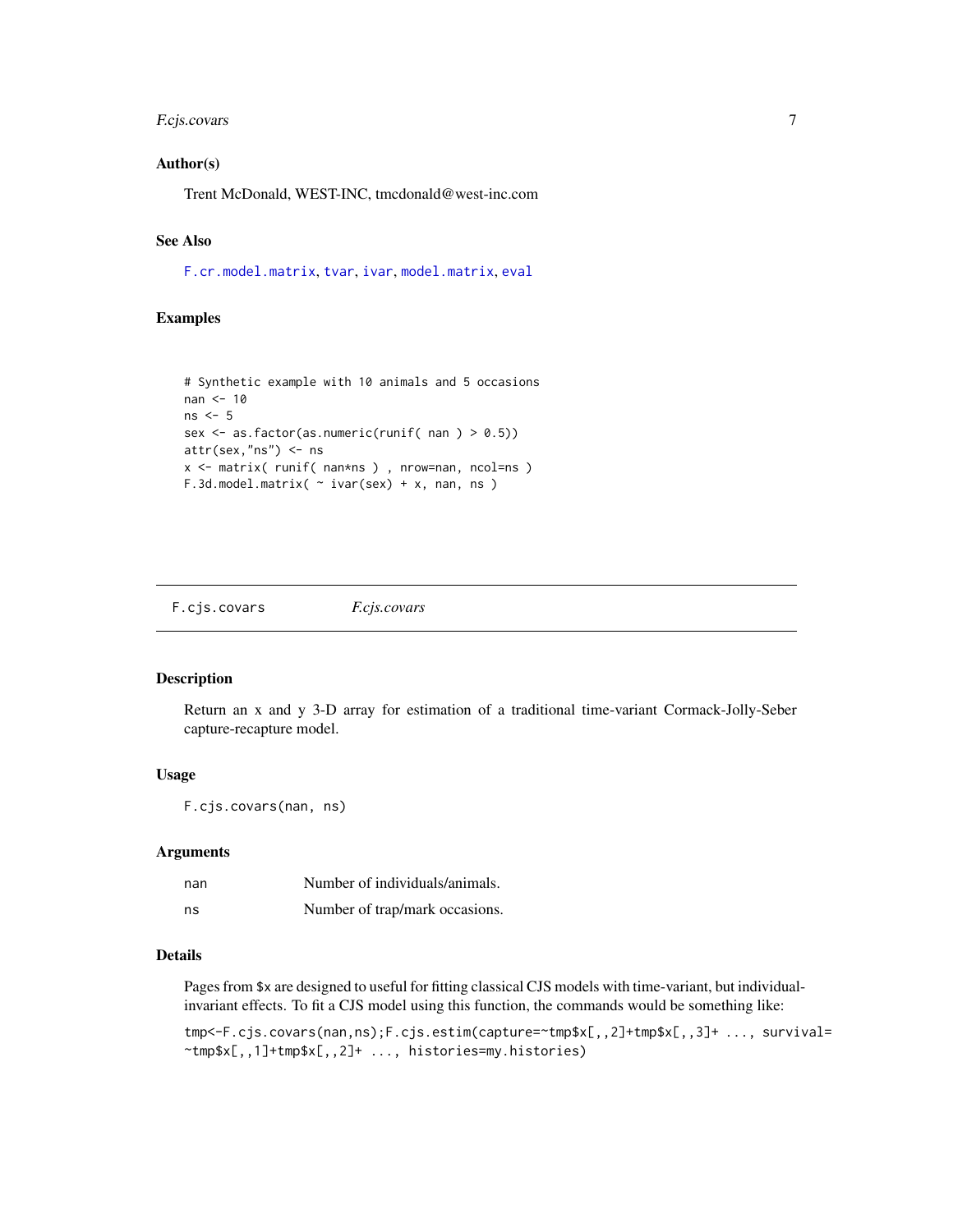### Author(s)

Trent McDonald, WEST-INC, tmcdonald@west-inc.com

### See Also

F.cr.model.matrix, tvar, ivar, model.matrix, eval

### Examples

```
# Synthetic example with 10 animals and 5 occasions
nan <- 10
ns <- 5
sex <- as.factor(as.numeric(runif( nan ) > 0.5))
attr(sex,"ns") <- ns
x <- matrix( runif( nan*ns ) , nrow=nan, ncol=ns )
F.3d.model.matrix( ~ ivar(sex) + x, nan, ns )
```

---

## F.cjs.covars — *F.cjs.covars*

### Description

Return an x and y 3-D array for estimation of a traditional time-variant Cormack-Jolly-Seber capture-recapture model.

### Usage

```
F.cjs.covars(nan, ns)
```

### Arguments

| | |
|---|---|
| nan | Number of individuals/animals. |
| ns | Number of trap/mark occasions. |

### Details

Pages from $x are designed to useful for fitting classical CJS models with time-variant, but individual-invariant effects. To fit a CJS model using this function, the commands would be something like:

```
tmp<-F.cjs.covars(nan,ns);F.cjs.estim(capture=~tmp$x[,,2]+tmp$x[,,3]+ ..., survival=
~tmp$x[,,1]+tmp$x[,,2]+ ..., histories=my.histories)
```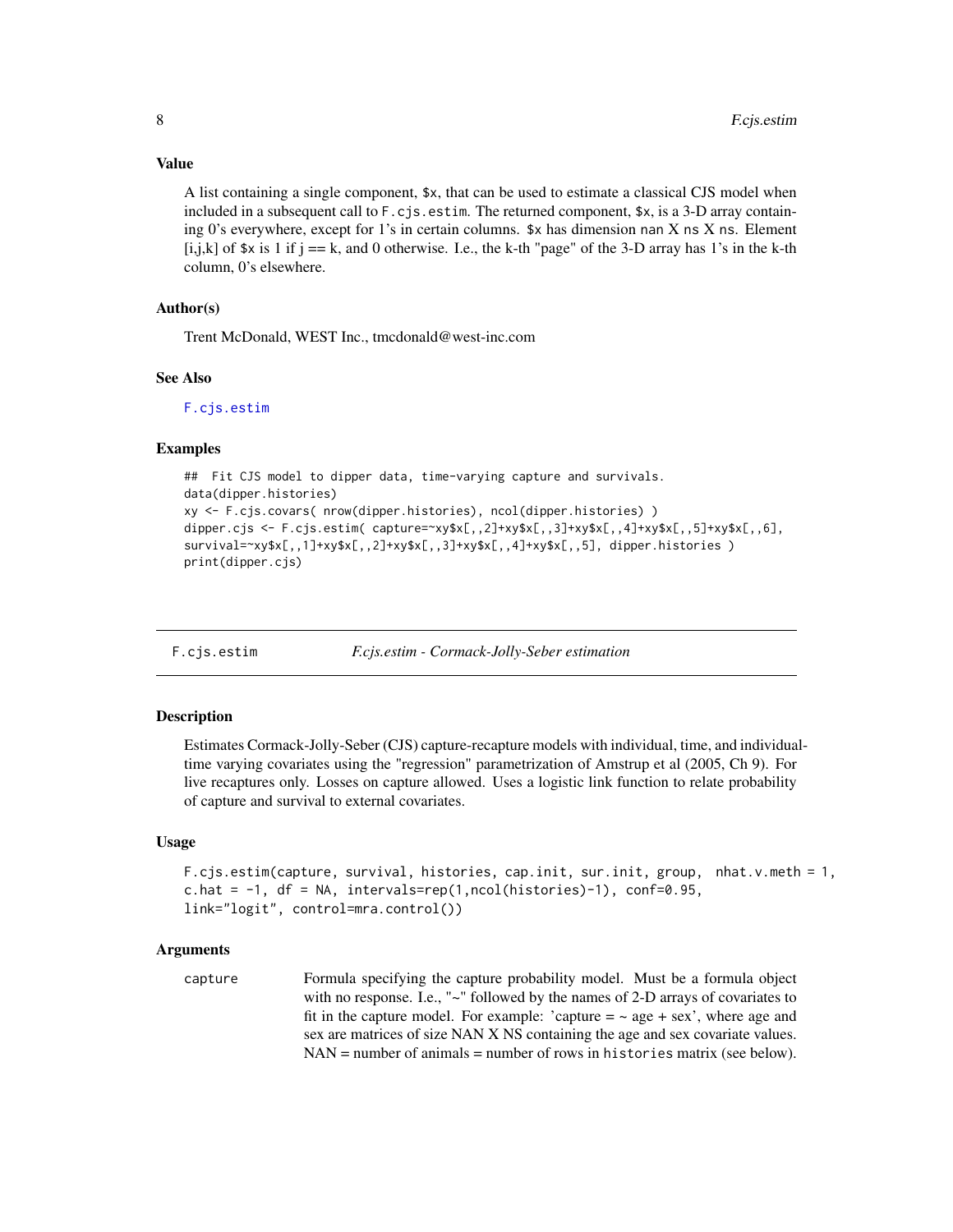### Value

A list containing a single component, `$x`, that can be used to estimate a classical CJS model when included in a subsequent call to `F.cjs.estim`. The returned component, `$x`, is a 3-D array containing 0's everywhere, except for 1's in certain columns. `$x` has dimension `nan` X `ns` X `ns`. Element [i,j,k] of `$x` is 1 if j == k, and 0 otherwise. I.e., the k-th "page" of the 3-D array has 1's in the k-th column, 0's elsewhere.

### Author(s)

Trent McDonald, WEST Inc., tmcdonald@west-inc.com

### See Also

`F.cjs.estim`

### Examples

```
##  Fit CJS model to dipper data, time-varying capture and survivals.
data(dipper.histories)
xy <- F.cjs.covars( nrow(dipper.histories), ncol(dipper.histories) )
dipper.cjs <- F.cjs.estim( capture=~xy$x[,,2]+xy$x[,,3]+xy$x[,,4]+xy$x[,,5]+xy$x[,,6],
survival=~xy$x[,,1]+xy$x[,,2]+xy$x[,,3]+xy$x[,,4]+xy$x[,,5], dipper.histories )
print(dipper.cjs)
```

---

## F.cjs.estim — *F.cjs.estim - Cormack-Jolly-Seber estimation*

### Description

Estimates Cormack-Jolly-Seber (CJS) capture-recapture models with individual, time, and individual-time varying covariates using the "regression" parametrization of Amstrup et al (2005, Ch 9). For live recaptures only. Losses on capture allowed. Uses a logistic link function to relate probability of capture and survival to external covariates.

### Usage

```
F.cjs.estim(capture, survival, histories, cap.init, sur.init, group,  nhat.v.meth = 1,
c.hat = -1, df = NA, intervals=rep(1,ncol(histories)-1), conf=0.95,
link="logit", control=mra.control())
```

### Arguments

`capture` Formula specifying the capture probability model. Must be a formula object with no response. I.e., "~" followed by the names of 2-D arrays of covariates to fit in the capture model. For example: 'capture = ~ age + sex', where age and sex are matrices of size NAN X NS containing the age and sex covariate values. NAN = number of animals = number of rows in `histories` matrix (see below).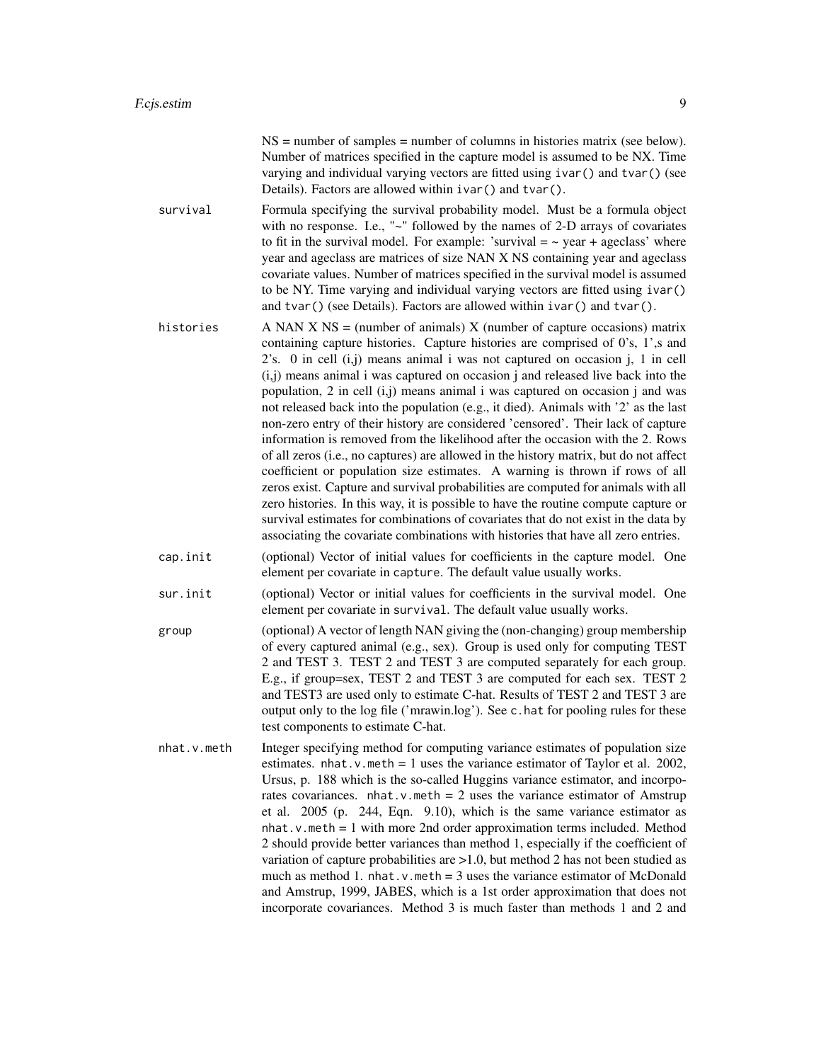NS = number of samples = number of columns in histories matrix (see below). Number of matrices specified in the capture model is assumed to be NX. Time varying and individual varying vectors are fitted using `ivar()` and `tvar()` (see Details). Factors are allowed within `ivar()` and `tvar()`.

`survival`
: Formula specifying the survival probability model. Must be a formula object with no response. I.e., "~" followed by the names of 2-D arrays of covariates to fit in the survival model. For example: 'survival = ~ year + ageclass' where year and ageclass are matrices of size NAN X NS containing year and ageclass covariate values. Number of matrices specified in the survival model is assumed to be NY. Time varying and individual varying vectors are fitted using `ivar()` and `tvar()` (see Details). Factors are allowed within `ivar()` and `tvar()`.

`histories`
: A NAN X NS = (number of animals) X (number of capture occasions) matrix containing capture histories. Capture histories are comprised of 0's, 1',s and 2's. 0 in cell (i,j) means animal i was not captured on occasion j, 1 in cell (i,j) means animal i was captured on occasion j and released live back into the population, 2 in cell (i,j) means animal i was captured on occasion j and was not released back into the population (e.g., it died). Animals with '2' as the last non-zero entry of their history are considered 'censored'. Their lack of capture information is removed from the likelihood after the occasion with the 2. Rows of all zeros (i.e., no captures) are allowed in the history matrix, but do not affect coefficient or population size estimates. A warning is thrown if rows of all zeros exist. Capture and survival probabilities are computed for animals with all zero histories. In this way, it is possible to have the routine compute capture or survival estimates for combinations of covariates that do not exist in the data by associating the covariate combinations with histories that have all zero entries.

`cap.init`
: (optional) Vector of initial values for coefficients in the capture model. One element per covariate in `capture`. The default value usually works.

`sur.init`
: (optional) Vector or initial values for coefficients in the survival model. One element per covariate in `survival`. The default value usually works.

`group`
: (optional) A vector of length NAN giving the (non-changing) group membership of every captured animal (e.g., sex). Group is used only for computing TEST 2 and TEST 3. TEST 2 and TEST 3 are computed separately for each group. E.g., if group=sex, TEST 2 and TEST 3 are computed for each sex. TEST 2 and TEST3 are used only to estimate C-hat. Results of TEST 2 and TEST 3 are output only to the log file ('mrawin.log'). See `c.hat` for pooling rules for these test components to estimate C-hat.

`nhat.v.meth`
: Integer specifying method for computing variance estimates of population size estimates. `nhat.v.meth` = 1 uses the variance estimator of Taylor et al. 2002, Ursus, p. 188 which is the so-called Huggins variance estimator, and incorporates covariances. `nhat.v.meth` = 2 uses the variance estimator of Amstrup et al. 2005 (p. 244, Eqn. 9.10), which is the same variance estimator as `nhat.v.meth` = 1 with more 2nd order approximation terms included. Method 2 should provide better variances than method 1, especially if the coefficient of variation of capture probabilities are >1.0, but method 2 has not been studied as much as method 1. `nhat.v.meth` = 3 uses the variance estimator of McDonald and Amstrup, 1999, JABES, which is a 1st order approximation that does not incorporate covariances. Method 3 is much faster than methods 1 and 2 and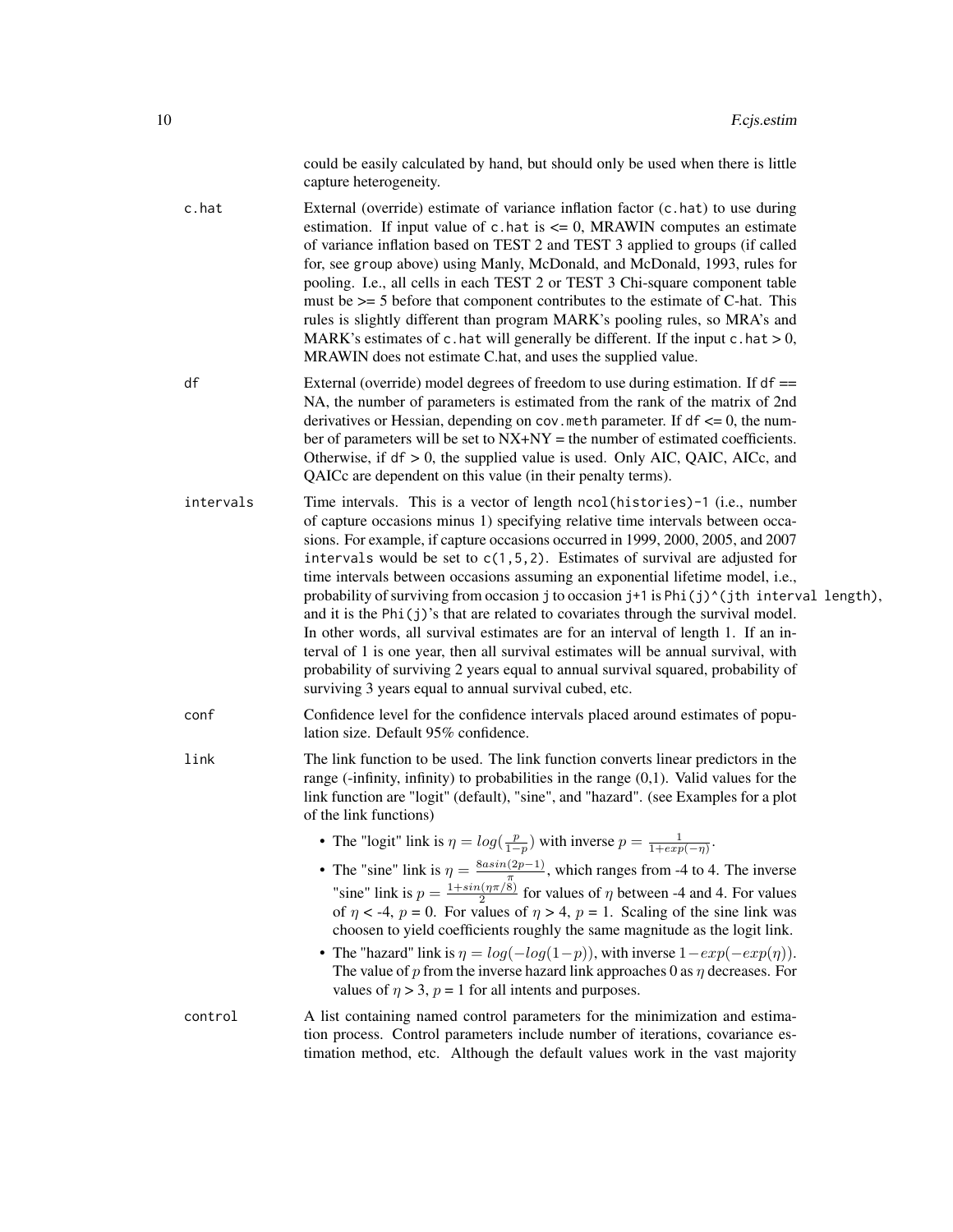could be easily calculated by hand, but should only be used when there is little capture heterogeneity.

**c.hat**
: External (override) estimate of variance inflation factor (`c.hat`) to use during estimation. If input value of `c.hat` is <= 0, MRAWIN computes an estimate of variance inflation based on TEST 2 and TEST 3 applied to groups (if called for, see `group` above) using Manly, McDonald, and McDonald, 1993, rules for pooling. I.e., all cells in each TEST 2 or TEST 3 Chi-square component table must be >= 5 before that component contributes to the estimate of C-hat. This rules is slightly different than program MARK's pooling rules, so MRA's and MARK's estimates of `c.hat` will generally be different. If the input `c.hat` > 0, MRAWIN does not estimate C.hat, and uses the supplied value.

**df**
: External (override) model degrees of freedom to use during estimation. If `df` == NA, the number of parameters is estimated from the rank of the matrix of 2nd derivatives or Hessian, depending on `cov.meth` parameter. If `df` <= 0, the number of parameters will be set to NX+NY = the number of estimated coefficients. Otherwise, if `df` > 0, the supplied value is used. Only AIC, QAIC, AICc, and QAICc are dependent on this value (in their penalty terms).

**intervals**
: Time intervals. This is a vector of length `ncol(histories)-1` (i.e., number of capture occasions minus 1) specifying relative time intervals between occasions. For example, if capture occasions occurred in 1999, 2000, 2005, and 2007 `intervals` would be set to `c(1,5,2)`. Estimates of survival are adjusted for time intervals between occasions assuming an exponential lifetime model, i.e., probability of surviving from occasion `j` to occasion `j+1` is `Phi(j)^(jth interval length)`, and it is the `Phi(j)`'s that are related to covariates through the survival model. In other words, all survival estimates are for an interval of length 1. If an interval of 1 is one year, then all survival estimates will be annual survival, with probability of surviving 2 years equal to annual survival squared, probability of surviving 3 years equal to annual survival cubed, etc.

**conf**
: Confidence level for the confidence intervals placed around estimates of population size. Default 95% confidence.

**link**
: The link function to be used. The link function converts linear predictors in the range (-infinity, infinity) to probabilities in the range (0,1). Valid values for the link function are "logit" (default), "sine", and "hazard". (see Examples for a plot of the link functions)

- The "logit" link is $\eta = log(\frac{p}{1-p})$ with inverse $p = \frac{1}{1+exp(-\eta)}$.
- The "sine" link is $\eta = \frac{8asin(2p-1)}{\pi}$, which ranges from -4 to 4. The inverse "sine" link is $p = \frac{1+sin(\eta\pi/8)}{2}$ for values of $\eta$ between -4 and 4. For values of $\eta$ < -4, $p$ = 0. For values of $\eta$ > 4, $p$ = 1. Scaling of the sine link was choosen to yield coefficients roughly the same magnitude as the logit link.
- The "hazard" link is $\eta = log(-log(1-p))$, with inverse $1-exp(-exp(\eta))$. The value of $p$ from the inverse hazard link approaches 0 as $\eta$ decreases. For values of $\eta$ > 3, $p$ = 1 for all intents and purposes.

**control**
: A list containing named control parameters for the minimization and estimation process. Control parameters include number of iterations, covariance estimation method, etc. Although the default values work in the vast majority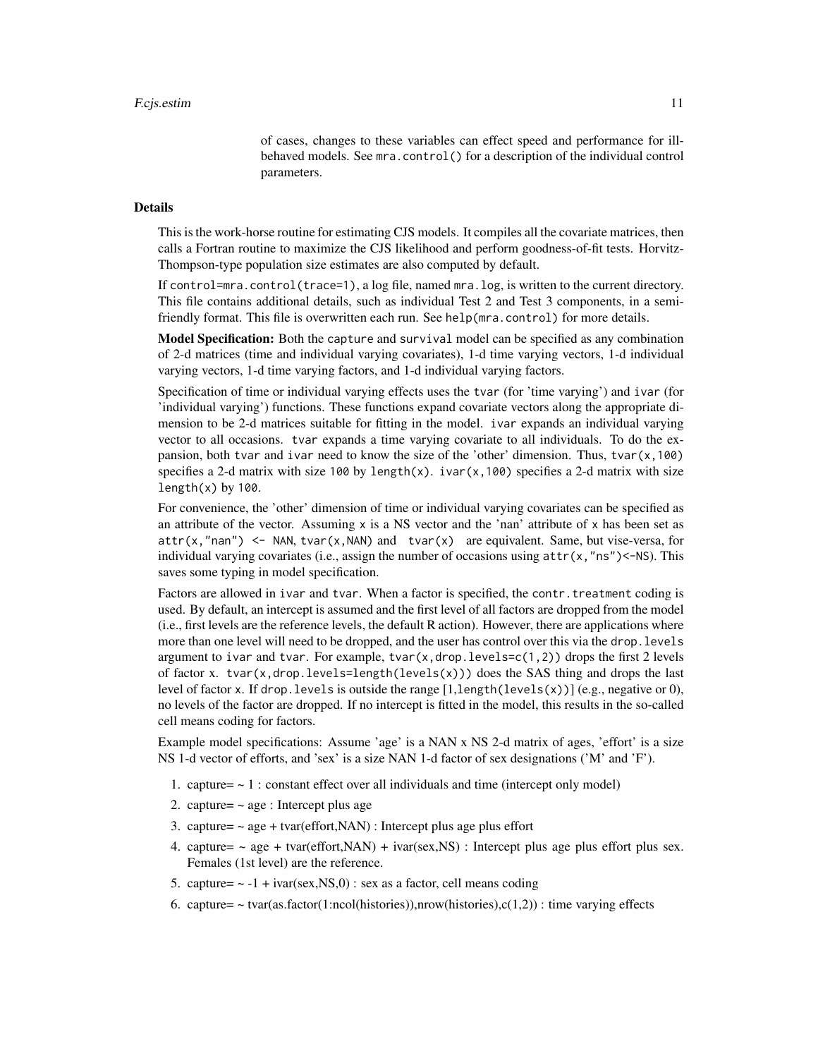of cases, changes to these variables can effect speed and performance for ill-behaved models. See `mra.control()` for a description of the individual control parameters.

## Details

This is the work-horse routine for estimating CJS models. It compiles all the covariate matrices, then calls a Fortran routine to maximize the CJS likelihood and perform goodness-of-fit tests. Horvitz-Thompson-type population size estimates are also computed by default.

If `control=mra.control(trace=1)`, a log file, named `mra.log`, is written to the current directory. This file contains additional details, such as individual Test 2 and Test 3 components, in a semi-friendly format. This file is overwritten each run. See `help(mra.control)` for more details.

**Model Specification:** Both the `capture` and `survival` model can be specified as any combination of 2-d matrices (time and individual varying covariates), 1-d time varying vectors, 1-d individual varying vectors, 1-d time varying factors, and 1-d individual varying factors.

Specification of time or individual varying effects uses the `tvar` (for 'time varying') and `ivar` (for 'individual varying') functions. These functions expand covariate vectors along the appropriate dimension to be 2-d matrices suitable for fitting in the model. `ivar` expands an individual varying vector to all occasions. `tvar` expands a time varying covariate to all individuals. To do the expansion, both `tvar` and `ivar` need to know the size of the 'other' dimension. Thus, `tvar(x,100)` specifies a 2-d matrix with size `100` by `length(x)`. `ivar(x,100)` specifies a 2-d matrix with size `length(x)` by `100`.

For convenience, the 'other' dimension of time or individual varying covariates can be specified as an attribute of the vector. Assuming `x` is a NS vector and the 'nan' attribute of `x` has been set as `attr(x,"nan") <- NAN`, `tvar(x,NAN)` and `tvar(x)` are equivalent. Same, but vise-versa, for individual varying covariates (i.e., assign the number of occasions using `attr(x,"ns")<-NS`). This saves some typing in model specification.

Factors are allowed in `ivar` and `tvar`. When a factor is specified, the `contr.treatment` coding is used. By default, an intercept is assumed and the first level of all factors are dropped from the model (i.e., first levels are the reference levels, the default R action). However, there are applications where more than one level will need to be dropped, and the user has control over this via the `drop.levels` argument to `ivar` and `tvar`. For example, `tvar(x,drop.levels=c(1,2))` drops the first 2 levels of factor `x`. `tvar(x,drop.levels=length(levels(x)))` does the SAS thing and drops the last level of factor `x`. If `drop.levels` is outside the range [1,length(levels(x))] (e.g., negative or 0), no levels of the factor are dropped. If no intercept is fitted in the model, this results in the so-called cell means coding for factors.

Example model specifications: Assume 'age' is a NAN x NS 2-d matrix of ages, 'effort' is a size NS 1-d vector of efforts, and 'sex' is a size NAN 1-d factor of sex designations ('M' and 'F').

1. capture= ~ 1 : constant effect over all individuals and time (intercept only model)
2. capture= ~ age : Intercept plus age
3. capture= ~ age + tvar(effort,NAN) : Intercept plus age plus effort
4. capture= ~ age + tvar(effort,NAN) + ivar(sex,NS) : Intercept plus age plus effort plus sex. Females (1st level) are the reference.
5. capture= ~ -1 + ivar(sex,NS,0) : sex as a factor, cell means coding
6. capture= ~ tvar(as.factor(1:ncol(histories)),nrow(histories),c(1,2)) : time varying effects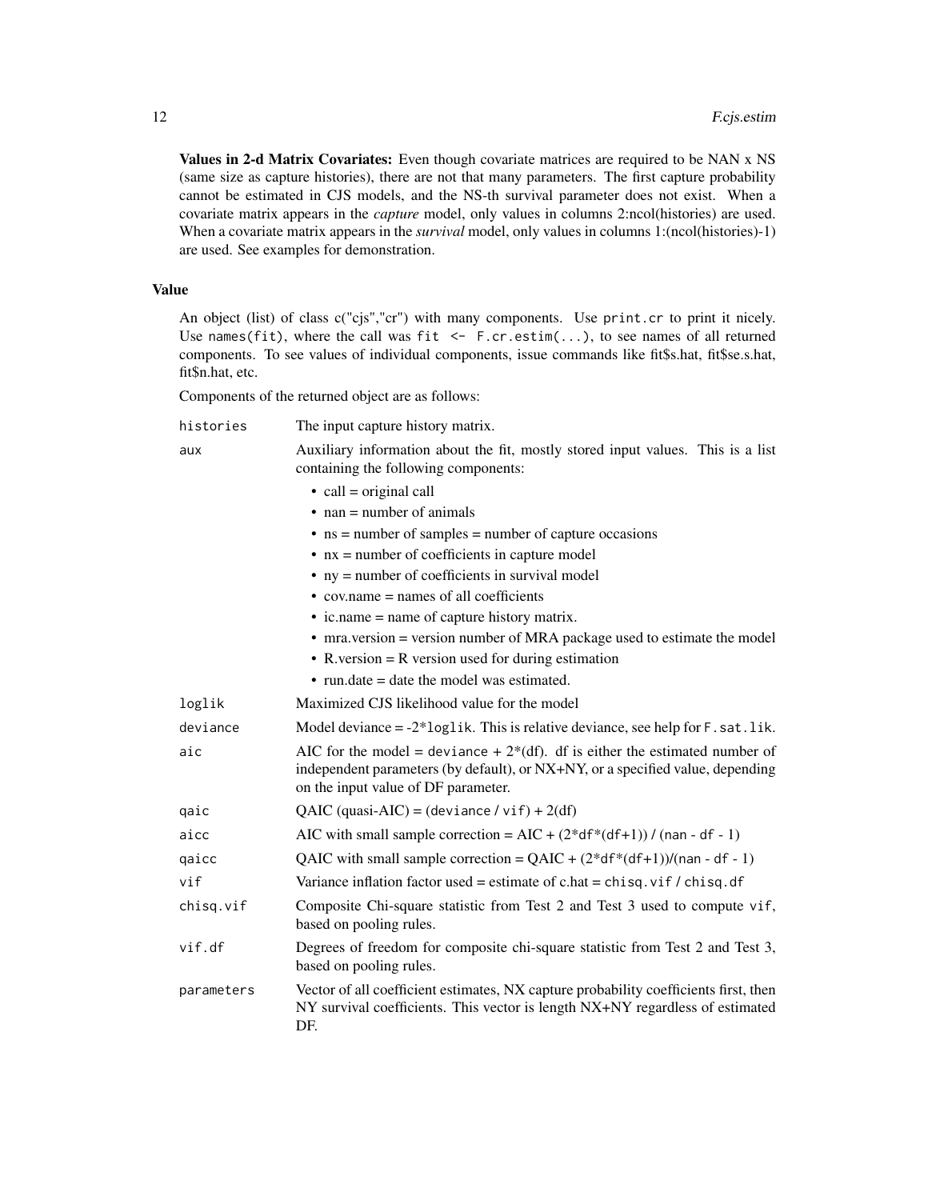**Values in 2-d Matrix Covariates:** Even though covariate matrices are required to be NAN x NS (same size as capture histories), there are not that many parameters. The first capture probability cannot be estimated in CJS models, and the NS-th survival parameter does not exist. When a covariate matrix appears in the *capture* model, only values in columns 2:ncol(histories) are used. When a covariate matrix appears in the *survival* model, only values in columns 1:(ncol(histories)-1) are used. See examples for demonstration.

## Value

An object (list) of class c("cjs","cr") with many components. Use `print.cr` to print it nicely. Use `names(fit)`, where the call was `fit <- F.cr.estim(...)`, to see names of all returned components. To see values of individual components, issue commands like fit$s.hat, fit$se.s.hat, fit$n.hat, etc.

Components of the returned object are as follows:

`histories`
: The input capture history matrix.

`aux`
: Auxiliary information about the fit, mostly stored input values. This is a list containing the following components:
  - call = original call
  - nan = number of animals
  - ns = number of samples = number of capture occasions
  - nx = number of coefficients in capture model
  - ny = number of coefficients in survival model
  - cov.name = names of all coefficients
  - ic.name = name of capture history matrix.
  - mra.version = version number of MRA package used to estimate the model
  - R.version = R version used for during estimation
  - run.date = date the model was estimated.

`loglik`
: Maximized CJS likelihood value for the model

`deviance`
: Model deviance = -2*`loglik`. This is relative deviance, see help for `F.sat.lik`.

`aic`
: AIC for the model = `deviance` + 2*(df). df is either the estimated number of independent parameters (by default), or NX+NY, or a specified value, depending on the input value of DF parameter.

`qaic`
: QAIC (quasi-AIC) = (`deviance` / `vif`) + 2(df)

`aicc`
: AIC with small sample correction = AIC + (`2*df*(df+1)`) / (`nan - df - 1`)

`qaicc`
: QAIC with small sample correction = QAIC + (`2*df*(df+1)`)/(`nan - df - 1`)

`vif`
: Variance inflation factor used = estimate of c.hat = `chisq.vif` / `chisq.df`

`chisq.vif`
: Composite Chi-square statistic from Test 2 and Test 3 used to compute `vif`, based on pooling rules.

`vif.df`
: Degrees of freedom for composite chi-square statistic from Test 2 and Test 3, based on pooling rules.

`parameters`
: Vector of all coefficient estimates, NX capture probability coefficients first, then NY survival coefficients. This vector is length NX+NY regardless of estimated DF.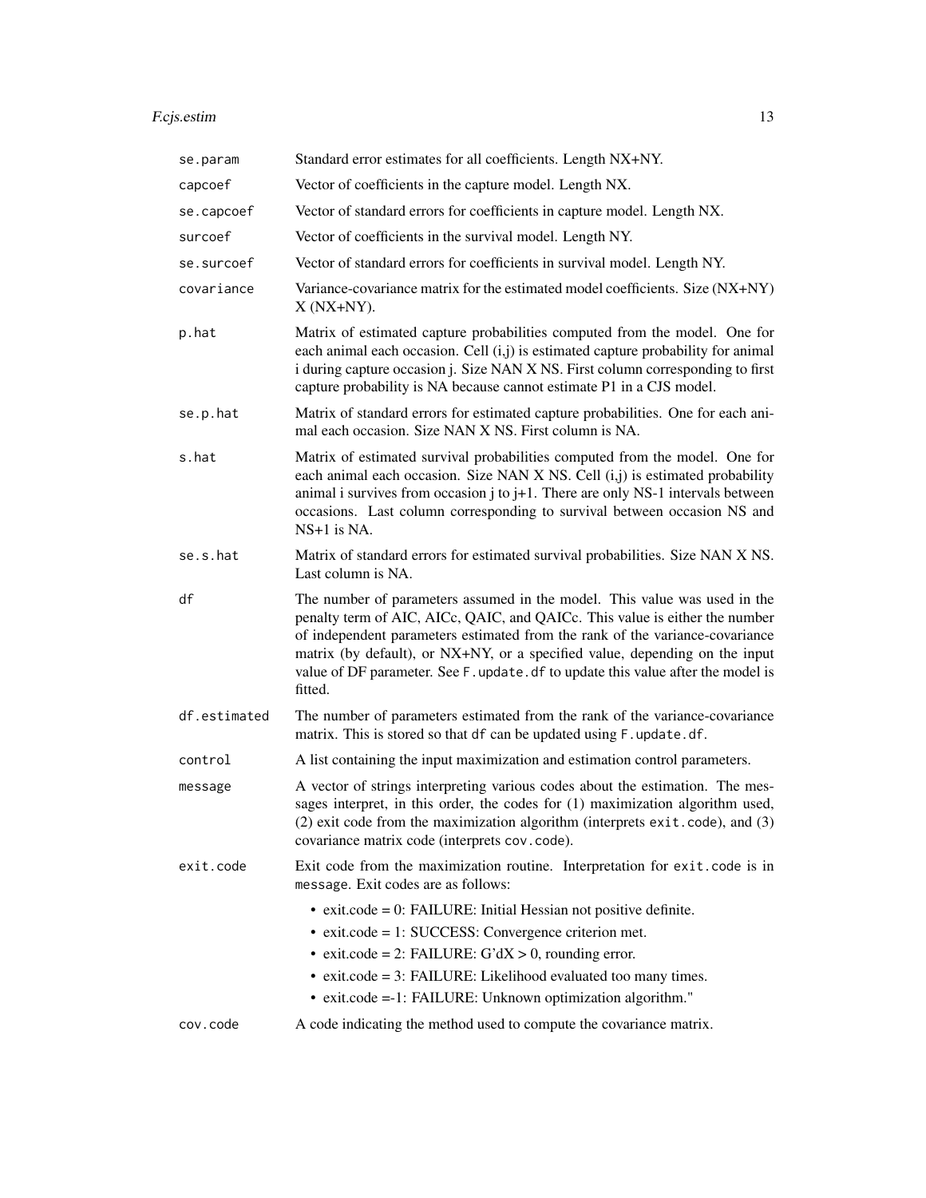| | |
|---|---|
| `se.param` | Standard error estimates for all coefficients. Length NX+NY. |
| `capcoef` | Vector of coefficients in the capture model. Length NX. |
| `se.capcoef` | Vector of standard errors for coefficients in capture model. Length NX. |
| `surcoef` | Vector of coefficients in the survival model. Length NY. |
| `se.surcoef` | Vector of standard errors for coefficients in survival model. Length NY. |
| `covariance` | Variance-covariance matrix for the estimated model coefficients. Size (NX+NY) X (NX+NY). |
| `p.hat` | Matrix of estimated capture probabilities computed from the model. One for each animal each occasion. Cell (i,j) is estimated capture probability for animal i during capture occasion j. Size NAN X NS. First column corresponding to first capture probability is NA because cannot estimate P1 in a CJS model. |
| `se.p.hat` | Matrix of standard errors for estimated capture probabilities. One for each animal each occasion. Size NAN X NS. First column is NA. |
| `s.hat` | Matrix of estimated survival probabilities computed from the model. One for each animal each occasion. Size NAN X NS. Cell (i,j) is estimated probability animal i survives from occasion j to j+1. There are only NS-1 intervals between occasions. Last column corresponding to survival between occasion NS and NS+1 is NA. |
| `se.s.hat` | Matrix of standard errors for estimated survival probabilities. Size NAN X NS. Last column is NA. |
| `df` | The number of parameters assumed in the model. This value was used in the penalty term of AIC, AICc, QAIC, and QAICc. This value is either the number of independent parameters estimated from the rank of the variance-covariance matrix (by default), or NX+NY, or a specified value, depending on the input value of DF parameter. See `F.update.df` to update this value after the model is fitted. |
| `df.estimated` | The number of parameters estimated from the rank of the variance-covariance matrix. This is stored so that `df` can be updated using `F.update.df`. |
| `control` | A list containing the input maximization and estimation control parameters. |
| `message` | A vector of strings interpreting various codes about the estimation. The messages interpret, in this order, the codes for (1) maximization algorithm used, (2) exit code from the maximization algorithm (interprets `exit.code`), and (3) covariance matrix code (interprets `cov.code`). |
| `exit.code` | Exit code from the maximization routine. Interpretation for `exit.code` is in `message`. Exit codes are as follows: <br>• exit.code = 0: FAILURE: Initial Hessian not positive definite. <br>• exit.code = 1: SUCCESS: Convergence criterion met. <br>• exit.code = 2: FAILURE: G'dX > 0, rounding error. <br>• exit.code = 3: FAILURE: Likelihood evaluated too many times. <br>• exit.code =-1: FAILURE: Unknown optimization algorithm." |
| `cov.code` | A code indicating the method used to compute the covariance matrix. |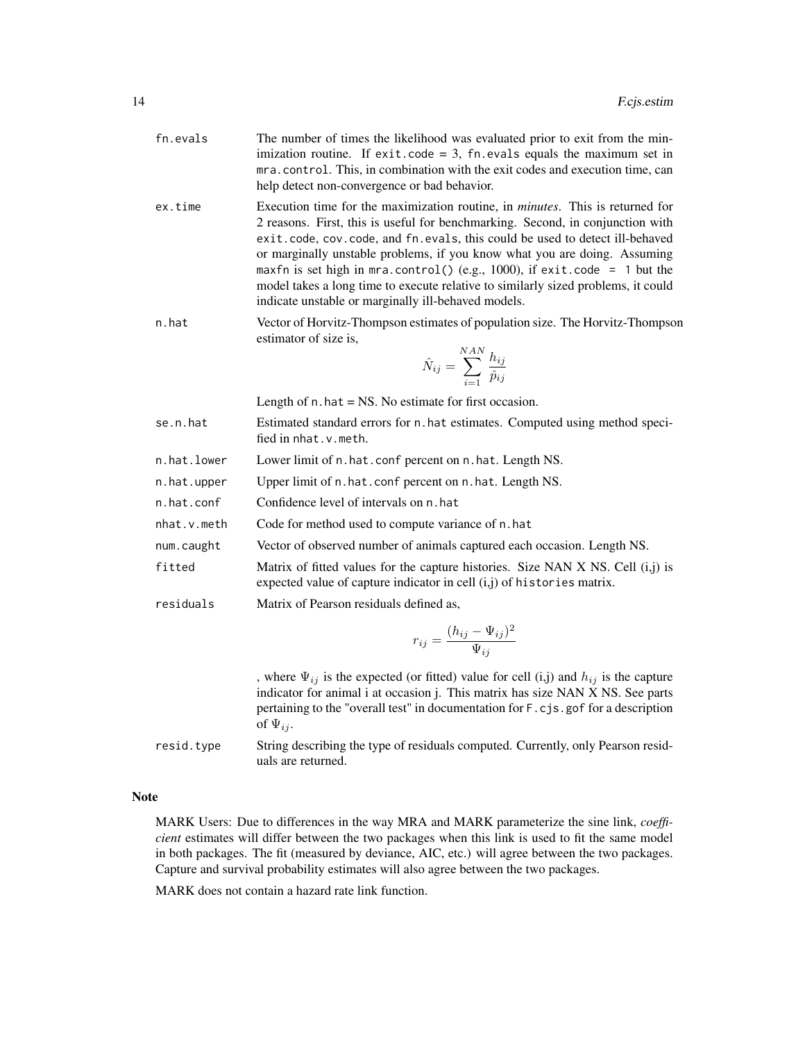fn.evals
: The number of times the likelihood was evaluated prior to exit from the minimization routine. If exit.code = 3, fn.evals equals the maximum set in mra.control. This, in combination with the exit codes and execution time, can help detect non-convergence or bad behavior.

ex.time
: Execution time for the maximization routine, in *minutes*. This is returned for 2 reasons. First, this is useful for benchmarking. Second, in conjunction with exit.code, cov.code, and fn.evals, this could be used to detect ill-behaved or marginally unstable problems, if you know what you are doing. Assuming maxfn is set high in mra.control() (e.g., 1000), if exit.code = 1 but the model takes a long time to execute relative to similarly sized problems, it could indicate unstable or marginally ill-behaved models.

n.hat
: Vector of Horvitz-Thompson estimates of population size. The Horvitz-Thompson estimator of size is,

$$\hat{N}_{ij} = \sum_{i=1}^{NAN} \frac{h_{ij}}{\hat{p}_{ij}}$$

Length of n.hat = NS. No estimate for first occasion.

se.n.hat
: Estimated standard errors for n.hat estimates. Computed using method specified in nhat.v.meth.

n.hat.lower
: Lower limit of n.hat.conf percent on n.hat. Length NS.

n.hat.upper
: Upper limit of n.hat.conf percent on n.hat. Length NS.

n.hat.conf
: Confidence level of intervals on n.hat

nhat.v.meth
: Code for method used to compute variance of n.hat

num.caught
: Vector of observed number of animals captured each occasion. Length NS.

fitted
: Matrix of fitted values for the capture histories. Size NAN X NS. Cell (i,j) is expected value of capture indicator in cell (i,j) of histories matrix.

residuals
: Matrix of Pearson residuals defined as,

$$r_{ij} = \frac{(h_{ij} - \Psi_{ij})^2}{\Psi_{ij}}$$

, where $\Psi_{ij}$ is the expected (or fitted) value for cell (i,j) and $h_{ij}$ is the capture indicator for animal i at occasion j. This matrix has size NAN X NS. See parts pertaining to the "overall test" in documentation for F.cjs.gof for a description of $\Psi_{ij}$.

resid.type
: String describing the type of residuals computed. Currently, only Pearson residuals are returned.

## Note

MARK Users: Due to differences in the way MRA and MARK parameterize the sine link, *coefficient* estimates will differ between the two packages when this link is used to fit the same model in both packages. The fit (measured by deviance, AIC, etc.) will agree between the two packages. Capture and survival probability estimates will also agree between the two packages.

MARK does not contain a hazard rate link function.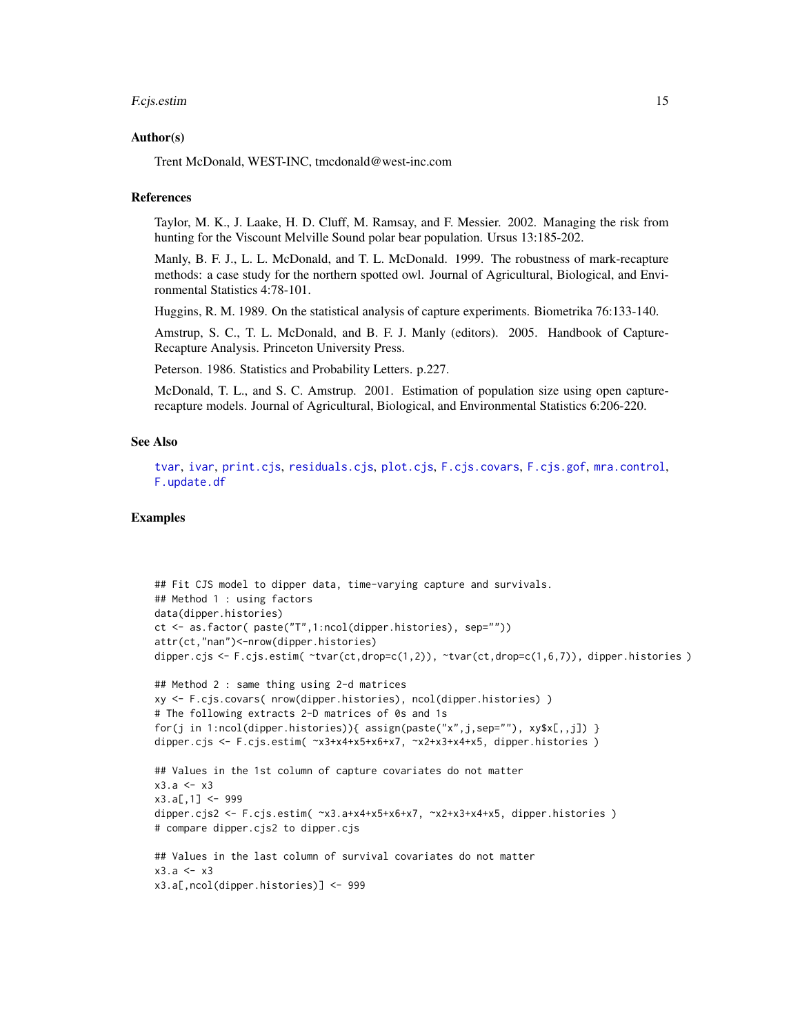## Author(s)

Trent McDonald, WEST-INC, tmcdonald@west-inc.com

## References

Taylor, M. K., J. Laake, H. D. Cluff, M. Ramsay, and F. Messier. 2002. Managing the risk from hunting for the Viscount Melville Sound polar bear population. Ursus 13:185-202.

Manly, B. F. J., L. L. McDonald, and T. L. McDonald. 1999. The robustness of mark-recapture methods: a case study for the northern spotted owl. Journal of Agricultural, Biological, and Environmental Statistics 4:78-101.

Huggins, R. M. 1989. On the statistical analysis of capture experiments. Biometrika 76:133-140.

Amstrup, S. C., T. L. McDonald, and B. F. J. Manly (editors). 2005. Handbook of Capture-Recapture Analysis. Princeton University Press.

Peterson. 1986. Statistics and Probability Letters. p.227.

McDonald, T. L., and S. C. Amstrup. 2001. Estimation of population size using open capture-recapture models. Journal of Agricultural, Biological, and Environmental Statistics 6:206-220.

## See Also

tvar, ivar, print.cjs, residuals.cjs, plot.cjs, F.cjs.covars, F.cjs.gof, mra.control, F.update.df

## Examples

```
## Fit CJS model to dipper data, time-varying capture and survivals.
## Method 1 : using factors
data(dipper.histories)
ct <- as.factor( paste("T",1:ncol(dipper.histories), sep=""))
attr(ct,"nan")<-nrow(dipper.histories)
dipper.cjs <- F.cjs.estim( ~tvar(ct,drop=c(1,2)), ~tvar(ct,drop=c(1,6,7)), dipper.histories )

## Method 2 : same thing using 2-d matrices
xy <- F.cjs.covars( nrow(dipper.histories), ncol(dipper.histories) )
# The following extracts 2-D matrices of 0s and 1s
for(j in 1:ncol(dipper.histories)){ assign(paste("x",j,sep=""), xy$x[,,j]) }
dipper.cjs <- F.cjs.estim( ~x3+x4+x5+x6+x7, ~x2+x3+x4+x5, dipper.histories )

## Values in the 1st column of capture covariates do not matter
x3.a <- x3
x3.a[,1] <- 999
dipper.cjs2 <- F.cjs.estim( ~x3.a+x4+x5+x6+x7, ~x2+x3+x4+x5, dipper.histories )
# compare dipper.cjs2 to dipper.cjs

## Values in the last column of survival covariates do not matter
x3.a <- x3
x3.a[,ncol(dipper.histories)] <- 999
```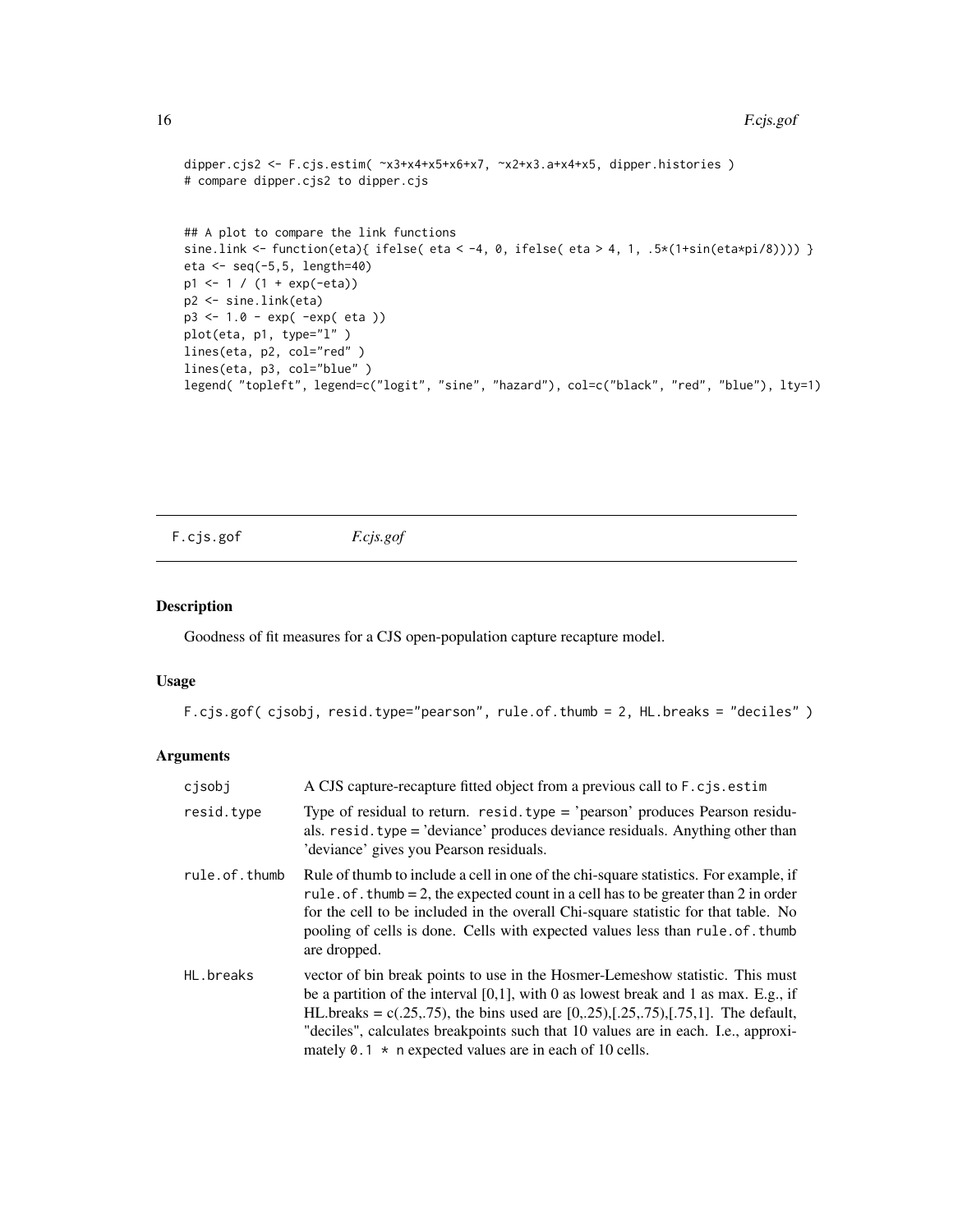```
dipper.cjs2 <- F.cjs.estim( ~x3+x4+x5+x6+x7, ~x2+x3.a+x4+x5, dipper.histories )
# compare dipper.cjs2 to dipper.cjs


## A plot to compare the link functions
sine.link <- function(eta){ ifelse( eta < -4, 0, ifelse( eta > 4, 1, .5*(1+sin(eta*pi/8)))) }
eta <- seq(-5,5, length=40)
p1 <- 1 / (1 + exp(-eta))
p2 <- sine.link(eta)
p3 <- 1.0 - exp( -exp( eta ))
plot(eta, p1, type="l" )
lines(eta, p2, col="red" )
lines(eta, p3, col="blue" )
legend( "topleft", legend=c("logit", "sine", "hazard"), col=c("black", "red", "blue"), lty=1)
```

# F.cjs.gof *F.cjs.gof*

## Description

Goodness of fit measures for a CJS open-population capture recapture model.

## Usage

```
F.cjs.gof( cjsobj, resid.type="pearson", rule.of.thumb = 2, HL.breaks = "deciles" )
```

## Arguments

| | |
|---|---|
| `cjsobj` | A CJS capture-recapture fitted object from a previous call to `F.cjs.estim` |
| `resid.type` | Type of residual to return. `resid.type` = 'pearson' produces Pearson residuals. `resid.type` = 'deviance' produces deviance residuals. Anything other than 'deviance' gives you Pearson residuals. |
| `rule.of.thumb` | Rule of thumb to include a cell in one of the chi-square statistics. For example, if `rule.of.thumb` = 2, the expected count in a cell has to be greater than 2 in order for the cell to be included in the overall Chi-square statistic for that table. No pooling of cells is done. Cells with expected values less than `rule.of.thumb` are dropped. |
| `HL.breaks` | vector of bin break points to use in the Hosmer-Lemeshow statistic. This must be a partition of the interval [0,1], with 0 as lowest break and 1 as max. E.g., if HL.breaks = c(.25,.75), the bins used are [0,.25),[.25,.75),[.75,1]. The default, "deciles", calculates breakpoints such that 10 values are in each. I.e., approximately `0.1 * n` expected values are in each of 10 cells. |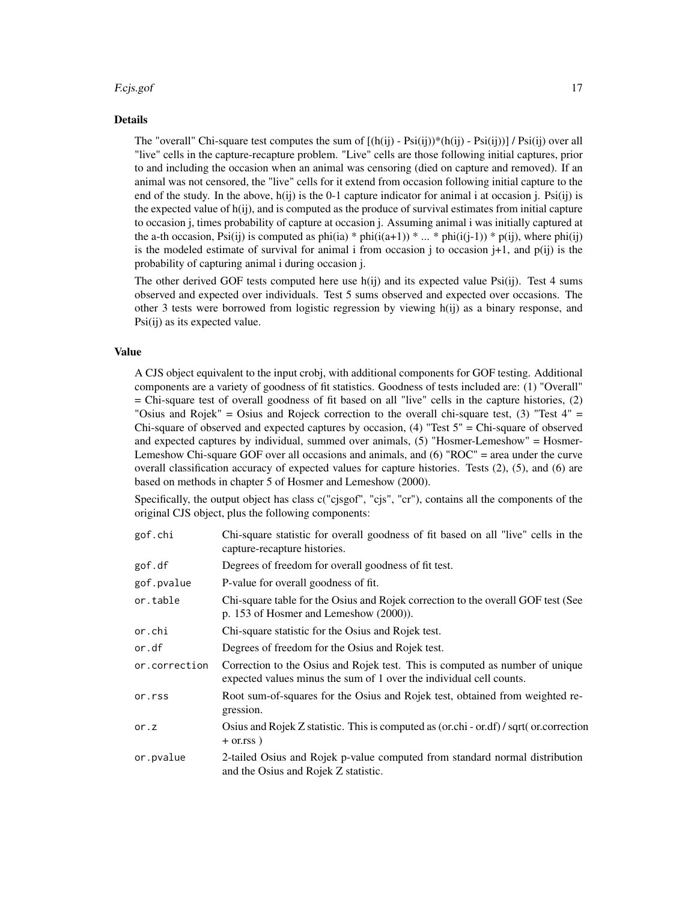### Details

The "overall" Chi-square test computes the sum of [(h(ij) - Psi(ij))*(h(ij) - Psi(ij))] / Psi(ij) over all "live" cells in the capture-recapture problem. "Live" cells are those following initial captures, prior to and including the occasion when an animal was censoring (died on capture and removed). If an animal was not censored, the "live" cells for it extend from occasion following initial capture to the end of the study. In the above, h(ij) is the 0-1 capture indicator for animal i at occasion j. Psi(ij) is the expected value of h(ij), and is computed as the produce of survival estimates from initial capture to occasion j, times probability of capture at occasion j. Assuming animal i was initially captured at the a-th occasion, Psi(ij) is computed as phi(ia) * phi(i(a+1)) * ... * phi(i(j-1)) * p(ij), where phi(ij) is the modeled estimate of survival for animal i from occasion j to occasion j+1, and p(ij) is the probability of capturing animal i during occasion j.

The other derived GOF tests computed here use h(ij) and its expected value Psi(ij). Test 4 sums observed and expected over individuals. Test 5 sums observed and expected over occasions. The other 3 tests were borrowed from logistic regression by viewing h(ij) as a binary response, and Psi(ij) as its expected value.

### Value

A CJS object equivalent to the input crobj, with additional components for GOF testing. Additional components are a variety of goodness of fit statistics. Goodness of tests included are: (1) "Overall" = Chi-square test of overall goodness of fit based on all "live" cells in the capture histories, (2) "Osius and Rojek" = Osius and Rojeck correction to the overall chi-square test, (3) "Test 4" = Chi-square of observed and expected captures by occasion, (4) "Test 5" = Chi-square of observed and expected captures by individual, summed over animals, (5) "Hosmer-Lemeshow" = Hosmer-Lemeshow Chi-square GOF over all occasions and animals, and (6) "ROC" = area under the curve overall classification accuracy of expected values for capture histories. Tests (2), (5), and (6) are based on methods in chapter 5 of Hosmer and Lemeshow (2000).

Specifically, the output object has class c("cjsgof", "cjs", "cr"), contains all the components of the original CJS object, plus the following components:

| | |
|---|---|
| `gof.chi` | Chi-square statistic for overall goodness of fit based on all "live" cells in the capture-recapture histories. |
| `gof.df` | Degrees of freedom for overall goodness of fit test. |
| `gof.pvalue` | P-value for overall goodness of fit. |
| `or.table` | Chi-square table for the Osius and Rojek correction to the overall GOF test (See p. 153 of Hosmer and Lemeshow (2000)). |
| `or.chi` | Chi-square statistic for the Osius and Rojek test. |
| `or.df` | Degrees of freedom for the Osius and Rojek test. |
| `or.correction` | Correction to the Osius and Rojek test. This is computed as number of unique expected values minus the sum of 1 over the individual cell counts. |
| `or.rss` | Root sum-of-squares for the Osius and Rojek test, obtained from weighted regression. |
| `or.z` | Osius and Rojek Z statistic. This is computed as (or.chi - or.df) / sqrt( or.correction + or.rss ) |
| `or.pvalue` | 2-tailed Osius and Rojek p-value computed from standard normal distribution and the Osius and Rojek Z statistic. |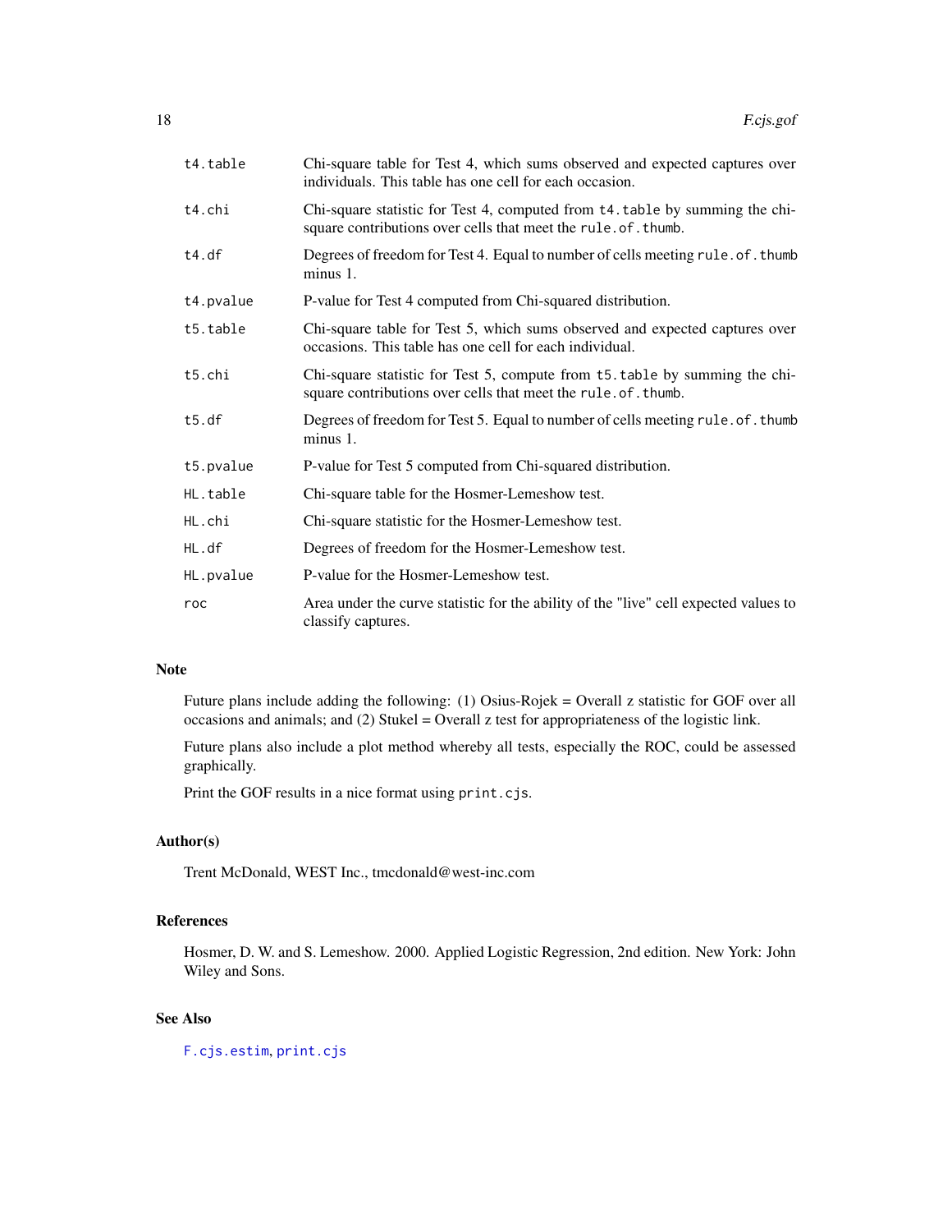| | |
|---|---|
| `t4.table` | Chi-square table for Test 4, which sums observed and expected captures over individuals. This table has one cell for each occasion. |
| `t4.chi` | Chi-square statistic for Test 4, computed from `t4.table` by summing the chi-square contributions over cells that meet the `rule.of.thumb`. |
| `t4.df` | Degrees of freedom for Test 4. Equal to number of cells meeting `rule.of.thumb` minus 1. |
| `t4.pvalue` | P-value for Test 4 computed from Chi-squared distribution. |
| `t5.table` | Chi-square table for Test 5, which sums observed and expected captures over occasions. This table has one cell for each individual. |
| `t5.chi` | Chi-square statistic for Test 5, compute from `t5.table` by summing the chi-square contributions over cells that meet the `rule.of.thumb`. |
| `t5.df` | Degrees of freedom for Test 5. Equal to number of cells meeting `rule.of.thumb` minus 1. |
| `t5.pvalue` | P-value for Test 5 computed from Chi-squared distribution. |
| `HL.table` | Chi-square table for the Hosmer-Lemeshow test. |
| `HL.chi` | Chi-square statistic for the Hosmer-Lemeshow test. |
| `HL.df` | Degrees of freedom for the Hosmer-Lemeshow test. |
| `HL.pvalue` | P-value for the Hosmer-Lemeshow test. |
| `roc` | Area under the curve statistic for the ability of the "live" cell expected values to classify captures. |

## Note

Future plans include adding the following: (1) Osius-Rojek = Overall z statistic for GOF over all occasions and animals; and (2) Stukel = Overall z test for appropriateness of the logistic link.

Future plans also include a plot method whereby all tests, especially the ROC, could be assessed graphically.

Print the GOF results in a nice format using `print.cjs`.

## Author(s)

Trent McDonald, WEST Inc., tmcdonald@west-inc.com

## References

Hosmer, D. W. and S. Lemeshow. 2000. Applied Logistic Regression, 2nd edition. New York: John Wiley and Sons.

## See Also

`F.cjs.estim`, `print.cjs`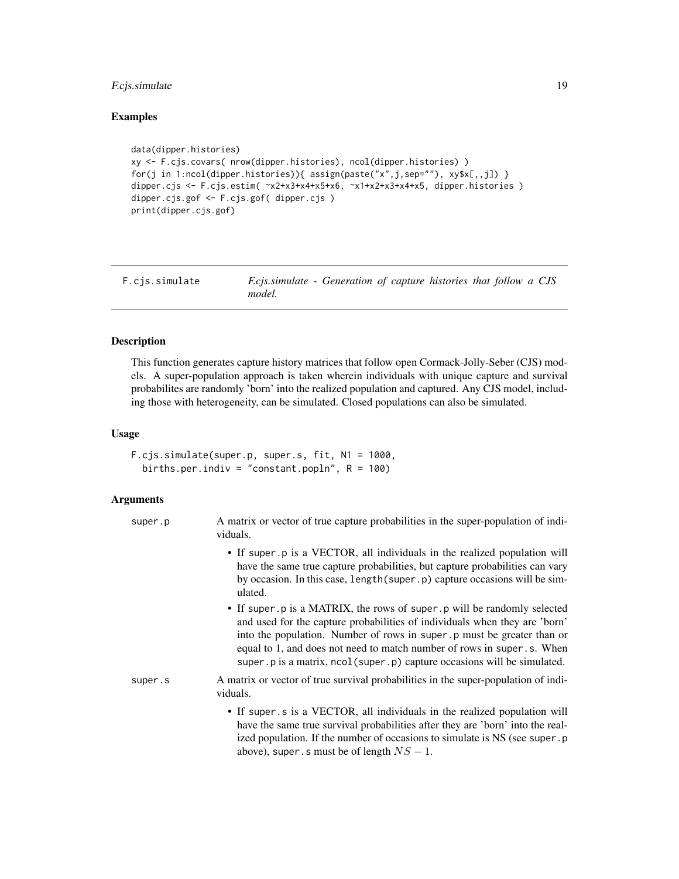## Examples

```
data(dipper.histories)
xy <- F.cjs.covars( nrow(dipper.histories), ncol(dipper.histories) )
for(j in 1:ncol(dipper.histories)){ assign(paste("x",j,sep=""), xy$x[,,j]) }
dipper.cjs <- F.cjs.estim( ~x2+x3+x4+x5+x6, ~x1+x2+x3+x4+x5, dipper.histories )
dipper.cjs.gof <- F.cjs.gof( dipper.cjs )
print(dipper.cjs.gof)
```

---

# F.cjs.simulate — *F.cjs.simulate - Generation of capture histories that follow a CJS model.*

---

## Description

This function generates capture history matrices that follow open Cormack-Jolly-Seber (CJS) models. A super-population approach is taken wherein individuals with unique capture and survival probabilites are randomly 'born' into the realized population and captured. Any CJS model, including those with heterogeneity, can be simulated. Closed populations can also be simulated.

## Usage

```
F.cjs.simulate(super.p, super.s, fit, N1 = 1000,
  births.per.indiv = "constant.popln", R = 100)
```

## Arguments

**super.p** A matrix or vector of true capture probabilities in the super-population of individuals.

- If super.p is a VECTOR, all individuals in the realized population will have the same true capture probabilities, but capture probabilities can vary by occasion. In this case, length(super.p) capture occasions will be simulated.
- If super.p is a MATRIX, the rows of super.p will be randomly selected and used for the capture probabilities of individuals when they are 'born' into the population. Number of rows in super.p must be greater than or equal to 1, and does not need to match number of rows in super.s. When super.p is a matrix, ncol(super.p) capture occasions will be simulated.

**super.s** A matrix or vector of true survival probabilities in the super-population of individuals.

- If super.s is a VECTOR, all individuals in the realized population will have the same true survival probabilities after they are 'born' into the realized population. If the number of occasions to simulate is NS (see super.p above), super.s must be of length $NS - 1$.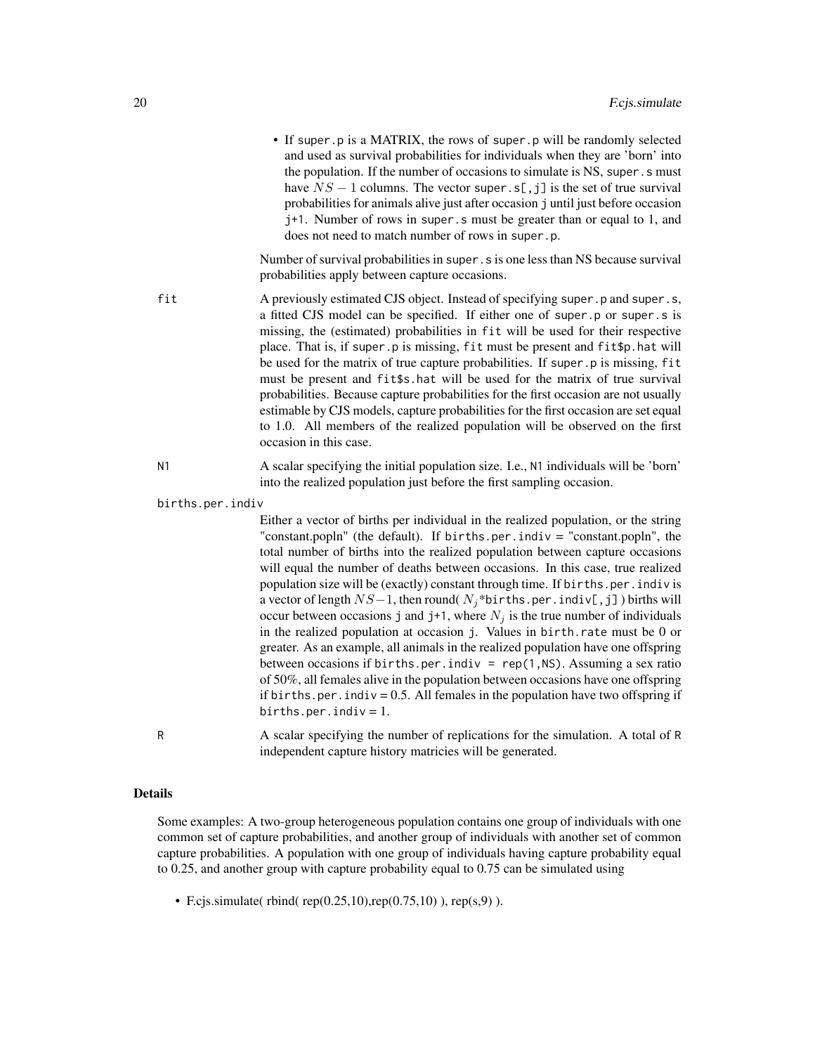- If super.p is a MATRIX, the rows of super.p will be randomly selected and used as survival probabilities for individuals when they are 'born' into the population. If the number of occasions to simulate is NS, super.s must have $NS - 1$ columns. The vector super.s[,j] is the set of true survival probabilities for animals alive just after occasion j until just before occasion j+1. Number of rows in super.s must be greater than or equal to 1, and does not need to match number of rows in super.p.

Number of survival probabilities in super.s is one less than NS because survival probabilities apply between capture occasions.

**fit** A previously estimated CJS object. Instead of specifying super.p and super.s, a fitted CJS model can be specified. If either one of super.p or super.s is missing, the (estimated) probabilities in fit will be used for their respective place. That is, if super.p is missing, fit must be present and fit$p.hat will be used for the matrix of true capture probabilities. If super.p is missing, fit must be present and fit$s.hat will be used for the matrix of true survival probabilities. Because capture probabilities for the first occasion are not usually estimable by CJS models, capture probabilities for the first occasion are set equal to 1.0. All members of the realized population will be observed on the first occasion in this case.

**N1** A scalar specifying the initial population size. I.e., N1 individuals will be 'born' into the realized population just before the first sampling occasion.

**births.per.indiv** Either a vector of births per individual in the realized population, or the string "constant.popln" (the default). If births.per.indiv = "constant.popln", the total number of births into the realized population between capture occasions will equal the number of deaths between occasions. In this case, true realized population size will be (exactly) constant through time. If births.per.indiv is a vector of length $NS-1$, then round( $N_j$*births.per.indiv[,j] ) births will occur between occasions j and j+1, where $N_j$ is the true number of individuals in the realized population at occasion j. Values in birth.rate must be 0 or greater. As an example, all animals in the realized population have one offspring between occasions if births.per.indiv = rep(1,NS). Assuming a sex ratio of 50%, all females alive in the population between occasions have one offspring if births.per.indiv = 0.5. All females in the population have two offspring if births.per.indiv = 1.

**R** A scalar specifying the number of replications for the simulation. A total of R independent capture history matricies will be generated.

## Details

Some examples: A two-group heterogeneous population contains one group of individuals with one common set of capture probabilities, and another group of individuals with another set of common capture probabilities. A population with one group of individuals having capture probability equal to 0.25, and another group with capture probability equal to 0.75 can be simulated using

- F.cjs.simulate( rbind( rep(0.25,10),rep(0.75,10) ), rep(s,9) ).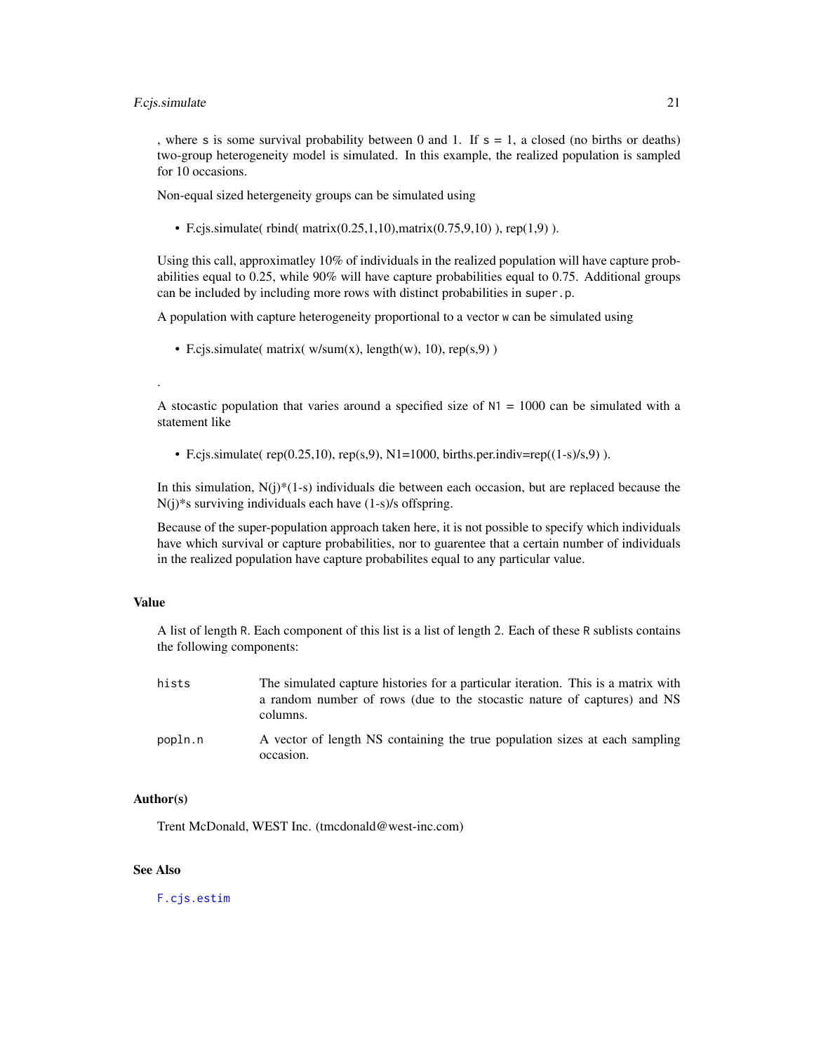, where `s` is some survival probability between 0 and 1. If `s = 1`, a closed (no births or deaths) two-group heterogeneity model is simulated. In this example, the realized population is sampled for 10 occasions.

Non-equal sized hetergeneity groups can be simulated using

- F.cjs.simulate( rbind( matrix(0.25,1,10),matrix(0.75,9,10) ), rep(1,9) ).

Using this call, approximatley 10% of individuals in the realized population will have capture probabilities equal to 0.25, while 90% will have capture probabilities equal to 0.75. Additional groups can be included by including more rows with distinct probabilities in `super.p`.

A population with capture heterogeneity proportional to a vector `w` can be simulated using

- F.cjs.simulate( matrix( w/sum(x), length(w), 10), rep(s,9) )

.

A stocastic population that varies around a specified size of `N1 = 1000` can be simulated with a statement like

- F.cjs.simulate( rep(0.25,10), rep(s,9), N1=1000, births.per.indiv=rep((1-s)/s,9) ).

In this simulation, N(j)*(1-s) individuals die between each occasion, but are replaced because the N(j)*s surviving individuals each have (1-s)/s offspring.

Because of the super-population approach taken here, it is not possible to specify which individuals have which survival or capture probabilities, nor to guarentee that a certain number of individuals in the realized population have capture probabilites equal to any particular value.

## Value

A list of length `R`. Each component of this list is a list of length 2. Each of these `R` sublists contains the following components:

| | |
|---|---|
| `hists` | The simulated capture histories for a particular iteration. This is a matrix with a random number of rows (due to the stocastic nature of captures) and NS columns. |
| `popln.n` | A vector of length NS containing the true population sizes at each sampling occasion. |

## Author(s)

Trent McDonald, WEST Inc. (tmcdonald@west-inc.com)

## See Also

`F.cjs.estim`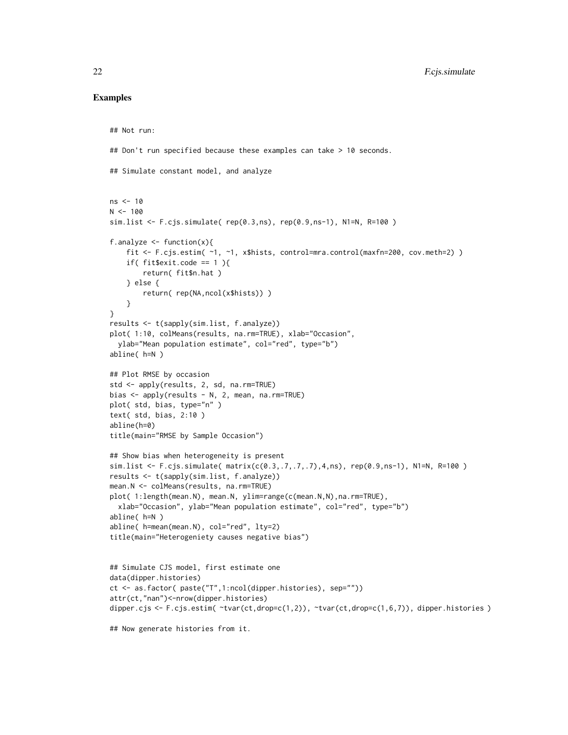## Examples

```
## Not run:

## Don't run specified because these examples can take > 10 seconds.

## Simulate constant model, and analyze


ns <- 10
N <- 100
sim.list <- F.cjs.simulate( rep(0.3,ns), rep(0.9,ns-1), N1=N, R=100 )

f.analyze <- function(x){
    fit <- F.cjs.estim( ~1, ~1, x$hists, control=mra.control(maxfn=200, cov.meth=2) )
    if( fit$exit.code == 1 ){
        return( fit$n.hat )
    } else {
        return( rep(NA,ncol(x$hists)) )
    }
}
results <- t(sapply(sim.list, f.analyze))
plot( 1:10, colMeans(results, na.rm=TRUE), xlab="Occasion",
  ylab="Mean population estimate", col="red", type="b")
abline( h=N )

## Plot RMSE by occasion
std <- apply(results, 2, sd, na.rm=TRUE)
bias <- apply(results - N, 2, mean, na.rm=TRUE)
plot( std, bias, type="n" )
text( std, bias, 2:10 )
abline(h=0)
title(main="RMSE by Sample Occasion")

## Show bias when heterogeneity is present
sim.list <- F.cjs.simulate( matrix(c(0.3,.7,.7,.7),4,ns), rep(0.9,ns-1), N1=N, R=100 )
results <- t(sapply(sim.list, f.analyze))
mean.N <- colMeans(results, na.rm=TRUE)
plot( 1:length(mean.N), mean.N, ylim=range(c(mean.N,N),na.rm=TRUE),
  xlab="Occasion", ylab="Mean population estimate", col="red", type="b")
abline( h=N )
abline( h=mean(mean.N), col="red", lty=2)
title(main="Heterogeniety causes negative bias")


## Simulate CJS model, first estimate one
data(dipper.histories)
ct <- as.factor( paste("T",1:ncol(dipper.histories), sep=""))
attr(ct,"nan")<-nrow(dipper.histories)
dipper.cjs <- F.cjs.estim( ~tvar(ct,drop=c(1,2)), ~tvar(ct,drop=c(1,6,7)), dipper.histories )

## Now generate histories from it.
```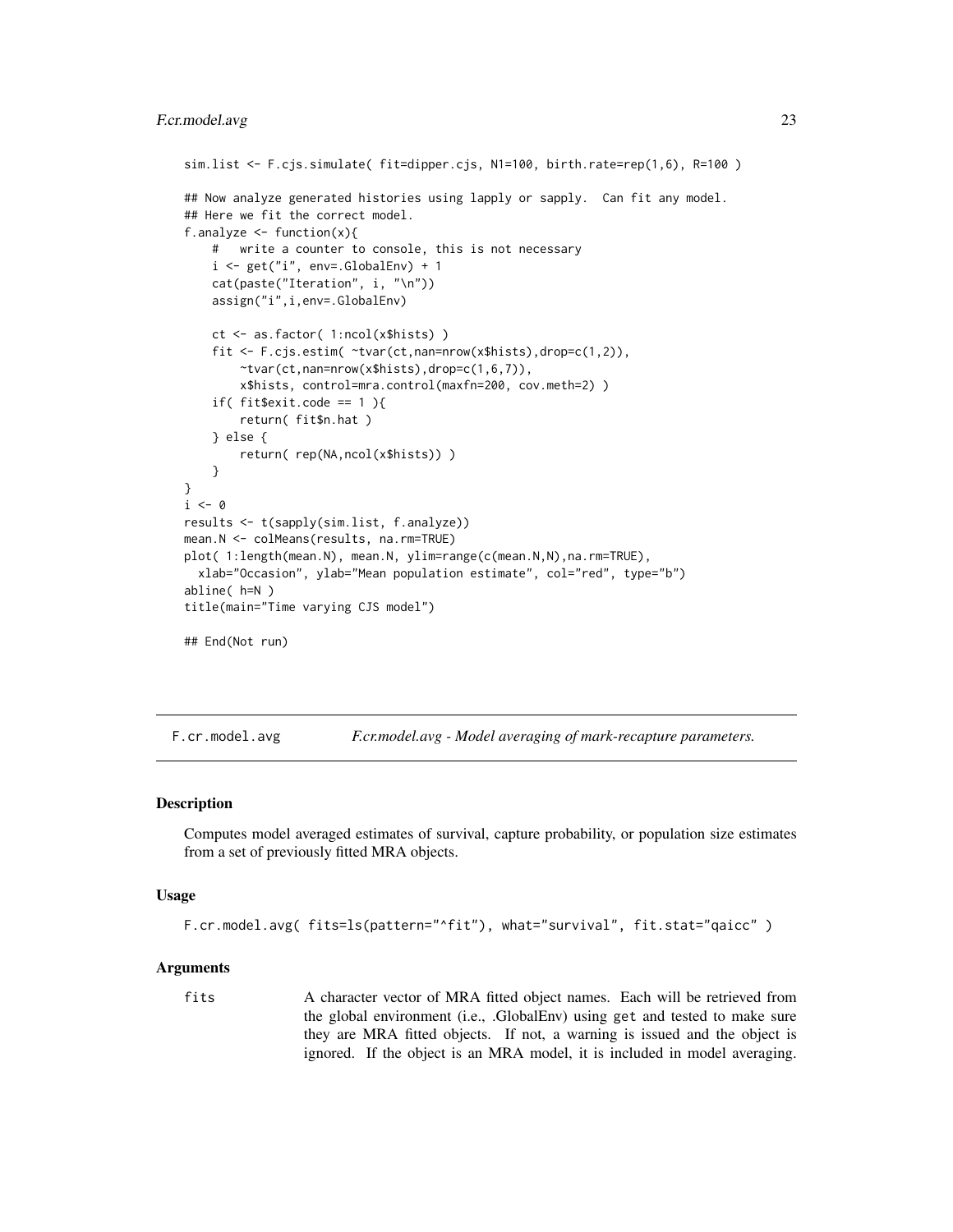```
sim.list <- F.cjs.simulate( fit=dipper.cjs, N1=100, birth.rate=rep(1,6), R=100 )

## Now analyze generated histories using lapply or sapply.  Can fit any model.
## Here we fit the correct model.
f.analyze <- function(x){
    #   write a counter to console, this is not necessary
    i <- get("i", env=.GlobalEnv) + 1
    cat(paste("Iteration", i, "\n"))
    assign("i",i,env=.GlobalEnv)

    ct <- as.factor( 1:ncol(x$hists) )
    fit <- F.cjs.estim( ~tvar(ct,nan=nrow(x$hists),drop=c(1,2)),
        ~tvar(ct,nan=nrow(x$hists),drop=c(1,6,7)),
        x$hists, control=mra.control(maxfn=200, cov.meth=2) )
    if( fit$exit.code == 1 ){
        return( fit$n.hat )
    } else {
        return( rep(NA,ncol(x$hists)) )
    }
}
i <- 0
results <- t(sapply(sim.list, f.analyze))
mean.N <- colMeans(results, na.rm=TRUE)
plot( 1:length(mean.N), mean.N, ylim=range(c(mean.N,N),na.rm=TRUE),
  xlab="Occasion", ylab="Mean population estimate", col="red", type="b")
abline( h=N )
title(main="Time varying CJS model")

## End(Not run)
```

---

## F.cr.model.avg — *F.cr.model.avg - Model averaging of mark-recapture parameters.*

### Description

Computes model averaged estimates of survival, capture probability, or population size estimates from a set of previously fitted MRA objects.

### Usage

```
F.cr.model.avg( fits=ls(pattern="^fit"), what="survival", fit.stat="qaicc" )
```

### Arguments

fits
: A character vector of MRA fitted object names. Each will be retrieved from the global environment (i.e., .GlobalEnv) using `get` and tested to make sure they are MRA fitted objects. If not, a warning is issued and the object is ignored. If the object is an MRA model, it is included in model averaging.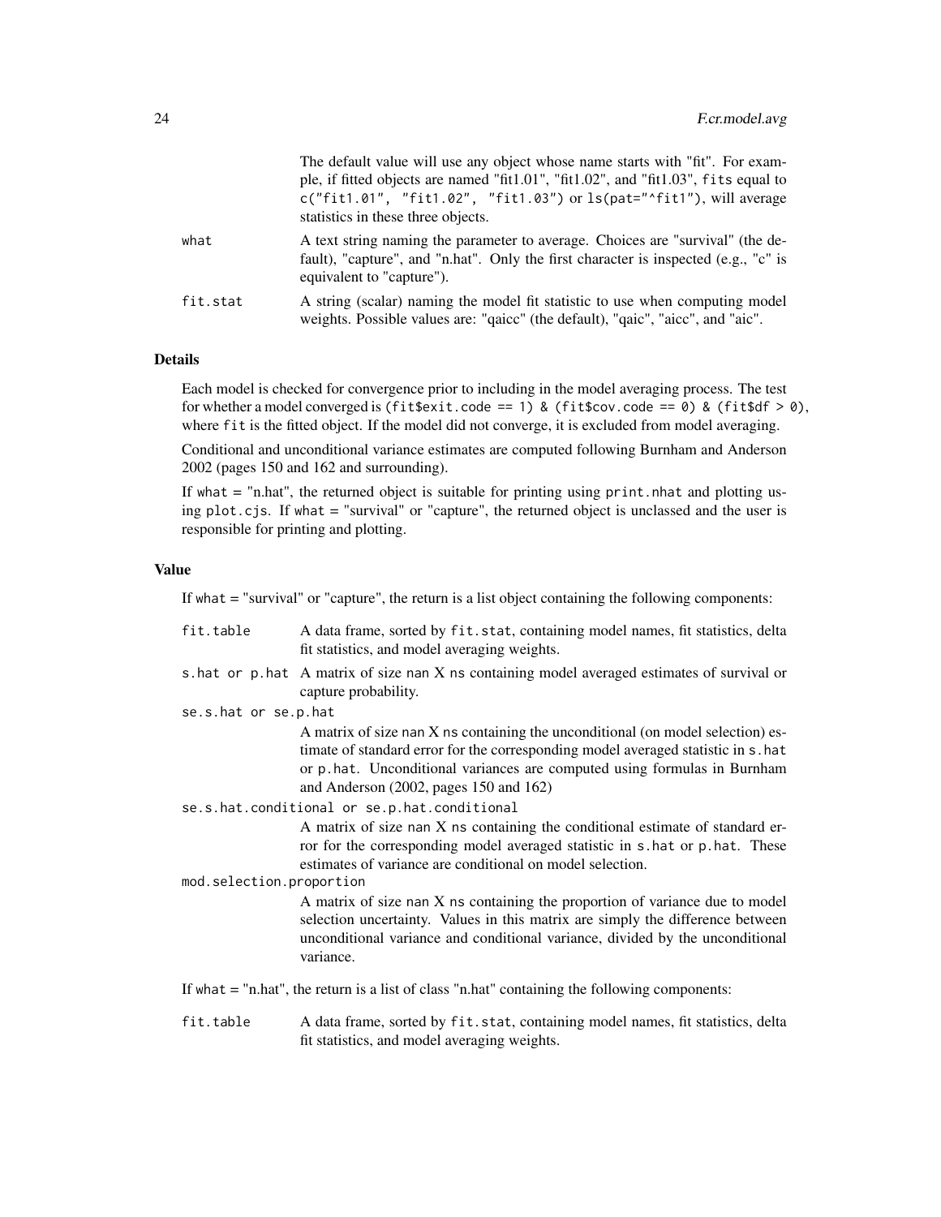The default value will use any object whose name starts with "fit". For example, if fitted objects are named "fit1.01", "fit1.02", and "fit1.03", `fits` equal to `c("fit1.01", "fit1.02", "fit1.03")` or `ls(pat="^fit1")`, will average statistics in these three objects.

`what` — A text string naming the parameter to average. Choices are "survival" (the default), "capture", and "n.hat". Only the first character is inspected (e.g., "c" is equivalent to "capture").

`fit.stat` — A string (scalar) naming the model fit statistic to use when computing model weights. Possible values are: "qaicc" (the default), "qaic", "aicc", and "aic".

### Details

Each model is checked for convergence prior to including in the model averaging process. The test for whether a model converged is `(fit$exit.code == 1) & (fit$cov.code == 0) & (fit$df > 0)`, where `fit` is the fitted object. If the model did not converge, it is excluded from model averaging.

Conditional and unconditional variance estimates are computed following Burnham and Anderson 2002 (pages 150 and 162 and surrounding).

If `what` = "n.hat", the returned object is suitable for printing using `print.nhat` and plotting using `plot.cjs`. If `what` = "survival" or "capture", the returned object is unclassed and the user is responsible for printing and plotting.

### Value

If `what` = "survival" or "capture", the return is a list object containing the following components:

`fit.table` — A data frame, sorted by `fit.stat`, containing model names, fit statistics, delta fit statistics, and model averaging weights.

`s.hat or p.hat` — A matrix of size `nan` X `ns` containing model averaged estimates of survival or capture probability.

`se.s.hat or se.p.hat` — A matrix of size `nan` X `ns` containing the unconditional (on model selection) estimate of standard error for the corresponding model averaged statistic in `s.hat` or `p.hat`. Unconditional variances are computed using formulas in Burnham and Anderson (2002, pages 150 and 162)

`se.s.hat.conditional or se.p.hat.conditional` — A matrix of size `nan` X `ns` containing the conditional estimate of standard error for the corresponding model averaged statistic in `s.hat` or `p.hat`. These estimates of variance are conditional on model selection.

`mod.selection.proportion` — A matrix of size `nan` X `ns` containing the proportion of variance due to model selection uncertainty. Values in this matrix are simply the difference between unconditional variance and conditional variance, divided by the unconditional variance.

If `what` = "n.hat", the return is a list of class "n.hat" containing the following components:

`fit.table` — A data frame, sorted by `fit.stat`, containing model names, fit statistics, delta fit statistics, and model averaging weights.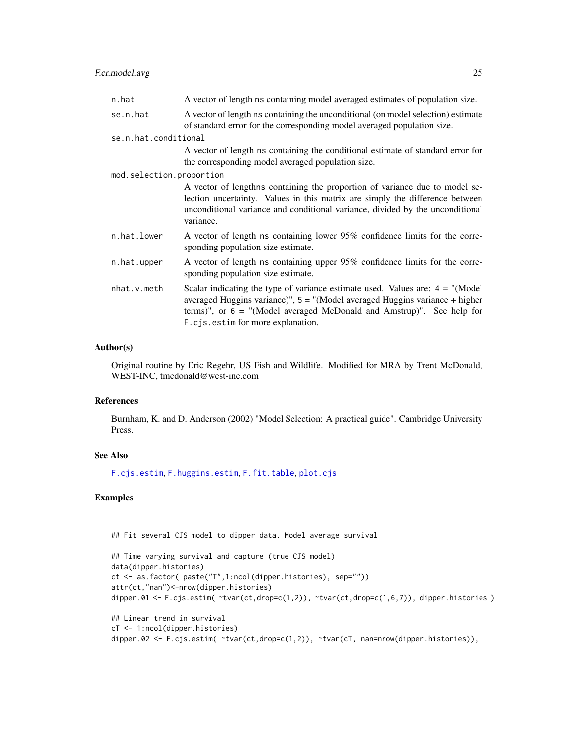n.hat
: A vector of length ns containing model averaged estimates of population size.

se.n.hat
: A vector of length ns containing the unconditional (on model selection) estimate of standard error for the corresponding model averaged population size.

se.n.hat.conditional
: A vector of length ns containing the conditional estimate of standard error for the corresponding model averaged population size.

mod.selection.proportion
: A vector of lengthns containing the proportion of variance due to model selection uncertainty. Values in this matrix are simply the difference between unconditional variance and conditional variance, divided by the unconditional variance.

n.hat.lower
: A vector of length ns containing lower 95% confidence limits for the corresponding population size estimate.

n.hat.upper
: A vector of length ns containing upper 95% confidence limits for the corresponding population size estimate.

nhat.v.meth
: Scalar indicating the type of variance estimate used. Values are: 4 = "(Model averaged Huggins variance)", 5 = "(Model averaged Huggins variance + higher terms)", or 6 = "(Model averaged McDonald and Amstrup)". See help for F.cjs.estim for more explanation.

### Author(s)

Original routine by Eric Regehr, US Fish and Wildlife. Modified for MRA by Trent McDonald, WEST-INC, tmcdonald@west-inc.com

### References

Burnham, K. and D. Anderson (2002) "Model Selection: A practical guide". Cambridge University Press.

### See Also

F.cjs.estim, F.huggins.estim, F.fit.table, plot.cjs

### Examples

```
## Fit several CJS model to dipper data. Model average survival

## Time varying survival and capture (true CJS model)
data(dipper.histories)
ct <- as.factor( paste("T",1:ncol(dipper.histories), sep=""))
attr(ct,"nan")<-nrow(dipper.histories)
dipper.01 <- F.cjs.estim( ~tvar(ct,drop=c(1,2)), ~tvar(ct,drop=c(1,6,7)), dipper.histories )

## Linear trend in survival
cT <- 1:ncol(dipper.histories)
dipper.02 <- F.cjs.estim( ~tvar(ct,drop=c(1,2)), ~tvar(cT, nan=nrow(dipper.histories)),
```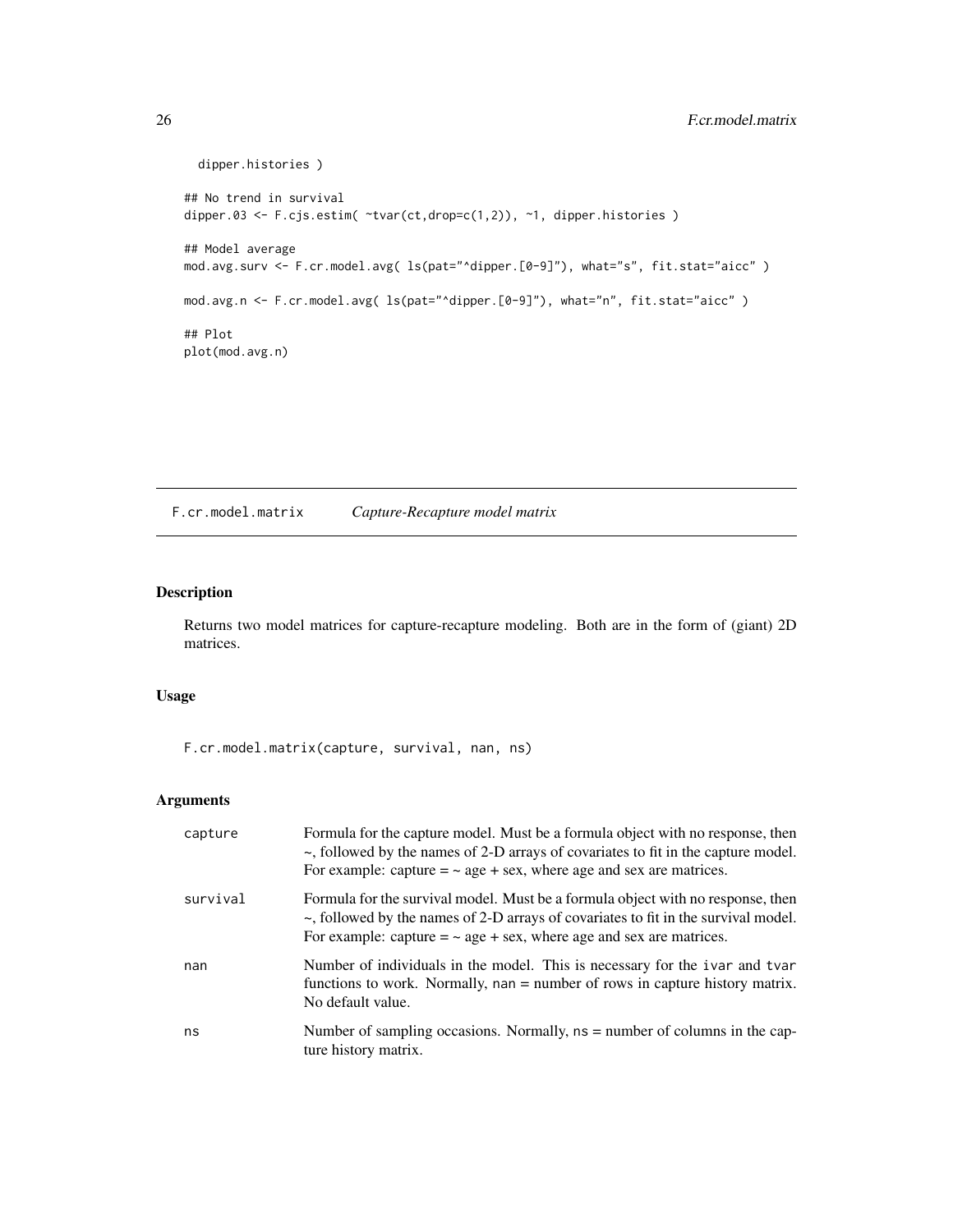```
    dipper.histories )

## No trend in survival
dipper.03 <- F.cjs.estim( ~tvar(ct,drop=c(1,2)), ~1, dipper.histories )

## Model average
mod.avg.surv <- F.cr.model.avg( ls(pat="^dipper.[0-9]"), what="s", fit.stat="aicc" )

mod.avg.n <- F.cr.model.avg( ls(pat="^dipper.[0-9]"), what="n", fit.stat="aicc" )

## Plot
plot(mod.avg.n)
```

---

## F.cr.model.matrix — *Capture-Recapture model matrix*

### Description

Returns two model matrices for capture-recapture modeling. Both are in the form of (giant) 2D matrices.

### Usage

```
F.cr.model.matrix(capture, survival, nan, ns)
```

### Arguments

| | |
|---|---|
| `capture` | Formula for the capture model. Must be a formula object with no response, then ~, followed by the names of 2-D arrays of covariates to fit in the capture model. For example: capture = ~ age + sex, where age and sex are matrices. |
| `survival` | Formula for the survival model. Must be a formula object with no response, then ~, followed by the names of 2-D arrays of covariates to fit in the survival model. For example: capture = ~ age + sex, where age and sex are matrices. |
| `nan` | Number of individuals in the model. This is necessary for the `ivar` and `tvar` functions to work. Normally, `nan` = number of rows in capture history matrix. No default value. |
| `ns` | Number of sampling occasions. Normally, `ns` = number of columns in the capture history matrix. |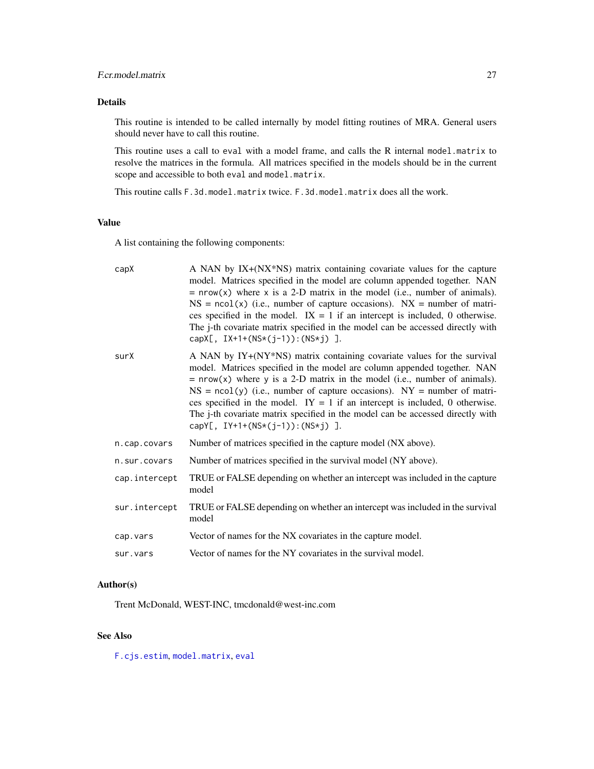## Details

This routine is intended to be called internally by model fitting routines of MRA. General users should never have to call this routine.

This routine uses a call to `eval` with a model frame, and calls the R internal `model.matrix` to resolve the matrices in the formula. All matrices specified in the models should be in the current scope and accessible to both `eval` and `model.matrix`.

This routine calls `F.3d.model.matrix` twice. `F.3d.model.matrix` does all the work.

## Value

A list containing the following components:

- **capX** A NAN by IX+(NX*NS) matrix containing covariate values for the capture model. Matrices specified in the model are column appended together. NAN = `nrow(x)` where `x` is a 2-D matrix in the model (i.e., number of animals). NS = `ncol(x)` (i.e., number of capture occasions). NX = number of matrices specified in the model. IX = 1 if an intercept is included, 0 otherwise. The j-th covariate matrix specified in the model can be accessed directly with `capX[, IX+1+(NS*(j-1)):(NS*j) ]`.
- **surX** A NAN by IY+(NY*NS) matrix containing covariate values for the survival model. Matrices specified in the model are column appended together. NAN = `nrow(x)` where `y` is a 2-D matrix in the model (i.e., number of animals). NS = `ncol(y)` (i.e., number of capture occasions). NY = number of matrices specified in the model. IY = 1 if an intercept is included, 0 otherwise. The j-th covariate matrix specified in the model can be accessed directly with `capY[, IY+1+(NS*(j-1)):(NS*j) ]`.
- **n.cap.covars** Number of matrices specified in the capture model (NX above).
- **n.sur.covars** Number of matrices specified in the survival model (NY above).
- **cap.intercept** TRUE or FALSE depending on whether an intercept was included in the capture model
- **sur.intercept** TRUE or FALSE depending on whether an intercept was included in the survival model
- **cap.vars** Vector of names for the NX covariates in the capture model.
- **sur.vars** Vector of names for the NY covariates in the survival model.

## Author(s)

Trent McDonald, WEST-INC, tmcdonald@west-inc.com

## See Also

`F.cjs.estim`, `model.matrix`, `eval`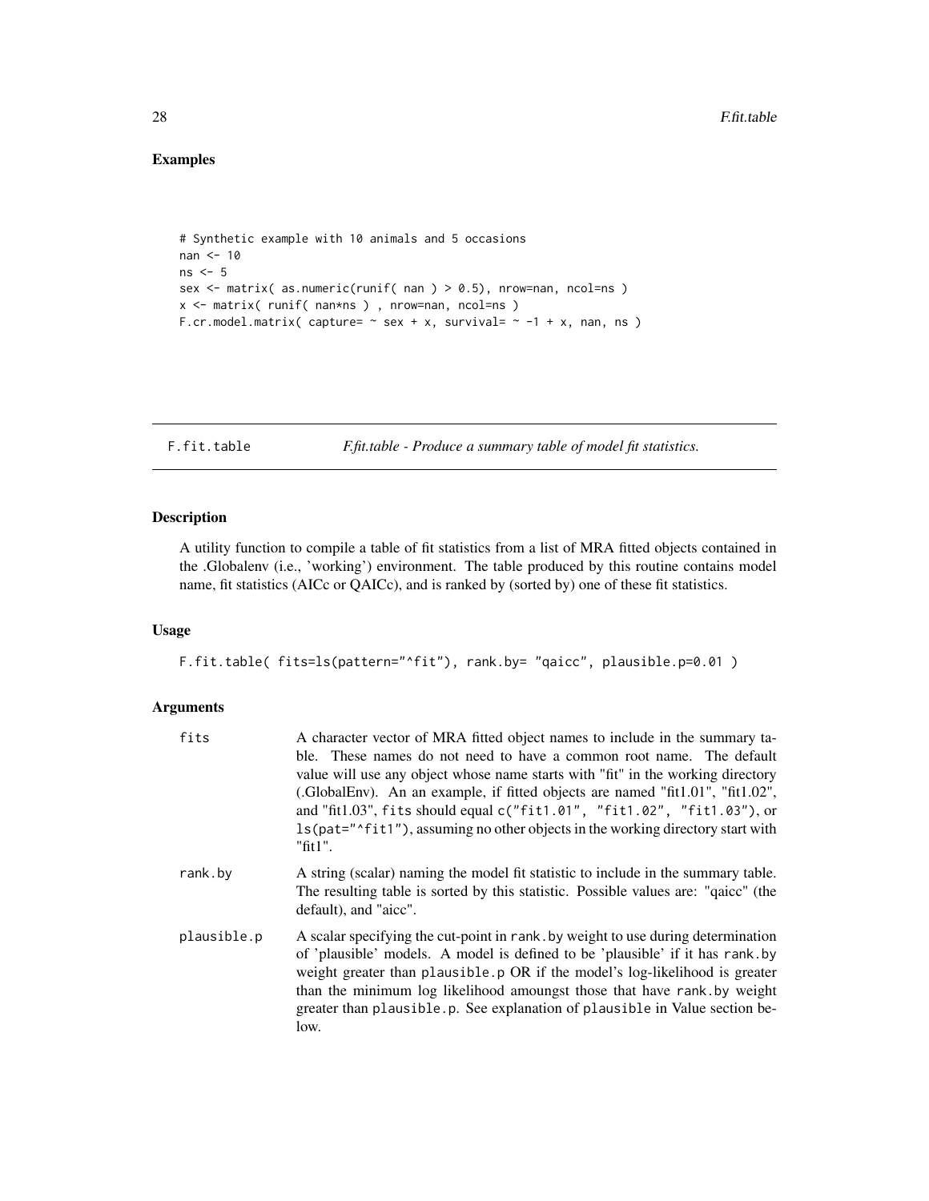## Examples

```
# Synthetic example with 10 animals and 5 occasions
nan <- 10
ns <- 5
sex <- matrix( as.numeric(runif( nan ) > 0.5), nrow=nan, ncol=ns )
x <- matrix( runif( nan*ns ) , nrow=nan, ncol=ns )
F.cr.model.matrix( capture= ~ sex + x, survival= ~ -1 + x, nan, ns )
```

---

# F.fit.table — *F.fit.table - Produce a summary table of model fit statistics.*

---

## Description

A utility function to compile a table of fit statistics from a list of MRA fitted objects contained in the .Globalenv (i.e., 'working') environment. The table produced by this routine contains model name, fit statistics (AICc or QAICc), and is ranked by (sorted by) one of these fit statistics.

## Usage

```
F.fit.table( fits=ls(pattern="^fit"), rank.by= "qaicc", plausible.p=0.01 )
```

## Arguments

| | |
|---|---|
| `fits` | A character vector of MRA fitted object names to include in the summary table. These names do not need to have a common root name. The default value will use any object whose name starts with "fit" in the working directory (.GlobalEnv). An an example, if fitted objects are named "fit1.01", "fit1.02", and "fit1.03", `fits` should equal `c("fit1.01", "fit1.02", "fit1.03")`, or `ls(pat="^fit1")`, assuming no other objects in the working directory start with "fit1". |
| `rank.by` | A string (scalar) naming the model fit statistic to include in the summary table. The resulting table is sorted by this statistic. Possible values are: "qaicc" (the default), and "aicc". |
| `plausible.p` | A scalar specifying the cut-point in `rank.by` weight to use during determination of 'plausible' models. A model is defined to be 'plausible' if it has `rank.by` weight greater than `plausible.p` OR if the model's log-likelihood is greater than the minimum log likelihood amoungst those that have `rank.by` weight greater than `plausible.p`. See explanation of `plausible` in Value section below. |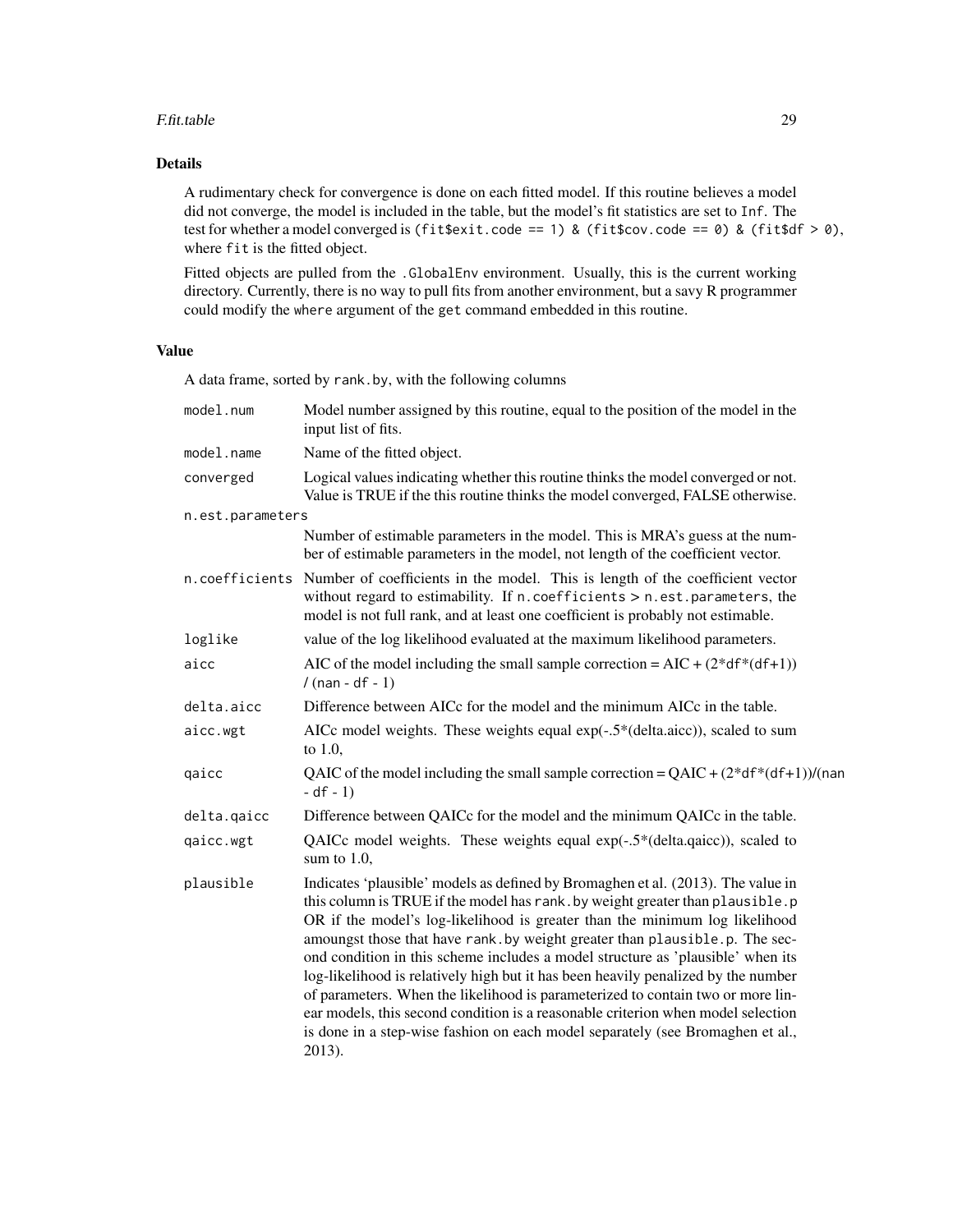## Details

A rudimentary check for convergence is done on each fitted model. If this routine believes a model did not converge, the model is included in the table, but the model's fit statistics are set to `Inf`. The test for whether a model converged is `(fit$exit.code == 1) & (fit$cov.code == 0) & (fit$df > 0)`, where `fit` is the fitted object.

Fitted objects are pulled from the `.GlobalEnv` environment. Usually, this is the current working directory. Currently, there is no way to pull fits from another environment, but a savy R programmer could modify the `where` argument of the `get` command embedded in this routine.

## Value

A data frame, sorted by `rank.by`, with the following columns

| | |
|---|---|
| `model.num` | Model number assigned by this routine, equal to the position of the model in the input list of fits. |
| `model.name` | Name of the fitted object. |
| `converged` | Logical values indicating whether this routine thinks the model converged or not. Value is TRUE if the this routine thinks the model converged, FALSE otherwise. |
| `n.est.parameters` | Number of estimable parameters in the model. This is MRA's guess at the number of estimable parameters in the model, not length of the coefficient vector. |
| `n.coefficients` | Number of coefficients in the model. This is length of the coefficient vector without regard to estimability. If `n.coefficients` > `n.est.parameters`, the model is not full rank, and at least one coefficient is probably not estimable. |
| `loglike` | value of the log likelihood evaluated at the maximum likelihood parameters. |
| `aicc` | AIC of the model including the small sample correction = AIC + (2*`df`*(`df`+1)) / (`nan` - `df` - 1) |
| `delta.aicc` | Difference between AICc for the model and the minimum AICc in the table. |
| `aicc.wgt` | AICc model weights. These weights equal exp(-.5*(delta.aicc)), scaled to sum to 1.0, |
| `qaicc` | QAIC of the model including the small sample correction = QAIC + (2*`df`*(`df`+1))/(`nan` - `df` - 1) |
| `delta.qaicc` | Difference between QAICc for the model and the minimum QAICc in the table. |
| `qaicc.wgt` | QAICc model weights. These weights equal exp(-.5*(delta.qaicc)), scaled to sum to 1.0, |
| `plausible` | Indicates 'plausible' models as defined by Bromaghen et al. (2013). The value in this column is TRUE if the model has `rank.by` weight greater than `plausible.p` OR if the model's log-likelihood is greater than the minimum log likelihood amoungst those that have `rank.by` weight greater than `plausible.p`. The second condition in this scheme includes a model structure as 'plausible' when its log-likelihood is relatively high but it has been heavily penalized by the number of parameters. When the likelihood is parameterized to contain two or more linear models, this second condition is a reasonable criterion when model selection is done in a step-wise fashion on each model separately (see Bromaghen et al., 2013). |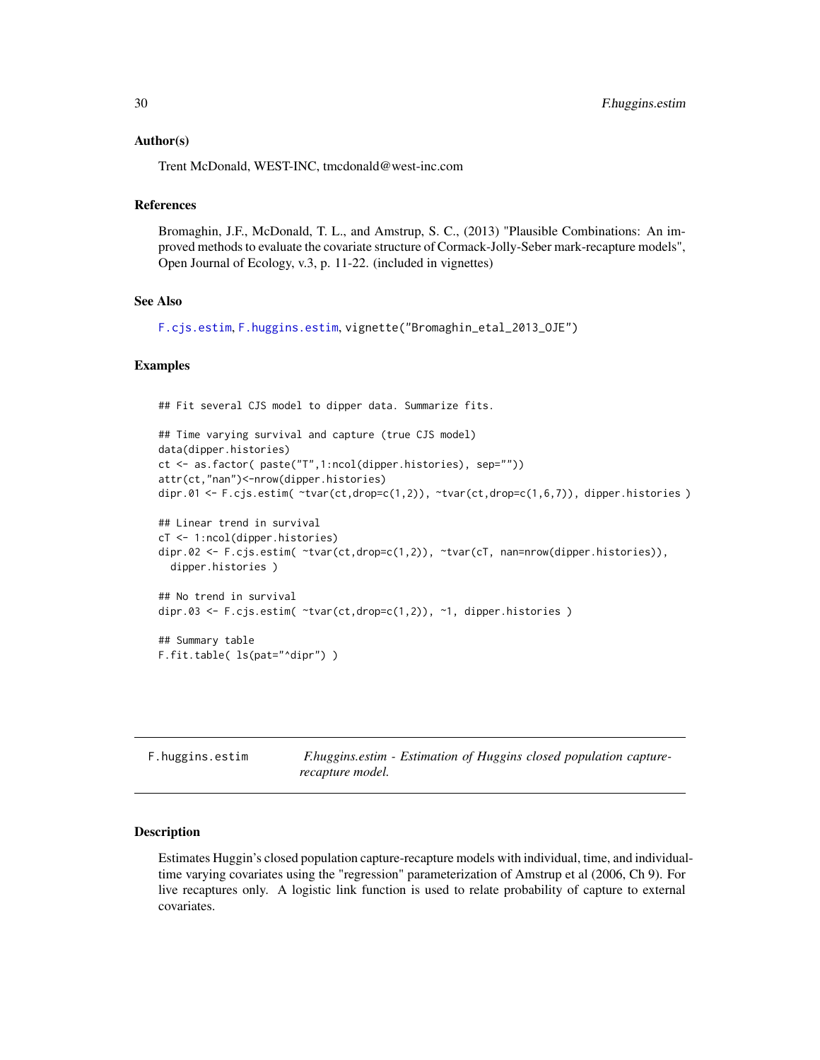### Author(s)

Trent McDonald, WEST-INC, tmcdonald@west-inc.com

### References

Bromaghin, J.F., McDonald, T. L., and Amstrup, S. C., (2013) "Plausible Combinations: An improved methods to evaluate the covariate structure of Cormack-Jolly-Seber mark-recapture models", Open Journal of Ecology, v.3, p. 11-22. (included in vignettes)

### See Also

`F.cjs.estim`, `F.huggins.estim`, `vignette("Bromaghin_etal_2013_OJE")`

### Examples

```
## Fit several CJS model to dipper data. Summarize fits.

## Time varying survival and capture (true CJS model)
data(dipper.histories)
ct <- as.factor( paste("T",1:ncol(dipper.histories), sep=""))
attr(ct,"nan")<-nrow(dipper.histories)
dipr.01 <- F.cjs.estim( ~tvar(ct,drop=c(1,2)), ~tvar(ct,drop=c(1,6,7)), dipper.histories )

## Linear trend in survival
cT <- 1:ncol(dipper.histories)
dipr.02 <- F.cjs.estim( ~tvar(ct,drop=c(1,2)), ~tvar(cT, nan=nrow(dipper.histories)),
  dipper.histories )

## No trend in survival
dipr.03 <- F.cjs.estim( ~tvar(ct,drop=c(1,2)), ~1, dipper.histories )

## Summary table
F.fit.table( ls(pat="^dipr") )
```

---

## F.huggins.estim — *F.huggins.estim - Estimation of Huggins closed population capture-recapture model.*

### Description

Estimates Huggin's closed population capture-recapture models with individual, time, and individual-time varying covariates using the "regression" parameterization of Amstrup et al (2006, Ch 9). For live recaptures only. A logistic link function is used to relate probability of capture to external covariates.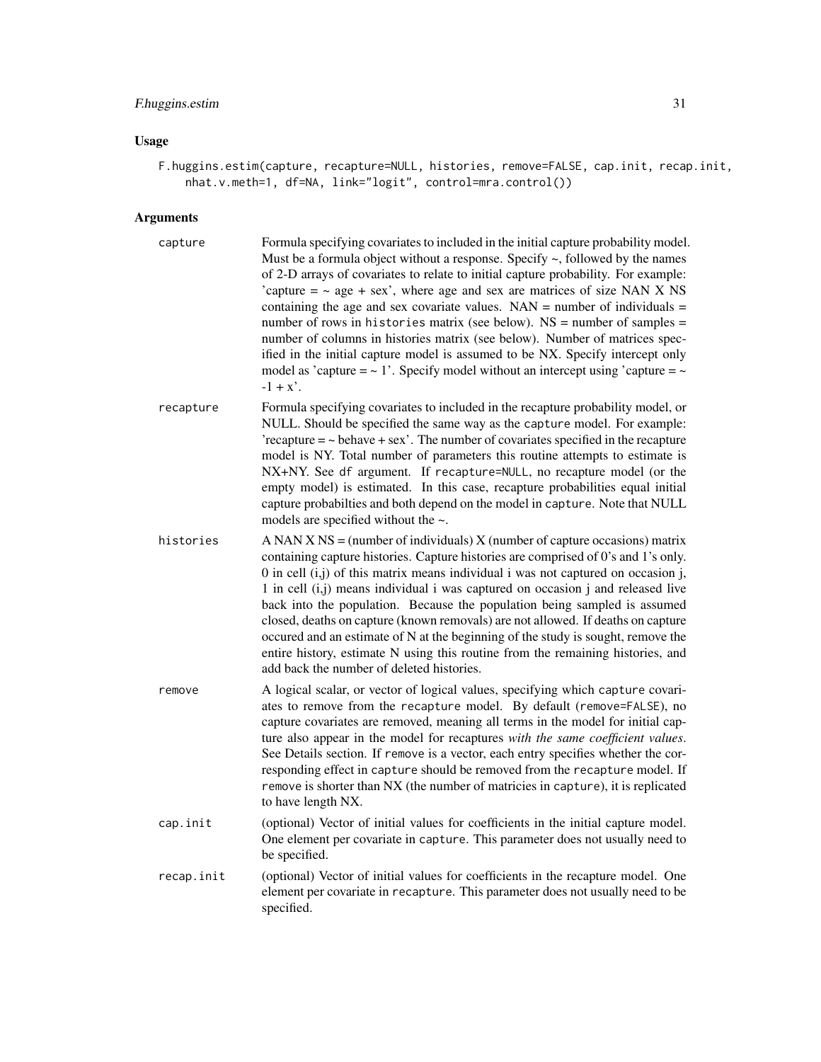## Usage

```
F.huggins.estim(capture, recapture=NULL, histories, remove=FALSE, cap.init, recap.init,
    nhat.v.meth=1, df=NA, link="logit", control=mra.control())
```

## Arguments

**capture**
Formula specifying covariates to included in the initial capture probability model. Must be a formula object without a response. Specify ~, followed by the names of 2-D arrays of covariates to relate to initial capture probability. For example: 'capture = ~ age + sex', where age and sex are matrices of size NAN X NS containing the age and sex covariate values. NAN = number of individuals = number of rows in `histories` matrix (see below). NS = number of samples = number of columns in histories matrix (see below). Number of matrices specified in the initial capture model is assumed to be NX. Specify intercept only model as 'capture = ~ 1'. Specify model without an intercept using 'capture = ~ -1 + x'.

**recapture**
Formula specifying covariates to included in the recapture probability model, or NULL. Should be specified the same way as the `capture` model. For example: 'recapture = ~ behave + sex'. The number of covariates specified in the recapture model is NY. Total number of parameters this routine attempts to estimate is NX+NY. See `df` argument. If `recapture=NULL`, no recapture model (or the empty model) is estimated. In this case, recapture probabilities equal initial capture probabilties and both depend on the model in `capture`. Note that NULL models are specified without the ~.

**histories**
A NAN X NS = (number of individuals) X (number of capture occasions) matrix containing capture histories. Capture histories are comprised of 0's and 1's only. 0 in cell (i,j) of this matrix means individual i was not captured on occasion j, 1 in cell (i,j) means individual i was captured on occasion j and released live back into the population. Because the population being sampled is assumed closed, deaths on capture (known removals) are not allowed. If deaths on capture occured and an estimate of N at the beginning of the study is sought, remove the entire history, estimate N using this routine from the remaining histories, and add back the number of deleted histories.

**remove**
A logical scalar, or vector of logical values, specifying which `capture` covariates to remove from the `recapture` model. By default (`remove=FALSE`), no capture covariates are removed, meaning all terms in the model for initial capture also appear in the model for recaptures *with the same coefficient values*. See Details section. If `remove` is a vector, each entry specifies whether the corresponding effect in `capture` should be removed from the `recapture` model. If `remove` is shorter than NX (the number of matricies in `capture`), it is replicated to have length NX.

**cap.init**
(optional) Vector of initial values for coefficients in the initial capture model. One element per covariate in `capture`. This parameter does not usually need to be specified.

**recap.init**
(optional) Vector of initial values for coefficients in the recapture model. One element per covariate in `recapture`. This parameter does not usually need to be specified.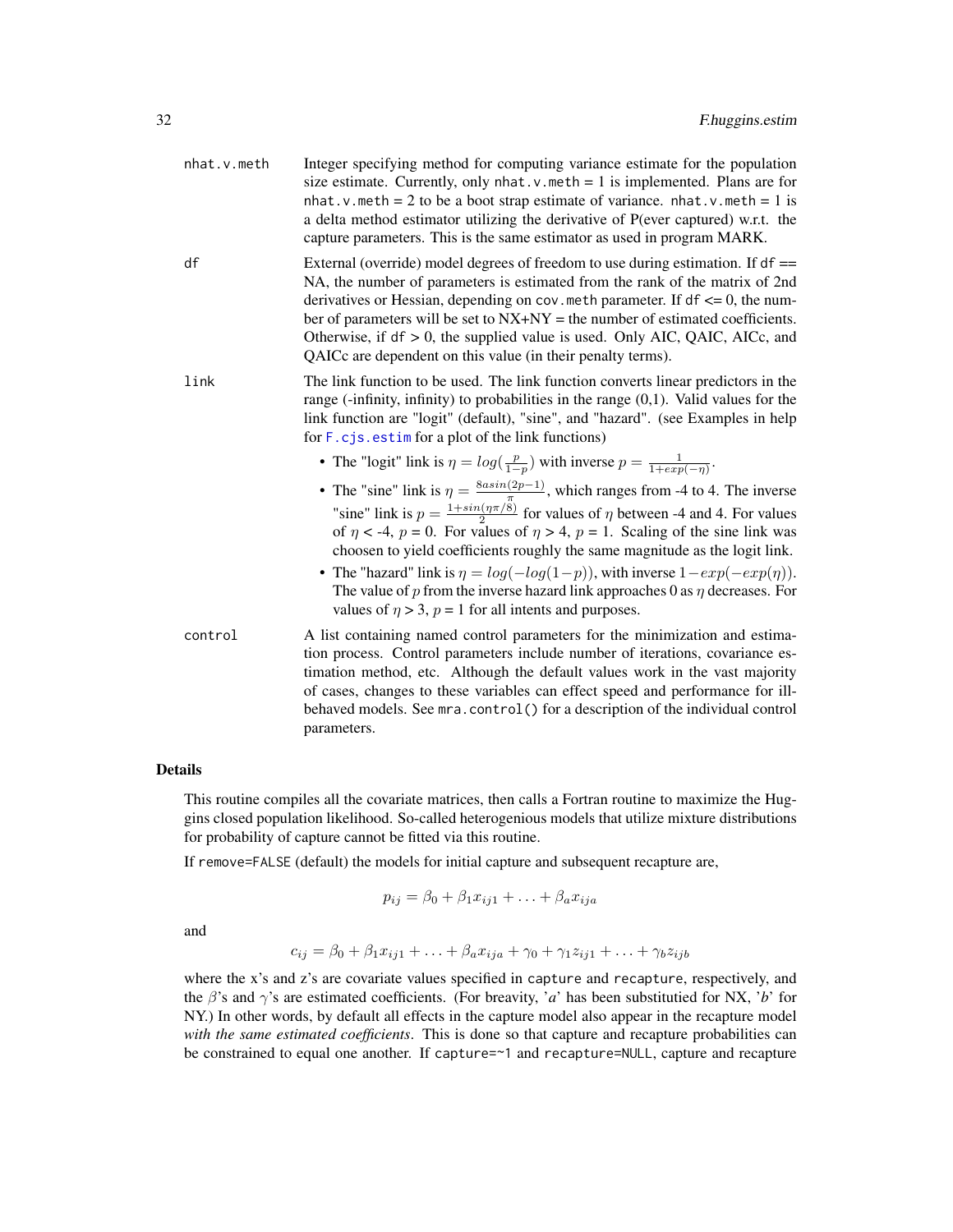nhat.v.meth
: Integer specifying method for computing variance estimate for the population size estimate. Currently, only `nhat.v.meth = 1` is implemented. Plans are for `nhat.v.meth = 2` to be a boot strap estimate of variance. `nhat.v.meth = 1` is a delta method estimator utilizing the derivative of P(ever captured) w.r.t. the capture parameters. This is the same estimator as used in program MARK.

df
: External (override) model degrees of freedom to use during estimation. If `df == NA`, the number of parameters is estimated from the rank of the matrix of 2nd derivatives or Hessian, depending on `cov.meth` parameter. If `df <= 0`, the number of parameters will be set to NX+NY = the number of estimated coefficients. Otherwise, if `df > 0`, the supplied value is used. Only AIC, QAIC, AICc, and QAICc are dependent on this value (in their penalty terms).

link
: The link function to be used. The link function converts linear predictors in the range (-infinity, infinity) to probabilities in the range (0,1). Valid values for the link function are "logit" (default), "sine", and "hazard". (see Examples in help for `F.cjs.estim` for a plot of the link functions)

- The "logit" link is $\eta = log(\frac{p}{1-p})$ with inverse $p = \frac{1}{1+exp(-\eta)}$.
- The "sine" link is $\eta = \frac{8asin(2p-1)}{\pi}$, which ranges from -4 to 4. The inverse "sine" link is $p = \frac{1+sin(\eta\pi/8)}{2}$ for values of $\eta$ between -4 and 4. For values of $\eta$ < -4, $p$ = 0. For values of $\eta$ > 4, $p$ = 1. Scaling of the sine link was choosen to yield coefficients roughly the same magnitude as the logit link.
- The "hazard" link is $\eta = log(-log(1-p))$, with inverse $1 - exp(-exp(\eta))$. The value of $p$ from the inverse hazard link approaches 0 as $\eta$ decreases. For values of $\eta$ > 3, $p$ = 1 for all intents and purposes.

control
: A list containing named control parameters for the minimization and estimation process. Control parameters include number of iterations, covariance estimation method, etc. Although the default values work in the vast majority of cases, changes to these variables can effect speed and performance for ill-behaved models. See `mra.control()` for a description of the individual control parameters.

## Details

This routine compiles all the covariate matrices, then calls a Fortran routine to maximize the Huggins closed population likelihood. So-called heterogenious models that utilize mixture distributions for probability of capture cannot be fitted via this routine.

If `remove=FALSE` (default) the models for initial capture and subsequent recapture are,

$$p_{ij} = \beta_0 + \beta_1 x_{ij1} + \ldots + \beta_a x_{ija}$$

and

$$c_{ij} = \beta_0 + \beta_1 x_{ij1} + \ldots + \beta_a x_{ija} + \gamma_0 + \gamma_1 z_{ij1} + \ldots + \gamma_b z_{ijb}$$

where the x's and z's are covariate values specified in `capture` and `recapture`, respectively, and the $\beta$'s and $\gamma$'s are estimated coefficients. (For breavity, '$a$' has been substitutied for NX, '$b$' for NY.) In other words, by default all effects in the capture model also appear in the recapture model *with the same estimated coefficients*. This is done so that capture and recapture probabilities can be constrained to equal one another. If `capture=~1` and `recapture=NULL`, capture and recapture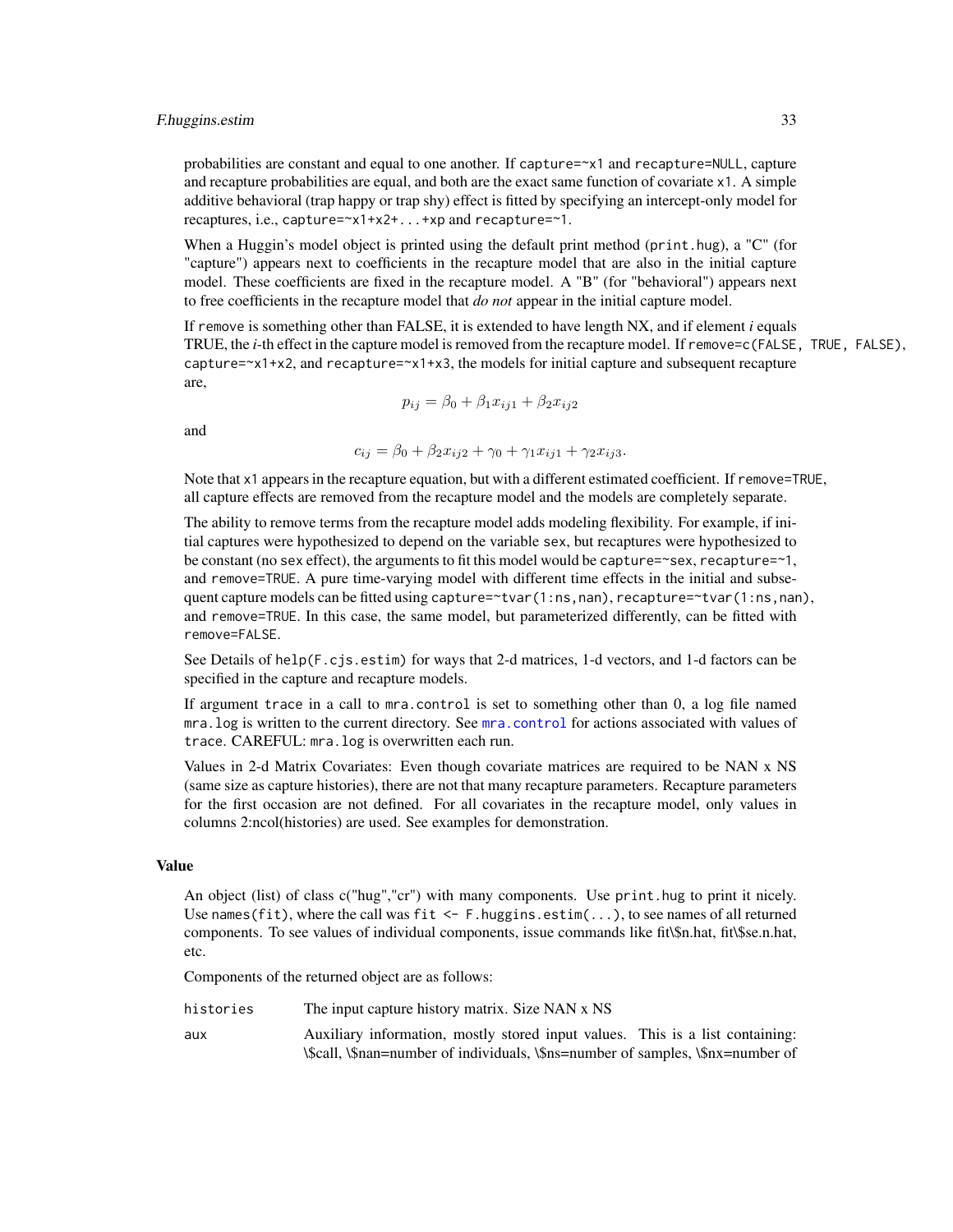probabilities are constant and equal to one another. If `capture=~x1` and `recapture=NULL`, capture and recapture probabilities are equal, and both are the exact same function of covariate `x1`. A simple additive behavioral (trap happy or trap shy) effect is fitted by specifying an intercept-only model for recaptures, i.e., `capture=~x1+x2+...+xp` and `recapture=~1`.

When a Huggin's model object is printed using the default print method (`print.hug`), a "C" (for "capture") appears next to coefficients in the recapture model that are also in the initial capture model. These coefficients are fixed in the recapture model. A "B" (for "behavioral") appears next to free coefficients in the recapture model that *do not* appear in the initial capture model.

If `remove` is something other than FALSE, it is extended to have length NX, and if element *i* equals TRUE, the *i*-th effect in the capture model is removed from the recapture model. If `remove=c(FALSE, TRUE, FALSE)`, `capture=~x1+x2`, and `recapture=~x1+x3`, the models for initial capture and subsequent recapture are,

$$p_{ij} = \beta_0 + \beta_1 x_{ij1} + \beta_2 x_{ij2}$$

and

$$c_{ij} = \beta_0 + \beta_2 x_{ij2} + \gamma_0 + \gamma_1 x_{ij1} + \gamma_2 x_{ij3}.$$

Note that `x1` appears in the recapture equation, but with a different estimated coefficient. If `remove=TRUE`, all capture effects are removed from the recapture model and the models are completely separate.

The ability to remove terms from the recapture model adds modeling flexibility. For example, if initial captures were hypothesized to depend on the variable `sex`, but recaptures were hypothesized to be constant (no `sex` effect), the arguments to fit this model would be `capture=~sex`, `recapture=~1`, and `remove=TRUE`. A pure time-varying model with different time effects in the initial and subsequent capture models can be fitted using `capture=~tvar(1:ns,nan)`, `recapture=~tvar(1:ns,nan)`, and `remove=TRUE`. In this case, the same model, but parameterized differently, can be fitted with `remove=FALSE`.

See Details of `help(F.cjs.estim)` for ways that 2-d matrices, 1-d vectors, and 1-d factors can be specified in the capture and recapture models.

If argument `trace` in a call to `mra.control` is set to something other than 0, a log file named `mra.log` is written to the current directory. See `mra.control` for actions associated with values of `trace`. CAREFUL: `mra.log` is overwritten each run.

Values in 2-d Matrix Covariates: Even though covariate matrices are required to be NAN x NS (same size as capture histories), there are not that many recapture parameters. Recapture parameters for the first occasion are not defined. For all covariates in the recapture model, only values in columns 2:ncol(histories) are used. See examples for demonstration.

## Value

An object (list) of class c("hug","cr") with many components. Use `print.hug` to print it nicely. Use `names(fit)`, where the call was `fit <- F.huggins.estim(...)`, to see names of all returned components. To see values of individual components, issue commands like fit\$n.hat, fit\$se.n.hat, etc.

Components of the returned object are as follows:

`histories` The input capture history matrix. Size NAN x NS

`aux` Auxiliary information, mostly stored input values. This is a list containing: \$call, \$nan=number of individuals, \$ns=number of samples, \$nx=number of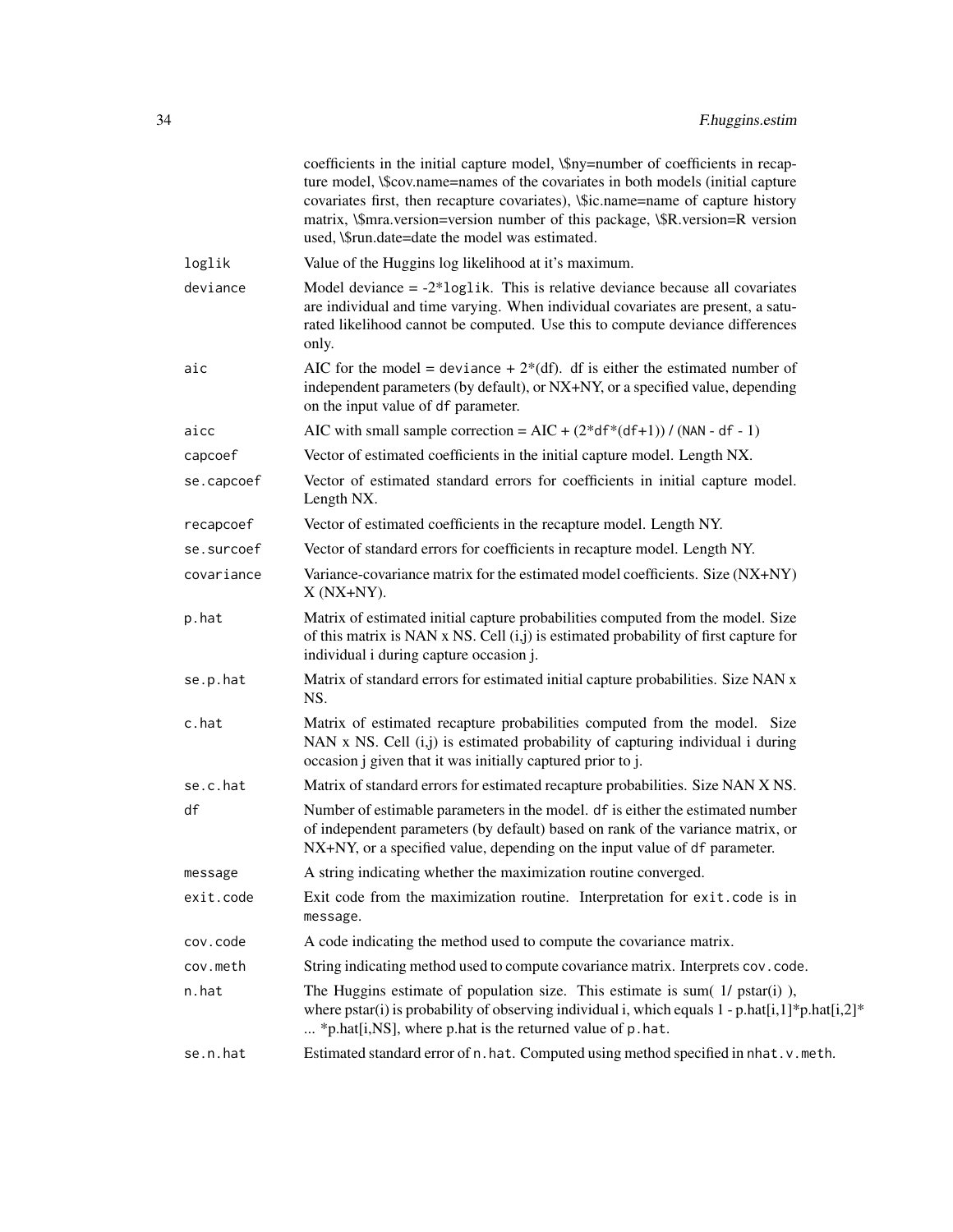coefficients in the initial capture model, \$ny=number of coefficients in recapture model, \$cov.name=names of the covariates in both models (initial capture covariates first, then recapture covariates), \$ic.name=name of capture history matrix, \$mra.version=version number of this package, \$R.version=R version used, \$run.date=date the model was estimated.

| | |
|---|---|
| `loglik` | Value of the Huggins log likelihood at it's maximum. |
| `deviance` | Model deviance = -2*`loglik`. This is relative deviance because all covariates are individual and time varying. When individual covariates are present, a saturated likelihood cannot be computed. Use this to compute deviance differences only. |
| `aic` | AIC for the model = `deviance` + 2*(df). df is either the estimated number of independent parameters (by default), or NX+NY, or a specified value, depending on the input value of `df` parameter. |
| `aicc` | AIC with small sample correction = AIC + (2*`df`*(`df`+1)) / (`NAN` - `df` - 1) |
| `capcoef` | Vector of estimated coefficients in the initial capture model. Length NX. |
| `se.capcoef` | Vector of estimated standard errors for coefficients in initial capture model. Length NX. |
| `recapcoef` | Vector of estimated coefficients in the recapture model. Length NY. |
| `se.surcoef` | Vector of standard errors for coefficients in recapture model. Length NY. |
| `covariance` | Variance-covariance matrix for the estimated model coefficients. Size (NX+NY) X (NX+NY). |
| `p.hat` | Matrix of estimated initial capture probabilities computed from the model. Size of this matrix is NAN x NS. Cell (i,j) is estimated probability of first capture for individual i during capture occasion j. |
| `se.p.hat` | Matrix of standard errors for estimated initial capture probabilities. Size NAN x NS. |
| `c.hat` | Matrix of estimated recapture probabilities computed from the model. Size NAN x NS. Cell (i,j) is estimated probability of capturing individual i during occasion j given that it was initially captured prior to j. |
| `se.c.hat` | Matrix of standard errors for estimated recapture probabilities. Size NAN X NS. |
| `df` | Number of estimable parameters in the model. `df` is either the estimated number of independent parameters (by default) based on rank of the variance matrix, or NX+NY, or a specified value, depending on the input value of `df` parameter. |
| `message` | A string indicating whether the maximization routine converged. |
| `exit.code` | Exit code from the maximization routine. Interpretation for `exit.code` is in `message`. |
| `cov.code` | A code indicating the method used to compute the covariance matrix. |
| `cov.meth` | String indicating method used to compute covariance matrix. Interprets `cov.code`. |
| `n.hat` | The Huggins estimate of population size. This estimate is sum( 1/ pstar(i) ), where pstar(i) is probability of observing individual i, which equals 1 - p.hat[i,1]*p.hat[i,2]* ... *p.hat[i,NS], where p.hat is the returned value of `p.hat`. |
| `se.n.hat` | Estimated standard error of `n.hat`. Computed using method specified in `nhat.v.meth`. |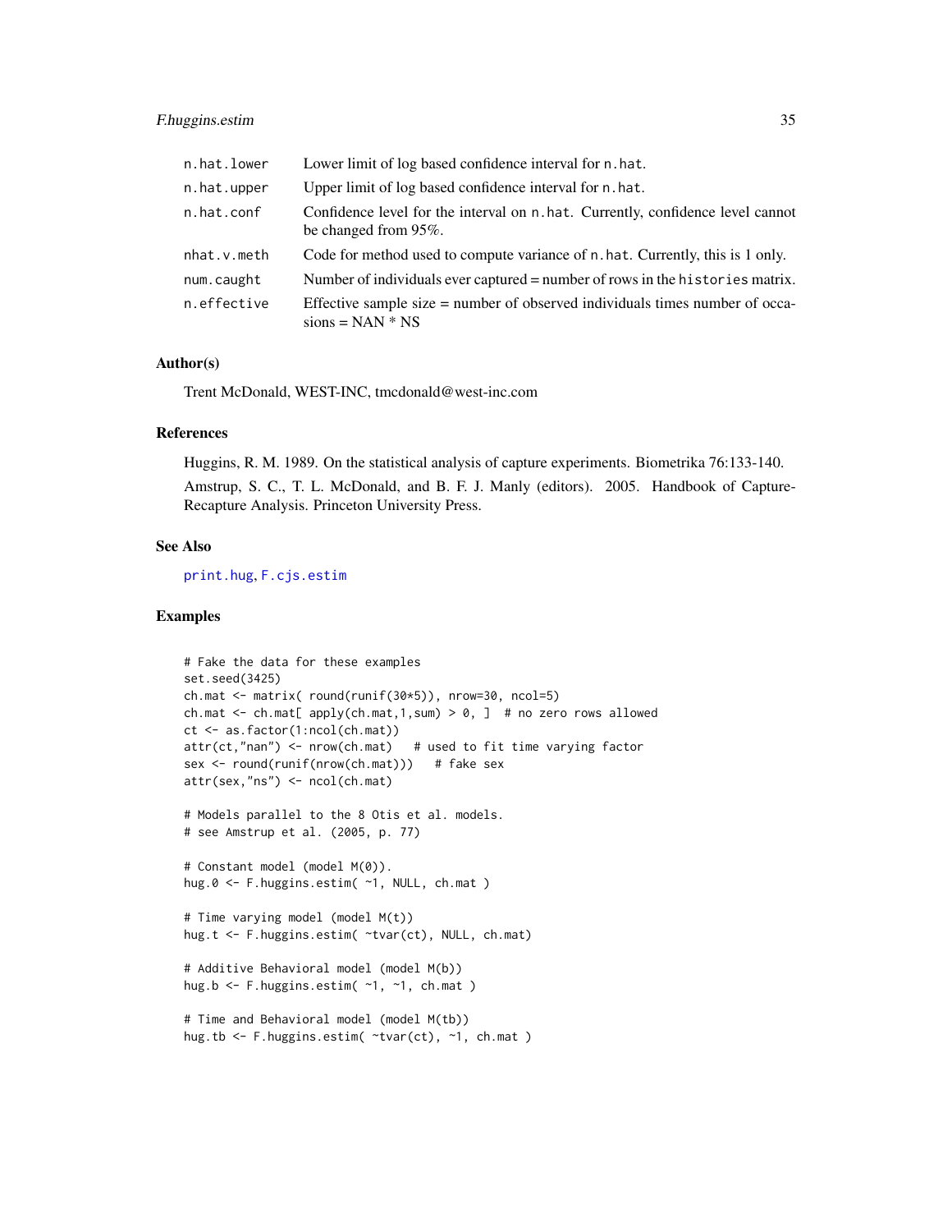| | |
|---|---|
| n.hat.lower | Lower limit of log based confidence interval for n.hat. |
| n.hat.upper | Upper limit of log based confidence interval for n.hat. |
| n.hat.conf | Confidence level for the interval on n.hat. Currently, confidence level cannot be changed from 95%. |
| nhat.v.meth | Code for method used to compute variance of n.hat. Currently, this is 1 only. |
| num.caught | Number of individuals ever captured = number of rows in the histories matrix. |
| n.effective | Effective sample size = number of observed individuals times number of occasions = NAN * NS |

### Author(s)

Trent McDonald, WEST-INC, tmcdonald@west-inc.com

### References

Huggins, R. M. 1989. On the statistical analysis of capture experiments. Biometrika 76:133-140.

Amstrup, S. C., T. L. McDonald, and B. F. J. Manly (editors). 2005. Handbook of Capture-Recapture Analysis. Princeton University Press.

### See Also

print.hug, F.cjs.estim

### Examples

```
# Fake the data for these examples
set.seed(3425)
ch.mat <- matrix( round(runif(30*5)), nrow=30, ncol=5)
ch.mat <- ch.mat[ apply(ch.mat,1,sum) > 0, ]  # no zero rows allowed
ct <- as.factor(1:ncol(ch.mat))
attr(ct,"nan") <- nrow(ch.mat)   # used to fit time varying factor
sex <- round(runif(nrow(ch.mat)))   # fake sex
attr(sex,"ns") <- ncol(ch.mat)

# Models parallel to the 8 Otis et al. models.
# see Amstrup et al. (2005, p. 77)

# Constant model (model M(0)).
hug.0 <- F.huggins.estim( ~1, NULL, ch.mat )

# Time varying model (model M(t))
hug.t <- F.huggins.estim( ~tvar(ct), NULL, ch.mat)

# Additive Behavioral model (model M(b))
hug.b <- F.huggins.estim( ~1, ~1, ch.mat )

# Time and Behavioral model (model M(tb))
hug.tb <- F.huggins.estim( ~tvar(ct), ~1, ch.mat )
```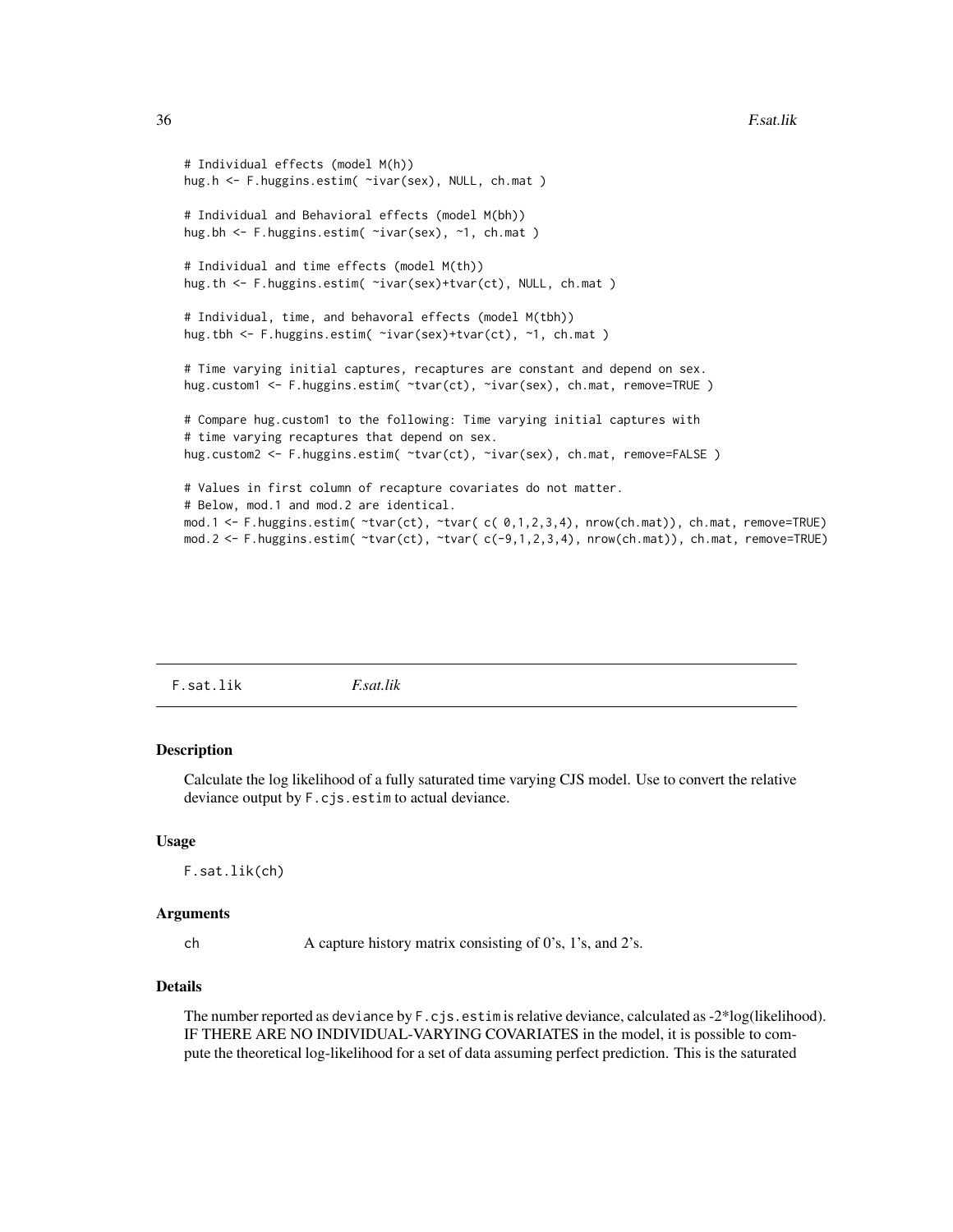```
# Individual effects (model M(h))
hug.h <- F.huggins.estim( ~ivar(sex), NULL, ch.mat )

# Individual and Behavioral effects (model M(bh))
hug.bh <- F.huggins.estim( ~ivar(sex), ~1, ch.mat )

# Individual and time effects (model M(th))
hug.th <- F.huggins.estim( ~ivar(sex)+tvar(ct), NULL, ch.mat )

# Individual, time, and behavoral effects (model M(tbh))
hug.tbh <- F.huggins.estim( ~ivar(sex)+tvar(ct), ~1, ch.mat )

# Time varying initial captures, recaptures are constant and depend on sex.
hug.custom1 <- F.huggins.estim( ~tvar(ct), ~ivar(sex), ch.mat, remove=TRUE )

# Compare hug.custom1 to the following: Time varying initial captures with
# time varying recaptures that depend on sex.
hug.custom2 <- F.huggins.estim( ~tvar(ct), ~ivar(sex), ch.mat, remove=FALSE )

# Values in first column of recapture covariates do not matter.
# Below, mod.1 and mod.2 are identical.
mod.1 <- F.huggins.estim( ~tvar(ct), ~tvar( c( 0,1,2,3,4), nrow(ch.mat)), ch.mat, remove=TRUE)
mod.2 <- F.huggins.estim( ~tvar(ct), ~tvar( c(-9,1,2,3,4), nrow(ch.mat)), ch.mat, remove=TRUE)
```

## F.sat.lik — *F.sat.lik*

### Description

Calculate the log likelihood of a fully saturated time varying CJS model. Use to convert the relative deviance output by `F.cjs.estim` to actual deviance.

### Usage

```
F.sat.lik(ch)
```

### Arguments

| | |
|---|---|
| `ch` | A capture history matrix consisting of 0's, 1's, and 2's. |

### Details

The number reported as `deviance` by `F.cjs.estim` is relative deviance, calculated as -2*log(likelihood). IF THERE ARE NO INDIVIDUAL-VARYING COVARIATES in the model, it is possible to compute the theoretical log-likelihood for a set of data assuming perfect prediction. This is the saturated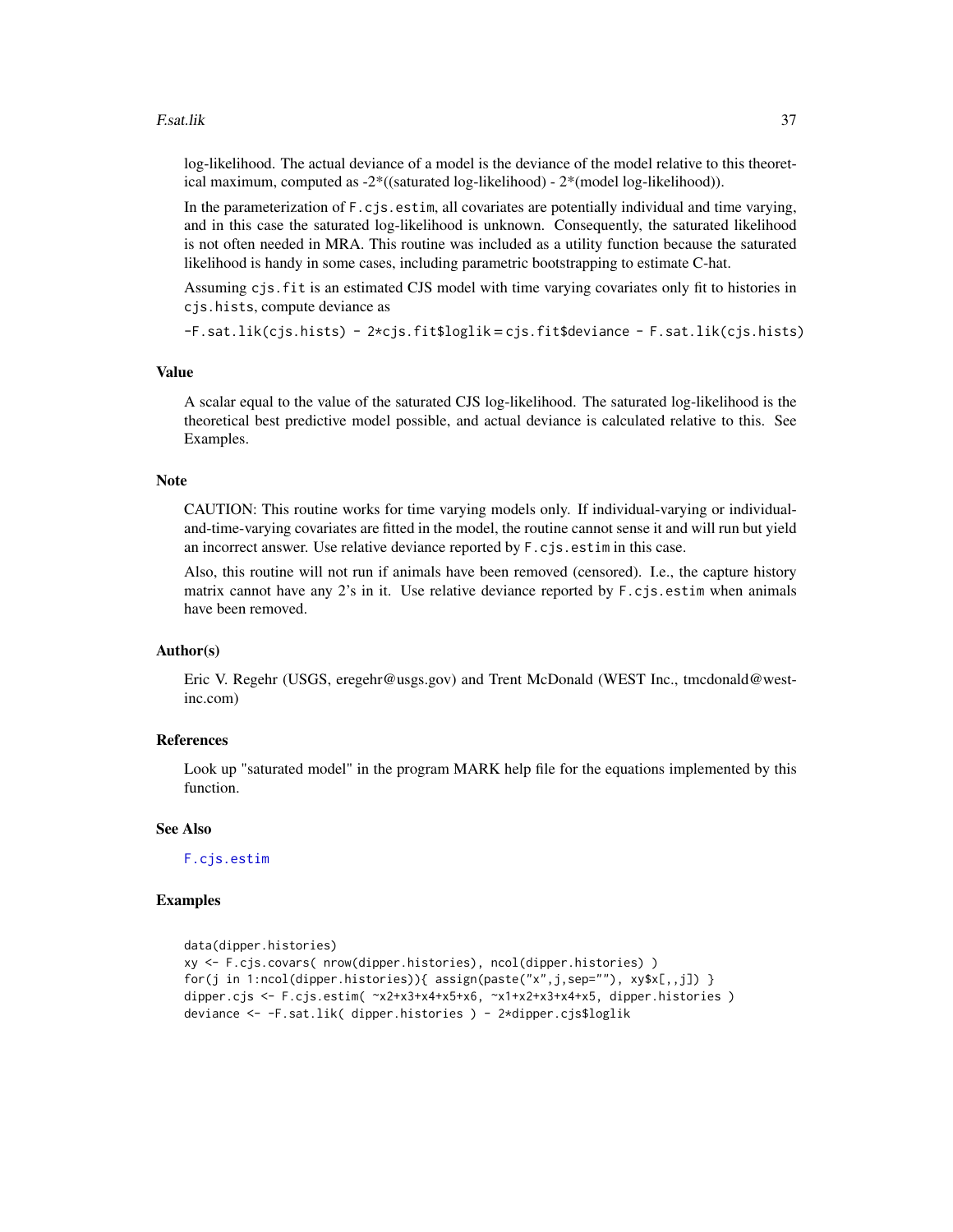log-likelihood. The actual deviance of a model is the deviance of the model relative to this theoretical maximum, computed as -2*((saturated log-likelihood) - 2*(model log-likelihood)).

In the parameterization of `F.cjs.estim`, all covariates are potentially individual and time varying, and in this case the saturated log-likelihood is unknown. Consequently, the saturated likelihood is not often needed in MRA. This routine was included as a utility function because the saturated likelihood is handy in some cases, including parametric bootstrapping to estimate C-hat.

Assuming `cjs.fit` is an estimated CJS model with time varying covariates only fit to histories in `cjs.hists`, compute deviance as

`-F.sat.lik(cjs.hists) - 2*cjs.fit$loglik = cjs.fit$deviance - F.sat.lik(cjs.hists)`

## Value

A scalar equal to the value of the saturated CJS log-likelihood. The saturated log-likelihood is the theoretical best predictive model possible, and actual deviance is calculated relative to this. See Examples.

## Note

CAUTION: This routine works for time varying models only. If individual-varying or individual-and-time-varying covariates are fitted in the model, the routine cannot sense it and will run but yield an incorrect answer. Use relative deviance reported by `F.cjs.estim` in this case.

Also, this routine will not run if animals have been removed (censored). I.e., the capture history matrix cannot have any 2's in it. Use relative deviance reported by `F.cjs.estim` when animals have been removed.

## Author(s)

Eric V. Regehr (USGS, eregehr@usgs.gov) and Trent McDonald (WEST Inc., tmcdonald@west-inc.com)

## References

Look up "saturated model" in the program MARK help file for the equations implemented by this function.

## See Also

`F.cjs.estim`

## Examples

```
data(dipper.histories)
xy <- F.cjs.covars( nrow(dipper.histories), ncol(dipper.histories) )
for(j in 1:ncol(dipper.histories)){ assign(paste("x",j,sep=""), xy$x[,,j]) }
dipper.cjs <- F.cjs.estim( ~x2+x3+x4+x5+x6, ~x1+x2+x3+x4+x5, dipper.histories )
deviance <- -F.sat.lik( dipper.histories ) - 2*dipper.cjs$loglik
```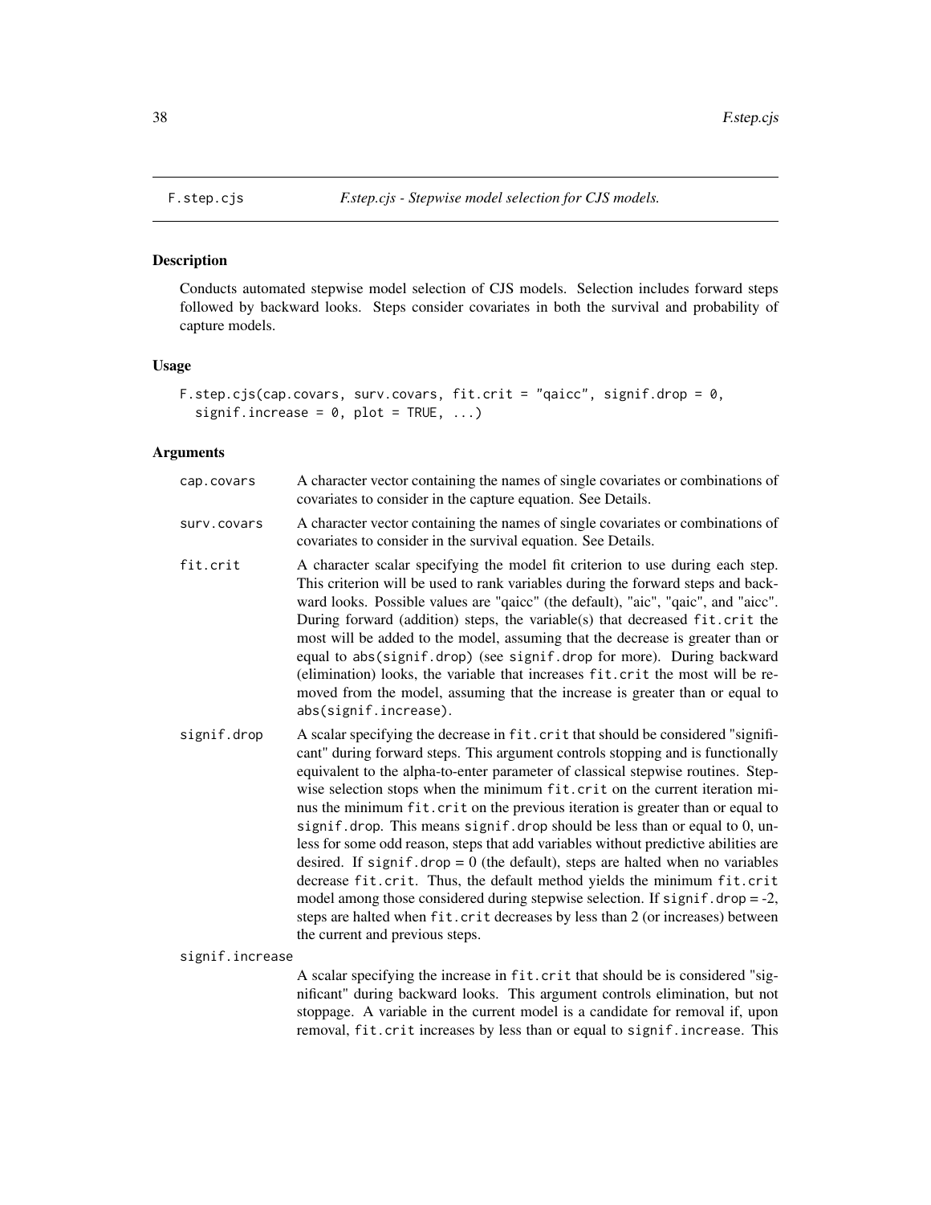F.step.cjs *F.step.cjs - Stepwise model selection for CJS models.*

## Description

Conducts automated stepwise model selection of CJS models. Selection includes forward steps followed by backward looks. Steps consider covariates in both the survival and probability of capture models.

## Usage

```
F.step.cjs(cap.covars, surv.covars, fit.crit = "qaicc", signif.drop = 0,
  signif.increase = 0, plot = TRUE, ...)
```

## Arguments

- `cap.covars` — A character vector containing the names of single covariates or combinations of covariates to consider in the capture equation. See Details.
- `surv.covars` — A character vector containing the names of single covariates or combinations of covariates to consider in the survival equation. See Details.
- `fit.crit` — A character scalar specifying the model fit criterion to use during each step. This criterion will be used to rank variables during the forward steps and backward looks. Possible values are "qaicc" (the default), "aic", "qaic", and "aicc". During forward (addition) steps, the variable(s) that decreased `fit.crit` the most will be added to the model, assuming that the decrease is greater than or equal to `abs(signif.drop)` (see `signif.drop` for more). During backward (elimination) looks, the variable that increases `fit.crit` the most will be removed from the model, assuming that the increase is greater than or equal to `abs(signif.increase)`.
- `signif.drop` — A scalar specifying the decrease in `fit.crit` that should be considered "significant" during forward steps. This argument controls stopping and is functionally equivalent to the alpha-to-enter parameter of classical stepwise routines. Stepwise selection stops when the minimum `fit.crit` on the current iteration minus the minimum `fit.crit` on the previous iteration is greater than or equal to `signif.drop`. This means `signif.drop` should be less than or equal to 0, unless for some odd reason, steps that add variables without predictive abilities are desired. If `signif.drop = 0` (the default), steps are halted when no variables decrease `fit.crit`. Thus, the default method yields the minimum `fit.crit` model among those considered during stepwise selection. If `signif.drop = -2`, steps are halted when `fit.crit` decreases by less than 2 (or increases) between the current and previous steps.
- `signif.increase` — A scalar specifying the increase in `fit.crit` that should be is considered "significant" during backward looks. This argument controls elimination, but not stoppage. A variable in the current model is a candidate for removal if, upon removal, `fit.crit` increases by less than or equal to `signif.increase`. This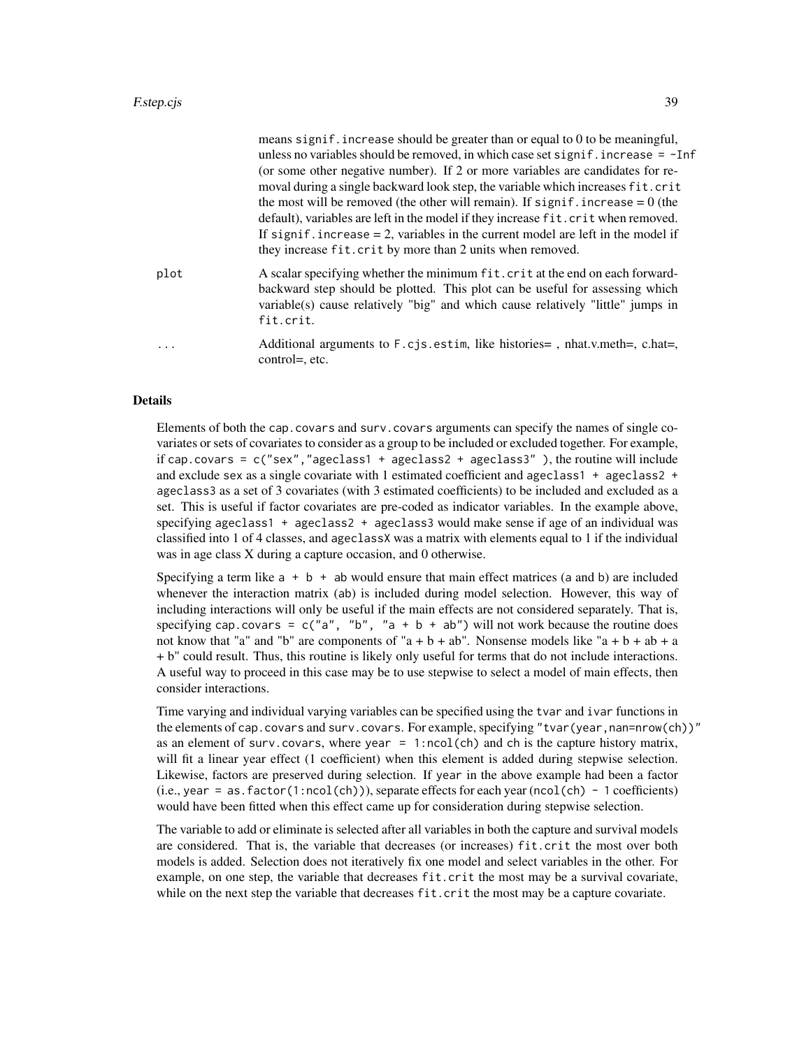means `signif.increase` should be greater than or equal to 0 to be meaningful, unless no variables should be removed, in which case set `signif.increase = -Inf` (or some other negative number). If 2 or more variables are candidates for removal during a single backward look step, the variable which increases `fit.crit` the most will be removed (the other will remain). If `signif.increase` = 0 (the default), variables are left in the model if they increase `fit.crit` when removed. If `signif.increase` = 2, variables in the current model are left in the model if they increase `fit.crit` by more than 2 units when removed.

`plot` A scalar specifying whether the minimum `fit.crit` at the end on each forward-backward step should be plotted. This plot can be useful for assessing which variable(s) cause relatively "big" and which cause relatively "little" jumps in `fit.crit`.

`...` Additional arguments to `F.cjs.estim`, like histories= , nhat.v.meth=, c.hat=, control=, etc.

## Details

Elements of both the `cap.covars` and `surv.covars` arguments can specify the names of single covariates or sets of covariates to consider as a group to be included or excluded together. For example, if `cap.covars = c("sex","ageclass1 + ageclass2 + ageclass3" )`, the routine will include and exclude `sex` as a single covariate with 1 estimated coefficient and `ageclass1 + ageclass2 + ageclass3` as a set of 3 covariates (with 3 estimated coefficients) to be included and excluded as a set. This is useful if factor covariates are pre-coded as indicator variables. In the example above, specifying `ageclass1 + ageclass2 + ageclass3` would make sense if age of an individual was classified into 1 of 4 classes, and `ageclassX` was a matrix with elements equal to 1 if the individual was in age class X during a capture occasion, and 0 otherwise.

Specifying a term like `a + b + ab` would ensure that main effect matrices (`a` and `b`) are included whenever the interaction matrix (`ab`) is included during model selection. However, this way of including interactions will only be useful if the main effects are not considered separately. That is, specifying `cap.covars = c("a", "b", "a + b + ab")` will not work because the routine does not know that "a" and "b" are components of "a + b + ab". Nonsense models like "a + b + ab + a + b" could result. Thus, this routine is likely only useful for terms that do not include interactions. A useful way to proceed in this case may be to use stepwise to select a model of main effects, then consider interactions.

Time varying and individual varying variables can be specified using the `tvar` and `ivar` functions in the elements of `cap.covars` and `surv.covars`. For example, specifying `"tvar(year,nan=nrow(ch))"` as an element of `surv.covars`, where `year = 1:ncol(ch)` and `ch` is the capture history matrix, will fit a linear year effect (1 coefficient) when this element is added during stepwise selection. Likewise, factors are preserved during selection. If `year` in the above example had been a factor (i.e., `year = as.factor(1:ncol(ch))`), separate effects for each year (`ncol(ch) - 1` coefficients) would have been fitted when this effect came up for consideration during stepwise selection.

The variable to add or eliminate is selected after all variables in both the capture and survival models are considered. That is, the variable that decreases (or increases) `fit.crit` the most over both models is added. Selection does not iteratively fix one model and select variables in the other. For example, on one step, the variable that decreases `fit.crit` the most may be a survival covariate, while on the next step the variable that decreases `fit.crit` the most may be a capture covariate.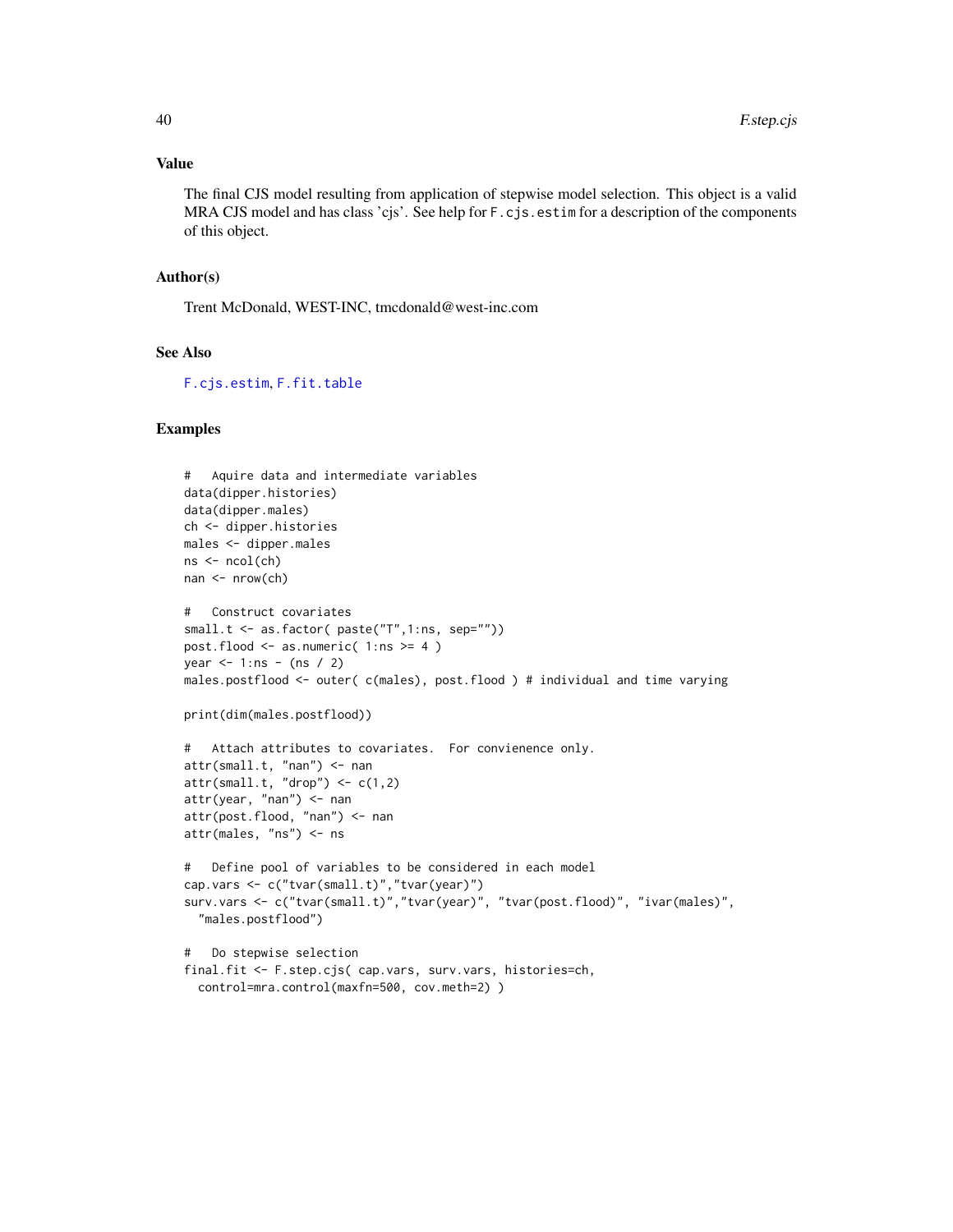## Value

The final CJS model resulting from application of stepwise model selection. This object is a valid MRA CJS model and has class 'cjs'. See help for `F.cjs.estim` for a description of the components of this object.

## Author(s)

Trent McDonald, WEST-INC, tmcdonald@west-inc.com

## See Also

F.cjs.estim, F.fit.table

## Examples

```
#   Aquire data and intermediate variables
data(dipper.histories)
data(dipper.males)
ch <- dipper.histories
males <- dipper.males
ns <- ncol(ch)
nan <- nrow(ch)

#   Construct covariates
small.t <- as.factor( paste("T",1:ns, sep=""))
post.flood <- as.numeric( 1:ns >= 4 )
year <- 1:ns - (ns / 2)
males.postflood <- outer( c(males), post.flood ) # individual and time varying

print(dim(males.postflood))

#   Attach attributes to covariates.  For convienence only.
attr(small.t, "nan") <- nan
attr(small.t, "drop") <- c(1,2)
attr(year, "nan") <- nan
attr(post.flood, "nan") <- nan
attr(males, "ns") <- ns

#   Define pool of variables to be considered in each model
cap.vars <- c("tvar(small.t)","tvar(year)")
surv.vars <- c("tvar(small.t)","tvar(year)", "tvar(post.flood)", "ivar(males)",
  "males.postflood")

#   Do stepwise selection
final.fit <- F.step.cjs( cap.vars, surv.vars, histories=ch,
  control=mra.control(maxfn=500, cov.meth=2) )
```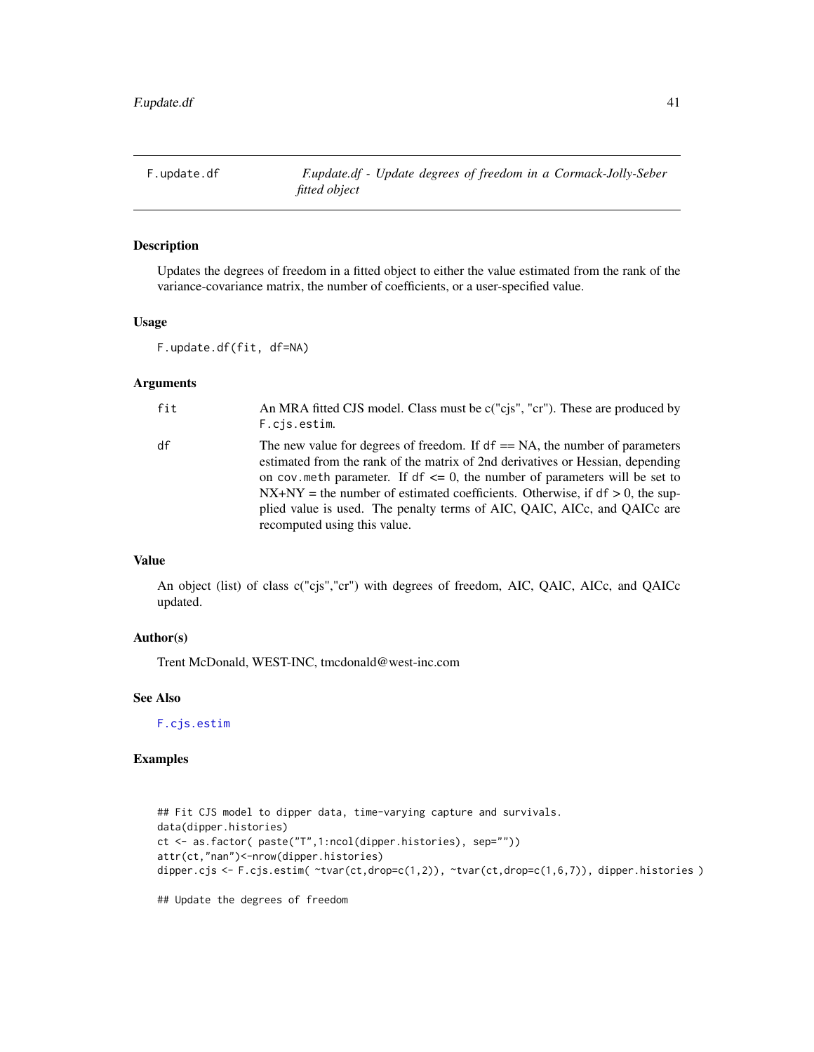# F.update.df — *F.update.df - Update degrees of freedom in a Cormack-Jolly-Seber fitted object*

## Description

Updates the degrees of freedom in a fitted object to either the value estimated from the rank of the variance-covariance matrix, the number of coefficients, or a user-specified value.

## Usage

```
F.update.df(fit, df=NA)
```

## Arguments

| | |
|---|---|
| `fit` | An MRA fitted CJS model. Class must be c("cjs", "cr"). These are produced by `F.cjs.estim`. |
| `df` | The new value for degrees of freedom. If `df` == NA, the number of parameters estimated from the rank of the matrix of 2nd derivatives or Hessian, depending on `cov.meth` parameter. If `df` <= 0, the number of parameters will be set to NX+NY = the number of estimated coefficients. Otherwise, if `df` > 0, the supplied value is used. The penalty terms of AIC, QAIC, AICc, and QAICc are recomputed using this value. |

## Value

An object (list) of class c("cjs","cr") with degrees of freedom, AIC, QAIC, AICc, and QAICc updated.

## Author(s)

Trent McDonald, WEST-INC, tmcdonald@west-inc.com

## See Also

`F.cjs.estim`

## Examples

```
## Fit CJS model to dipper data, time-varying capture and survivals.
data(dipper.histories)
ct <- as.factor( paste("T",1:ncol(dipper.histories), sep=""))
attr(ct,"nan")<-nrow(dipper.histories)
dipper.cjs <- F.cjs.estim( ~tvar(ct,drop=c(1,2)), ~tvar(ct,drop=c(1,6,7)), dipper.histories )

## Update the degrees of freedom
```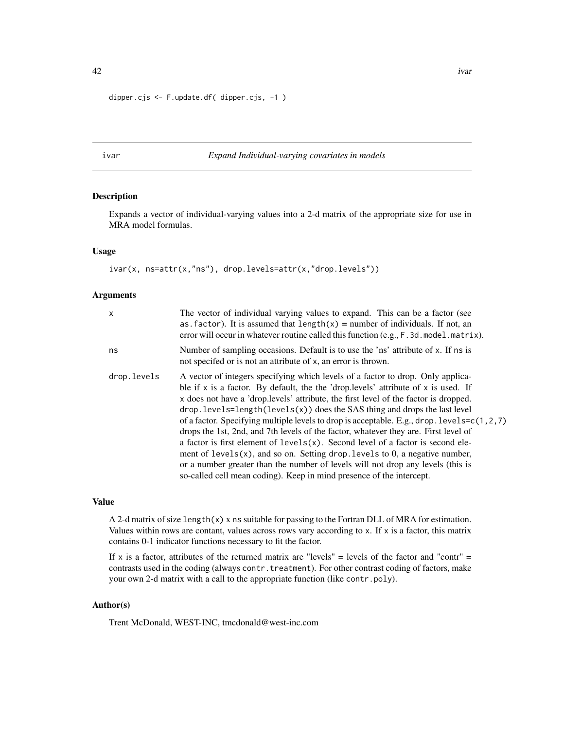```
dipper.cjs <- F.update.df( dipper.cjs, -1 )
```

## ivar — *Expand Individual-varying covariates in models*

### Description

Expands a vector of individual-varying values into a 2-d matrix of the appropriate size for use in MRA model formulas.

### Usage

```
ivar(x, ns=attr(x,"ns"), drop.levels=attr(x,"drop.levels"))
```

### Arguments

| | |
|---|---|
| x | The vector of individual varying values to expand. This can be a factor (see `as.factor`). It is assumed that `length(x)` = number of individuals. If not, an error will occur in whatever routine called this function (e.g., `F.3d.model.matrix`). |
| ns | Number of sampling occasions. Default is to use the 'ns' attribute of `x`. If `ns` is not specifed or is not an attribute of `x`, an error is thrown. |
| drop.levels | A vector of integers specifying which levels of a factor to drop. Only applicable if `x` is a factor. By default, the the 'drop.levels' attribute of `x` is used. If `x` does not have a 'drop.levels' attribute, the first level of the factor is dropped. `drop.levels=length(levels(x))` does the SAS thing and drops the last level of a factor. Specifying multiple levels to drop is acceptable. E.g., `drop.levels=c(1,2,7)` drops the 1st, 2nd, and 7th levels of the factor, whatever they are. First level of a factor is first element of `levels(x)`. Second level of a factor is second element of `levels(x)`, and so on. Setting `drop.levels` to 0, a negative number, or a number greater than the number of levels will not drop any levels (this is so-called cell mean coding). Keep in mind presence of the intercept. |

### Value

A 2-d matrix of size `length(x)` x `ns` suitable for passing to the Fortran DLL of MRA for estimation. Values within rows are contant, values across rows vary according to `x`. If `x` is a factor, this matrix contains 0-1 indicator functions necessary to fit the factor.

If `x` is a factor, attributes of the returned matrix are "levels" = levels of the factor and "contr" = contrasts used in the coding (always `contr.treatment`). For other contrast coding of factors, make your own 2-d matrix with a call to the appropriate function (like `contr.poly`).

### Author(s)

Trent McDonald, WEST-INC, tmcdonald@west-inc.com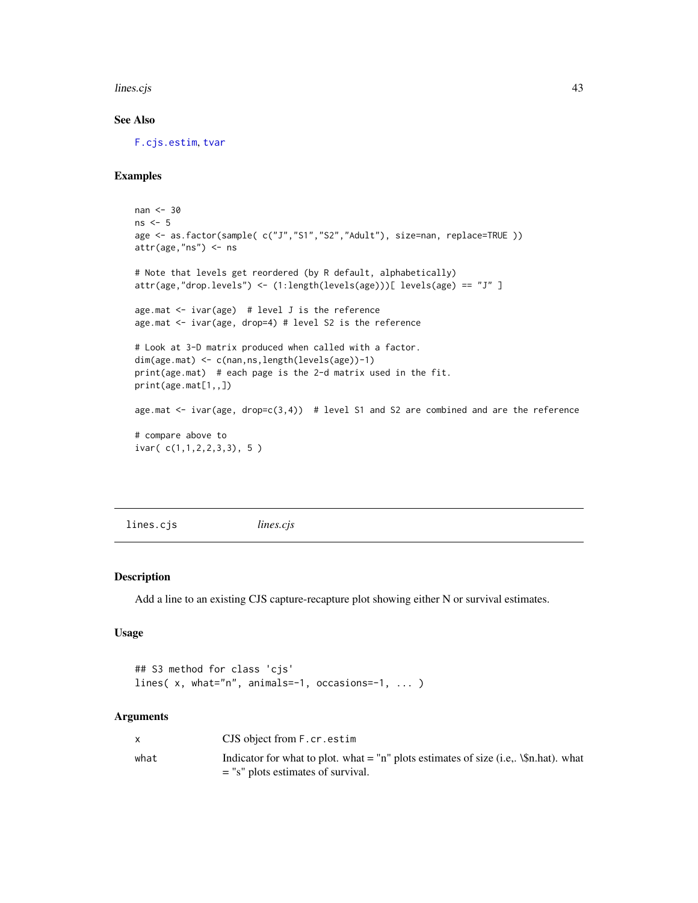## See Also

F.cjs.estim, tvar

## Examples

```
nan <- 30
ns <- 5
age <- as.factor(sample( c("J","S1","S2","Adult"), size=nan, replace=TRUE ))
attr(age,"ns") <- ns

# Note that levels get reordered (by R default, alphabetically)
attr(age,"drop.levels") <- (1:length(levels(age)))[ levels(age) == "J" ]

age.mat <- ivar(age)  # level J is the reference
age.mat <- ivar(age, drop=4) # level S2 is the reference

# Look at 3-D matrix produced when called with a factor.
dim(age.mat) <- c(nan,ns,length(levels(age))-1)
print(age.mat)  # each page is the 2-d matrix used in the fit.
print(age.mat[1,,])

age.mat <- ivar(age, drop=c(3,4))  # level S1 and S2 are combined and are the reference

# compare above to
ivar( c(1,1,2,2,3,3), 5 )
```

---

# lines.cjs *lines.cjs*

## Description

Add a line to an existing CJS capture-recapture plot showing either N or survival estimates.

## Usage

```
## S3 method for class 'cjs'
lines( x, what="n", animals=-1, occasions=-1, ... )
```

## Arguments

| | |
|---|---|
| x | CJS object from F.cr.estim |
| what | Indicator for what to plot. what = "n" plots estimates of size (i.e,. \$n.hat). what = "s" plots estimates of survival. |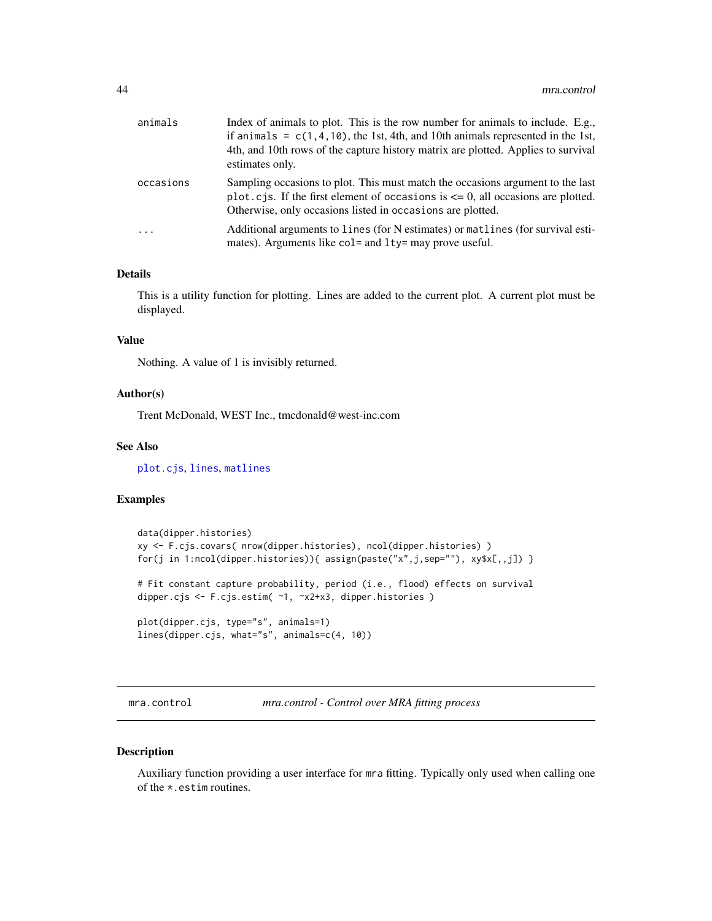| | |
|---|---|
| animals | Index of animals to plot. This is the row number for animals to include. E.g., if animals = c(1,4,10), the 1st, 4th, and 10th animals represented in the 1st, 4th, and 10th rows of the capture history matrix are plotted. Applies to survival estimates only. |
| occasions | Sampling occasions to plot. This must match the occasions argument to the last plot.cjs. If the first element of occasions is <= 0, all occasions are plotted. Otherwise, only occasions listed in occasions are plotted. |
| ... | Additional arguments to lines (for N estimates) or matlines (for survival estimates). Arguments like col= and lty= may prove useful. |

### Details

This is a utility function for plotting. Lines are added to the current plot. A current plot must be displayed.

### Value

Nothing. A value of 1 is invisibly returned.

### Author(s)

Trent McDonald, WEST Inc., tmcdonald@west-inc.com

### See Also

plot.cjs, lines, matlines

### Examples

```
data(dipper.histories)
xy <- F.cjs.covars( nrow(dipper.histories), ncol(dipper.histories) )
for(j in 1:ncol(dipper.histories)){ assign(paste("x",j,sep=""), xy$x[,,j]) }

# Fit constant capture probability, period (i.e., flood) effects on survival
dipper.cjs <- F.cjs.estim( ~1, ~x2+x3, dipper.histories )

plot(dipper.cjs, type="s", animals=1)
lines(dipper.cjs, what="s", animals=c(4, 10))
```

---

## mra.control — *mra.control - Control over MRA fitting process*

### Description

Auxiliary function providing a user interface for mra fitting. Typically only used when calling one of the *.estim routines.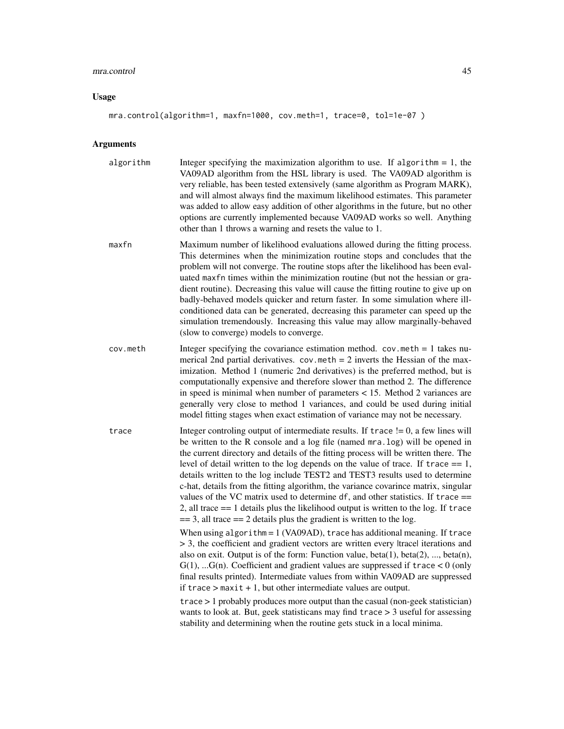## Usage

```
mra.control(algorithm=1, maxfn=1000, cov.meth=1, trace=0, tol=1e-07 )
```

## Arguments

**algorithm** Integer specifying the maximization algorithm to use. If algorithm = 1, the VA09AD algorithm from the HSL library is used. The VA09AD algorithm is very reliable, has been tested extensively (same algorithm as Program MARK), and will almost always find the maximum likelihood estimates. This parameter was added to allow easy addition of other algorithms in the future, but no other options are currently implemented because VA09AD works so well. Anything other than 1 throws a warning and resets the value to 1.

**maxfn** Maximum number of likelihood evaluations allowed during the fitting process. This determines when the minimization routine stops and concludes that the problem will not converge. The routine stops after the likelihood has been evaluated maxfn times within the minimization routine (but not the hessian or gradient routine). Decreasing this value will cause the fitting routine to give up on badly-behaved models quicker and return faster. In some simulation where ill-conditioned data can be generated, decreasing this parameter can speed up the simulation tremendously. Increasing this value may allow marginally-behaved (slow to converge) models to converge.

**cov.meth** Integer specifying the covariance estimation method. cov.meth = 1 takes numerical 2nd partial derivatives. cov.meth = 2 inverts the Hessian of the maximization. Method 1 (numeric 2nd derivatives) is the preferred method, but is computationally expensive and therefore slower than method 2. The difference in speed is minimal when number of parameters < 15. Method 2 variances are generally very close to method 1 variances, and could be used during initial model fitting stages when exact estimation of variance may not be necessary.

**trace** Integer controling output of intermediate results. If trace != 0, a few lines will be written to the R console and a log file (named mra.log) will be opened in the current directory and details of the fitting process will be written there. The level of detail written to the log depends on the value of trace. If trace == 1, details written to the log include TEST2 and TEST3 results used to determine c-hat, details from the fitting algorithm, the variance covarince matrix, singular values of the VC matrix used to determine df, and other statistics. If trace == 2, all trace == 1 details plus the likelihood output is written to the log. If trace == 3, all trace == 2 details plus the gradient is written to the log.

When using algorithm = 1 (VA09AD), trace has additional meaning. If trace > 3, the coefficient and gradient vectors are written every |trace| iterations and also on exit. Output is of the form: Function value, beta(1), beta(2), ..., beta(n), G(1), ...G(n). Coefficient and gradient values are suppressed if trace < 0 (only final results printed). Intermediate values from within VA09AD are suppressed if trace > maxit + 1, but other intermediate values are output.

trace > 1 probably produces more output than the casual (non-geek statistician) wants to look at. But, geek statisticans may find trace > 3 useful for assessing stability and determining when the routine gets stuck in a local minima.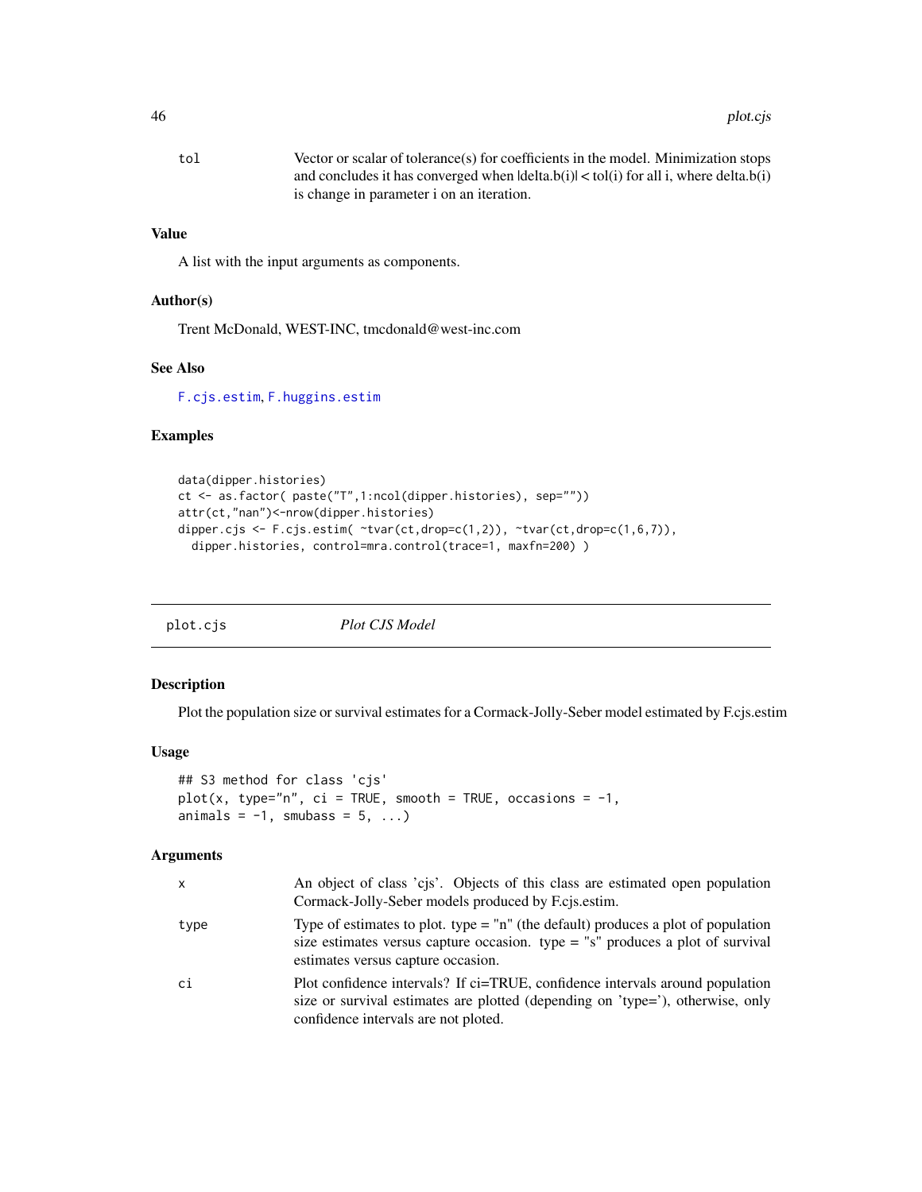| | |
|---|---|
| tol | Vector or scalar of tolerance(s) for coefficients in the model. Minimization stops and concludes it has converged when $|delta.b(i)| < tol(i)$ for all i, where delta.b(i) is change in parameter i on an iteration. |

### Value

A list with the input arguments as components.

### Author(s)

Trent McDonald, WEST-INC, tmcdonald@west-inc.com

### See Also

F.cjs.estim, F.huggins.estim

### Examples

```
data(dipper.histories)
ct <- as.factor( paste("T",1:ncol(dipper.histories), sep=""))
attr(ct,"nan")<-nrow(dipper.histories)
dipper.cjs <- F.cjs.estim( ~tvar(ct,drop=c(1,2)), ~tvar(ct,drop=c(1,6,7)),
  dipper.histories, control=mra.control(trace=1, maxfn=200) )
```

---

## plot.cjs — *Plot CJS Model*

### Description

Plot the population size or survival estimates for a Cormack-Jolly-Seber model estimated by F.cjs.estim

### Usage

```
## S3 method for class 'cjs'
plot(x, type="n", ci = TRUE, smooth = TRUE, occasions = -1,
animals = -1, smubass = 5, ...)
```

### Arguments

| | |
|---|---|
| x | An object of class 'cjs'. Objects of this class are estimated open population Cormack-Jolly-Seber models produced by F.cjs.estim. |
| type | Type of estimates to plot. type = "n" (the default) produces a plot of population size estimates versus capture occasion. type = "s" produces a plot of survival estimates versus capture occasion. |
| ci | Plot confidence intervals? If ci=TRUE, confidence intervals around population size or survival estimates are plotted (depending on 'type='), otherwise, only confidence intervals are not ploted. |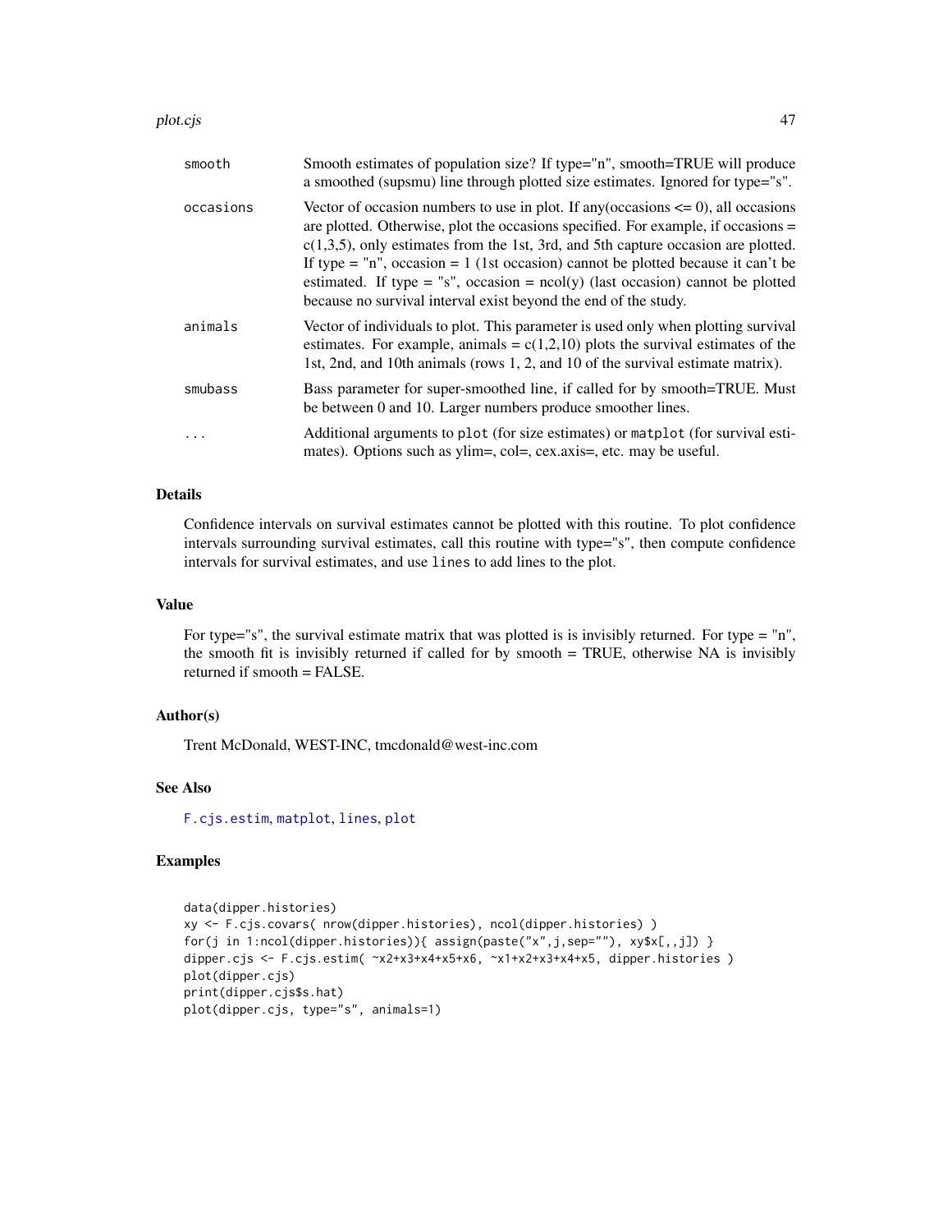| | |
|---|---|
| smooth | Smooth estimates of population size? If type="n", smooth=TRUE will produce a smoothed (supsmu) line through plotted size estimates. Ignored for type="s". |
| occasions | Vector of occasion numbers to use in plot. If any(occasions <= 0), all occasions are plotted. Otherwise, plot the occasions specified. For example, if occasions = c(1,3,5), only estimates from the 1st, 3rd, and 5th capture occasion are plotted. If type = "n", occasion = 1 (1st occasion) cannot be plotted because it can't be estimated. If type = "s", occasion = ncol(y) (last occasion) cannot be plotted because no survival interval exist beyond the end of the study. |
| animals | Vector of individuals to plot. This parameter is used only when plotting survival estimates. For example, animals = c(1,2,10) plots the survival estimates of the 1st, 2nd, and 10th animals (rows 1, 2, and 10 of the survival estimate matrix). |
| smubass | Bass parameter for super-smoothed line, if called for by smooth=TRUE. Must be between 0 and 10. Larger numbers produce smoother lines. |
| ... | Additional arguments to `plot` (for size estimates) or `matplot` (for survival estimates). Options such as ylim=, col=, cex.axis=, etc. may be useful. |

## Details

Confidence intervals on survival estimates cannot be plotted with this routine. To plot confidence intervals surrounding survival estimates, call this routine with type="s", then compute confidence intervals for survival estimates, and use `lines` to add lines to the plot.

## Value

For type="s", the survival estimate matrix that was plotted is is invisibly returned. For type = "n", the smooth fit is invisibly returned if called for by smooth = TRUE, otherwise NA is invisibly returned if smooth = FALSE.

## Author(s)

Trent McDonald, WEST-INC, tmcdonald@west-inc.com

## See Also

`F.cjs.estim`, `matplot`, `lines`, `plot`

## Examples

```
data(dipper.histories)
xy <- F.cjs.covars( nrow(dipper.histories), ncol(dipper.histories) )
for(j in 1:ncol(dipper.histories)){ assign(paste("x",j,sep=""), xy$x[,,j]) }
dipper.cjs <- F.cjs.estim( ~x2+x3+x4+x5+x6, ~x1+x2+x3+x4+x5, dipper.histories )
plot(dipper.cjs)
print(dipper.cjs$s.hat)
plot(dipper.cjs, type="s", animals=1)
```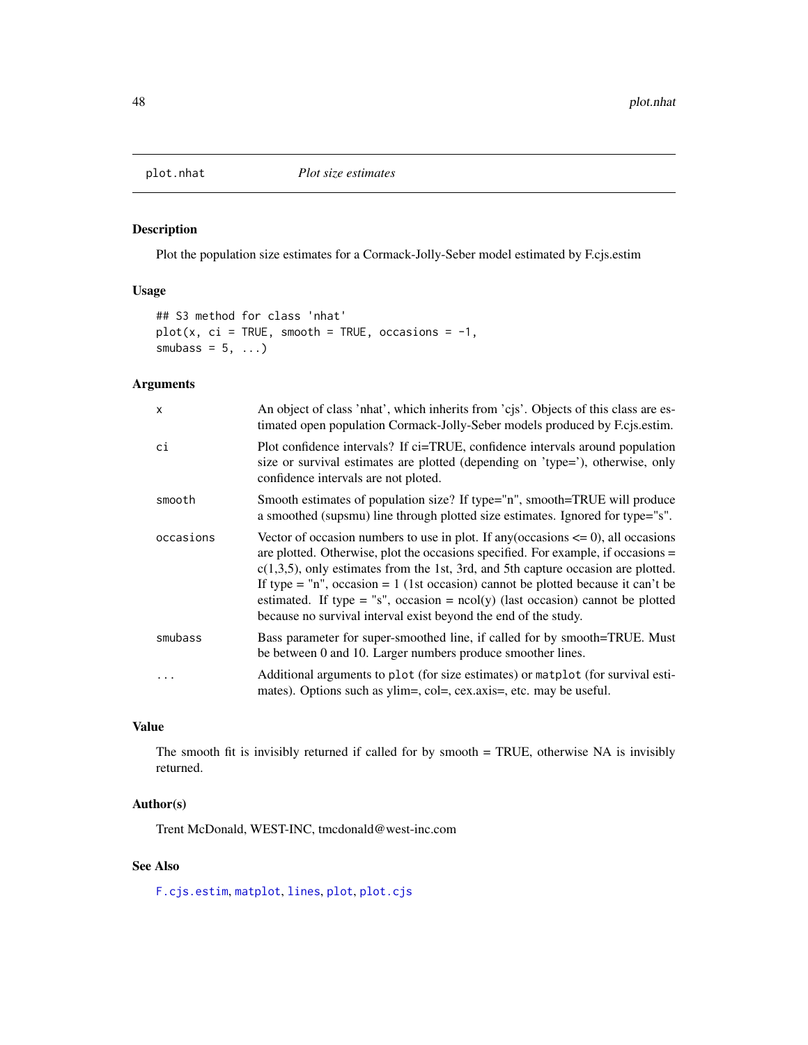plot.nhat — *Plot size estimates*

## Description

Plot the population size estimates for a Cormack-Jolly-Seber model estimated by F.cjs.estim

## Usage

```
## S3 method for class 'nhat'
plot(x, ci = TRUE, smooth = TRUE, occasions = -1,
smubass = 5, ...)
```

## Arguments

| | |
|---|---|
| `x` | An object of class 'nhat', which inherits from 'cjs'. Objects of this class are estimated open population Cormack-Jolly-Seber models produced by F.cjs.estim. |
| `ci` | Plot confidence intervals? If ci=TRUE, confidence intervals around population size or survival estimates are plotted (depending on 'type='), otherwise, only confidence intervals are not ploted. |
| `smooth` | Smooth estimates of population size? If type="n", smooth=TRUE will produce a smoothed (supsmu) line through plotted size estimates. Ignored for type="s". |
| `occasions` | Vector of occasion numbers to use in plot. If any(occasions <= 0), all occasions are plotted. Otherwise, plot the occasions specified. For example, if occasions = c(1,3,5), only estimates from the 1st, 3rd, and 5th capture occasion are plotted. If type = "n", occasion = 1 (1st occasion) cannot be plotted because it can't be estimated. If type = "s", occasion = ncol(y) (last occasion) cannot be plotted because no survival interval exist beyond the end of the study. |
| `smubass` | Bass parameter for super-smoothed line, if called for by smooth=TRUE. Must be between 0 and 10. Larger numbers produce smoother lines. |
| `...` | Additional arguments to `plot` (for size estimates) or `matplot` (for survival estimates). Options such as ylim=, col=, cex.axis=, etc. may be useful. |

## Value

The smooth fit is invisibly returned if called for by smooth = TRUE, otherwise NA is invisibly returned.

## Author(s)

Trent McDonald, WEST-INC, tmcdonald@west-inc.com

## See Also

`F.cjs.estim`, `matplot`, `lines`, `plot`, `plot.cjs`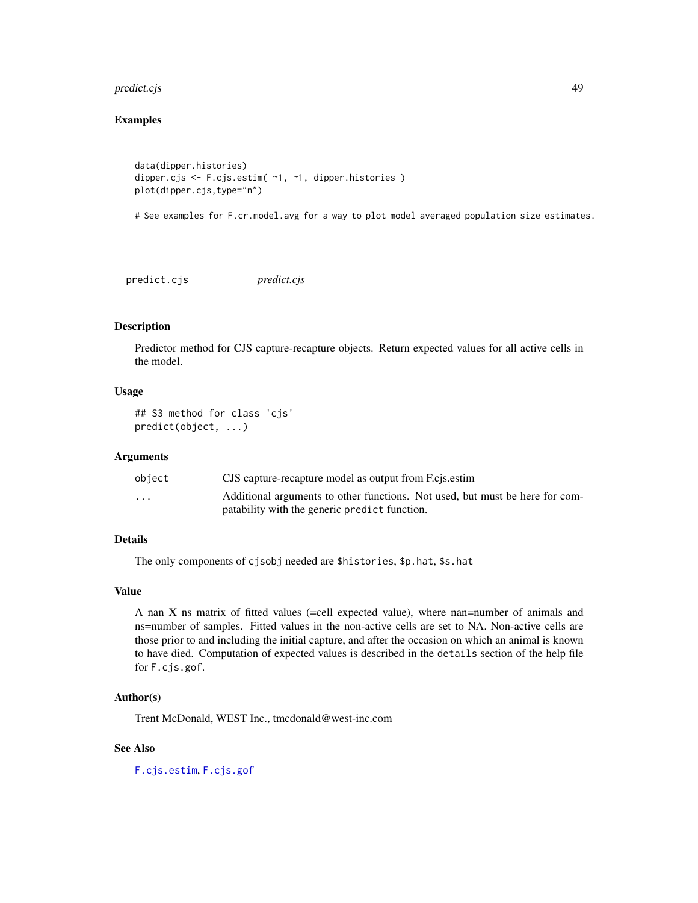## Examples

```
data(dipper.histories)
dipper.cjs <- F.cjs.estim( ~1, ~1, dipper.histories )
plot(dipper.cjs,type="n")

# See examples for F.cr.model.avg for a way to plot model averaged population size estimates.
```

---

# predict.cjs *predict.cjs*

---

### Description

Predictor method for CJS capture-recapture objects. Return expected values for all active cells in the model.

### Usage

```
## S3 method for class 'cjs'
predict(object, ...)
```

### Arguments

| | |
|---|---|
| `object` | CJS capture-recapture model as output from F.cjs.estim |
| `...` | Additional arguments to other functions. Not used, but must be here for compatability with the generic `predict` function. |

### Details

The only components of `cjsobj` needed are `$histories`, `$p.hat`, `$s.hat`

### Value

A nan X ns matrix of fitted values (=cell expected value), where nan=number of animals and ns=number of samples. Fitted values in the non-active cells are set to NA. Non-active cells are those prior to and including the initial capture, and after the occasion on which an animal is known to have died. Computation of expected values is described in the `details` section of the help file for `F.cjs.gof`.

### Author(s)

Trent McDonald, WEST Inc., tmcdonald@west-inc.com

### See Also

`F.cjs.estim`, `F.cjs.gof`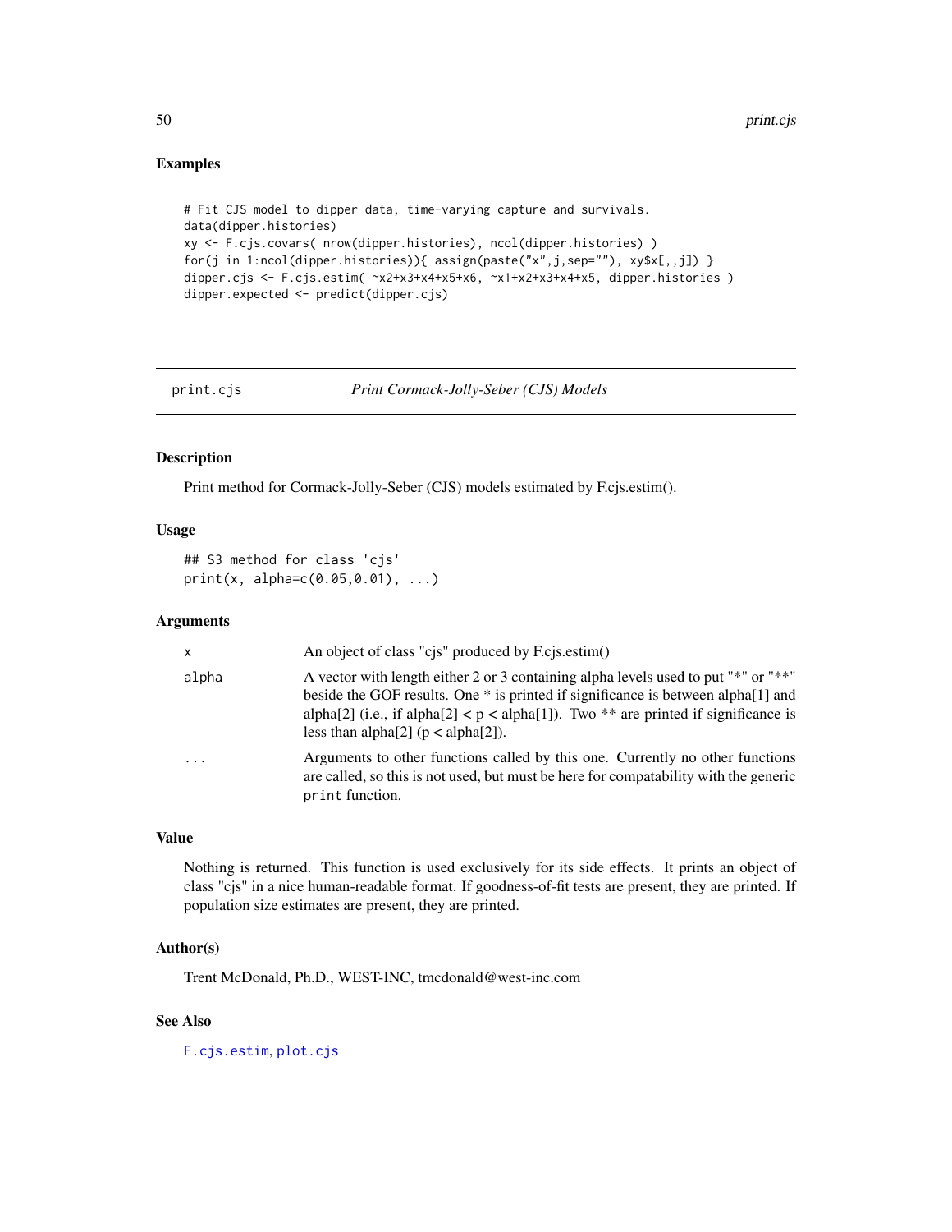## Examples

```
# Fit CJS model to dipper data, time-varying capture and survivals.
data(dipper.histories)
xy <- F.cjs.covars( nrow(dipper.histories), ncol(dipper.histories) )
for(j in 1:ncol(dipper.histories)){ assign(paste("x",j,sep=""), xy$x[,,j]) }
dipper.cjs <- F.cjs.estim( ~x2+x3+x4+x5+x6, ~x1+x2+x3+x4+x5, dipper.histories )
dipper.expected <- predict(dipper.cjs)
```

---

# print.cjs *Print Cormack-Jolly-Seber (CJS) Models*

## Description

Print method for Cormack-Jolly-Seber (CJS) models estimated by F.cjs.estim().

## Usage

```
## S3 method for class 'cjs'
print(x, alpha=c(0.05,0.01), ...)
```

## Arguments

| | |
|---|---|
| x | An object of class "cjs" produced by F.cjs.estim() |
| alpha | A vector with length either 2 or 3 containing alpha levels used to put "*" or "**" beside the GOF results. One * is printed if significance is between alpha[1] and alpha[2] (i.e., if alpha[2] < p < alpha[1]). Two ** are printed if significance is less than alpha[2] (p < alpha[2]). |
| ... | Arguments to other functions called by this one. Currently no other functions are called, so this is not used, but must be here for compatability with the generic `print` function. |

## Value

Nothing is returned. This function is used exclusively for its side effects. It prints an object of class "cjs" in a nice human-readable format. If goodness-of-fit tests are present, they are printed. If population size estimates are present, they are printed.

## Author(s)

Trent McDonald, Ph.D., WEST-INC, tmcdonald@west-inc.com

## See Also

F.cjs.estim, plot.cjs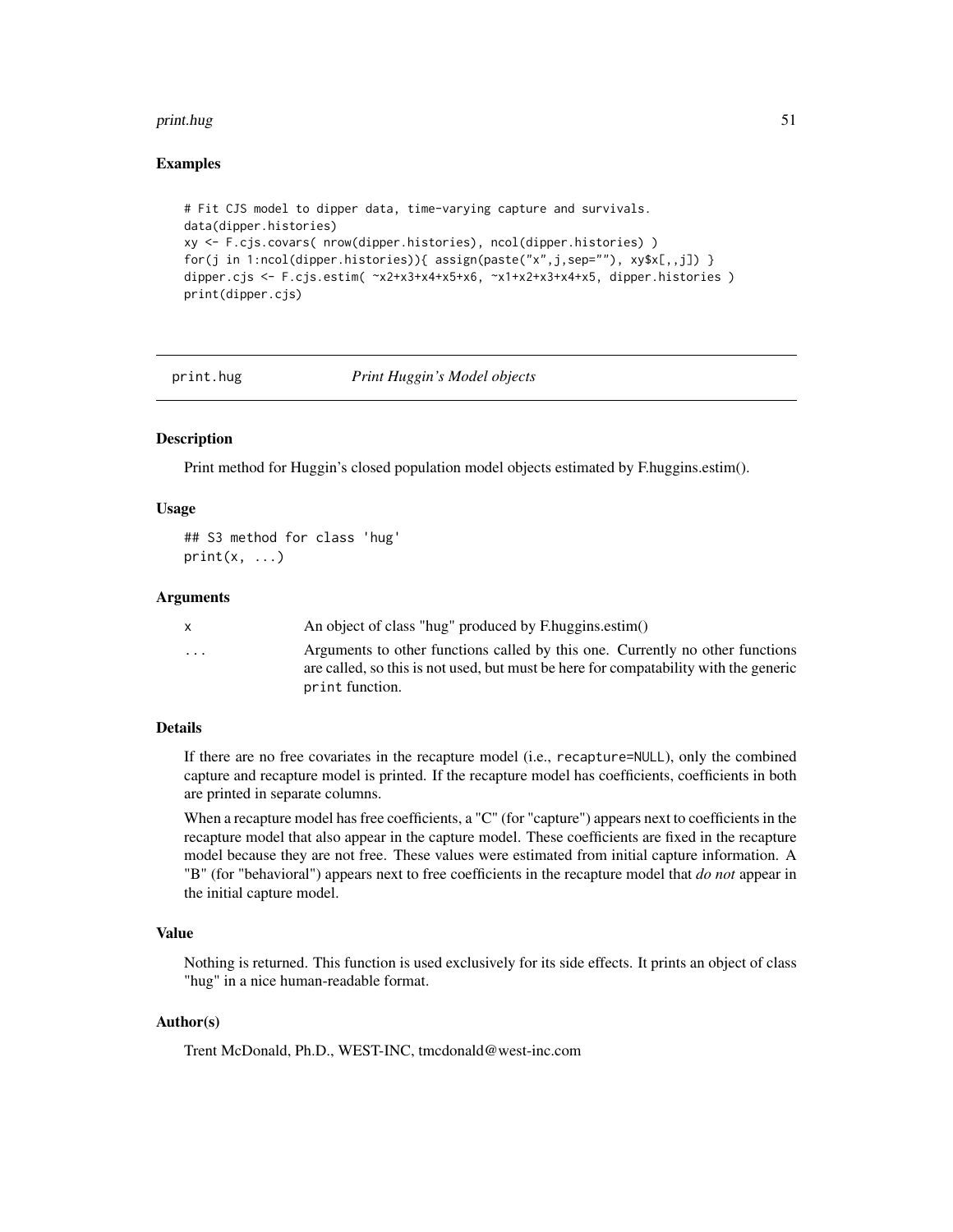#### Examples

```
# Fit CJS model to dipper data, time-varying capture and survivals.
data(dipper.histories)
xy <- F.cjs.covars( nrow(dipper.histories), ncol(dipper.histories) )
for(j in 1:ncol(dipper.histories)){ assign(paste("x",j,sep=""), xy$x[,,j]) }
dipper.cjs <- F.cjs.estim( ~x2+x3+x4+x5+x6, ~x1+x2+x3+x4+x5, dipper.histories )
print(dipper.cjs)
```

---

## print.hug *Print Huggin's Model objects*

#### Description

Print method for Huggin's closed population model objects estimated by F.huggins.estim().

#### Usage

```
## S3 method for class 'hug'
print(x, ...)
```

#### Arguments

| | |
|---|---|
| x | An object of class "hug" produced by F.huggins.estim() |
| ... | Arguments to other functions called by this one. Currently no other functions are called, so this is not used, but must be here for compatability with the generic `print` function. |

#### Details

If there are no free covariates in the recapture model (i.e., `recapture=NULL`), only the combined capture and recapture model is printed. If the recapture model has coefficients, coefficients in both are printed in separate columns.

When a recapture model has free coefficients, a "C" (for "capture") appears next to coefficients in the recapture model that also appear in the capture model. These coefficients are fixed in the recapture model because they are not free. These values were estimated from initial capture information. A "B" (for "behavioral") appears next to free coefficients in the recapture model that *do not* appear in the initial capture model.

#### Value

Nothing is returned. This function is used exclusively for its side effects. It prints an object of class "hug" in a nice human-readable format.

#### Author(s)

Trent McDonald, Ph.D., WEST-INC, tmcdonald@west-inc.com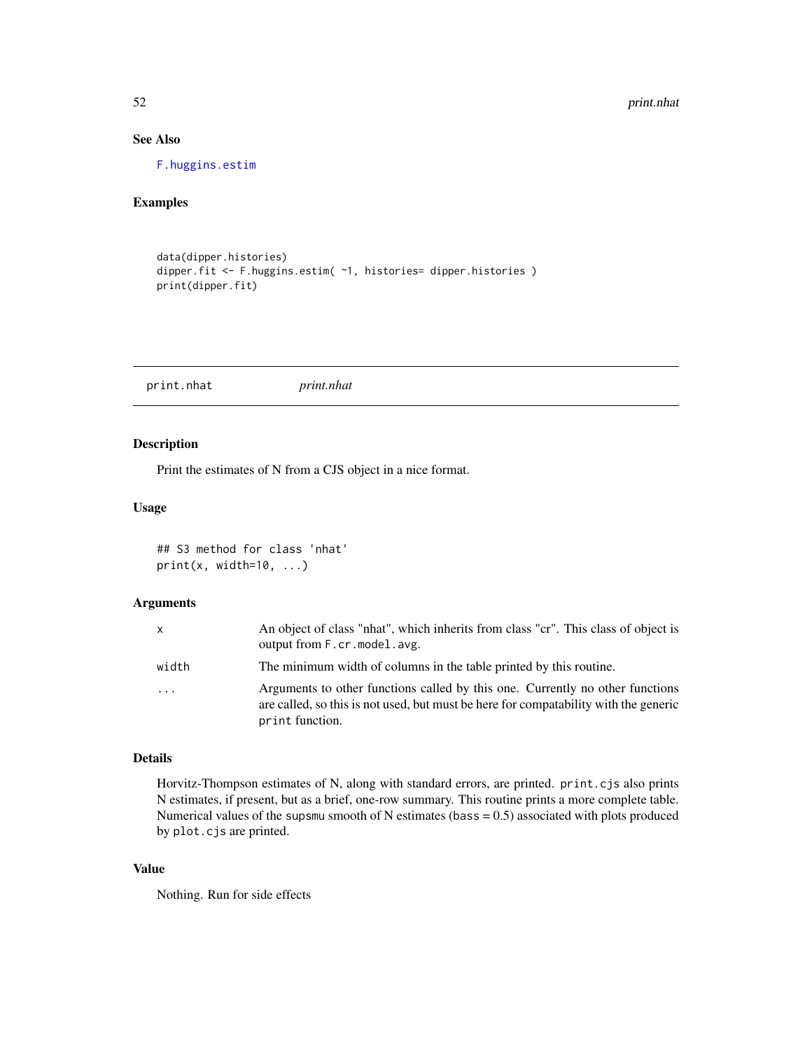### See Also

F.huggins.estim

### Examples

```
data(dipper.histories)
dipper.fit <- F.huggins.estim( ~1, histories= dipper.histories )
print(dipper.fit)
```

---

## print.nhat *print.nhat*

### Description

Print the estimates of N from a CJS object in a nice format.

### Usage

```
## S3 method for class 'nhat'
print(x, width=10, ...)
```

### Arguments

| | |
|---|---|
| x | An object of class "nhat", which inherits from class "cr". This class of object is output from `F.cr.model.avg`. |
| width | The minimum width of columns in the table printed by this routine. |
| ... | Arguments to other functions called by this one. Currently no other functions are called, so this is not used, but must be here for compatability with the generic `print` function. |

### Details

Horvitz-Thompson estimates of N, along with standard errors, are printed. `print.cjs` also prints N estimates, if present, but as a brief, one-row summary. This routine prints a more complete table. Numerical values of the `supsmu` smooth of N estimates (`bass` = 0.5) associated with plots produced by `plot.cjs` are printed.

### Value

Nothing. Run for side effects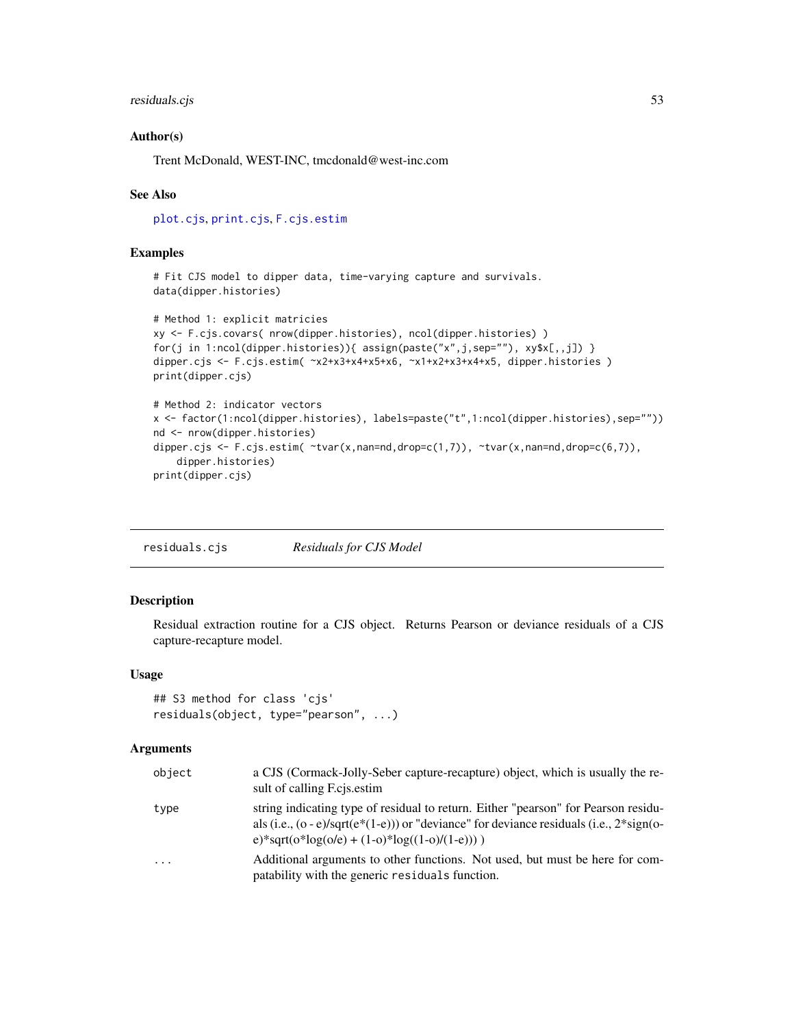### Author(s)

Trent McDonald, WEST-INC, tmcdonald@west-inc.com

### See Also

plot.cjs, print.cjs, F.cjs.estim

### Examples

```
# Fit CJS model to dipper data, time-varying capture and survivals.
data(dipper.histories)

# Method 1: explicit matricies
xy <- F.cjs.covars( nrow(dipper.histories), ncol(dipper.histories) )
for(j in 1:ncol(dipper.histories)){ assign(paste("x",j,sep=""), xy$x[,,j]) }
dipper.cjs <- F.cjs.estim( ~x2+x3+x4+x5+x6, ~x1+x2+x3+x4+x5, dipper.histories )
print(dipper.cjs)

# Method 2: indicator vectors
x <- factor(1:ncol(dipper.histories), labels=paste("t",1:ncol(dipper.histories),sep=""))
nd <- nrow(dipper.histories)
dipper.cjs <- F.cjs.estim( ~tvar(x,nan=nd,drop=c(1,7)), ~tvar(x,nan=nd,drop=c(6,7)),
    dipper.histories)
print(dipper.cjs)
```

---

## residuals.cjs *Residuals for CJS Model*

### Description

Residual extraction routine for a CJS object. Returns Pearson or deviance residuals of a CJS capture-recapture model.

### Usage

```
## S3 method for class 'cjs'
residuals(object, type="pearson", ...)
```

### Arguments

| | |
|---|---|
| object | a CJS (Cormack-Jolly-Seber capture-recapture) object, which is usually the result of calling F.cjs.estim |
| type | string indicating type of residual to return. Either "pearson" for Pearson residuals (i.e., (o - e)/sqrt(e*(1-e))) or "deviance" for deviance residuals (i.e., 2*sign(o-e)*sqrt(o*log(o/e) + (1-o)*log((1-o)/(1-e))) ) |
| ... | Additional arguments to other functions. Not used, but must be here for compatability with the generic residuals function. |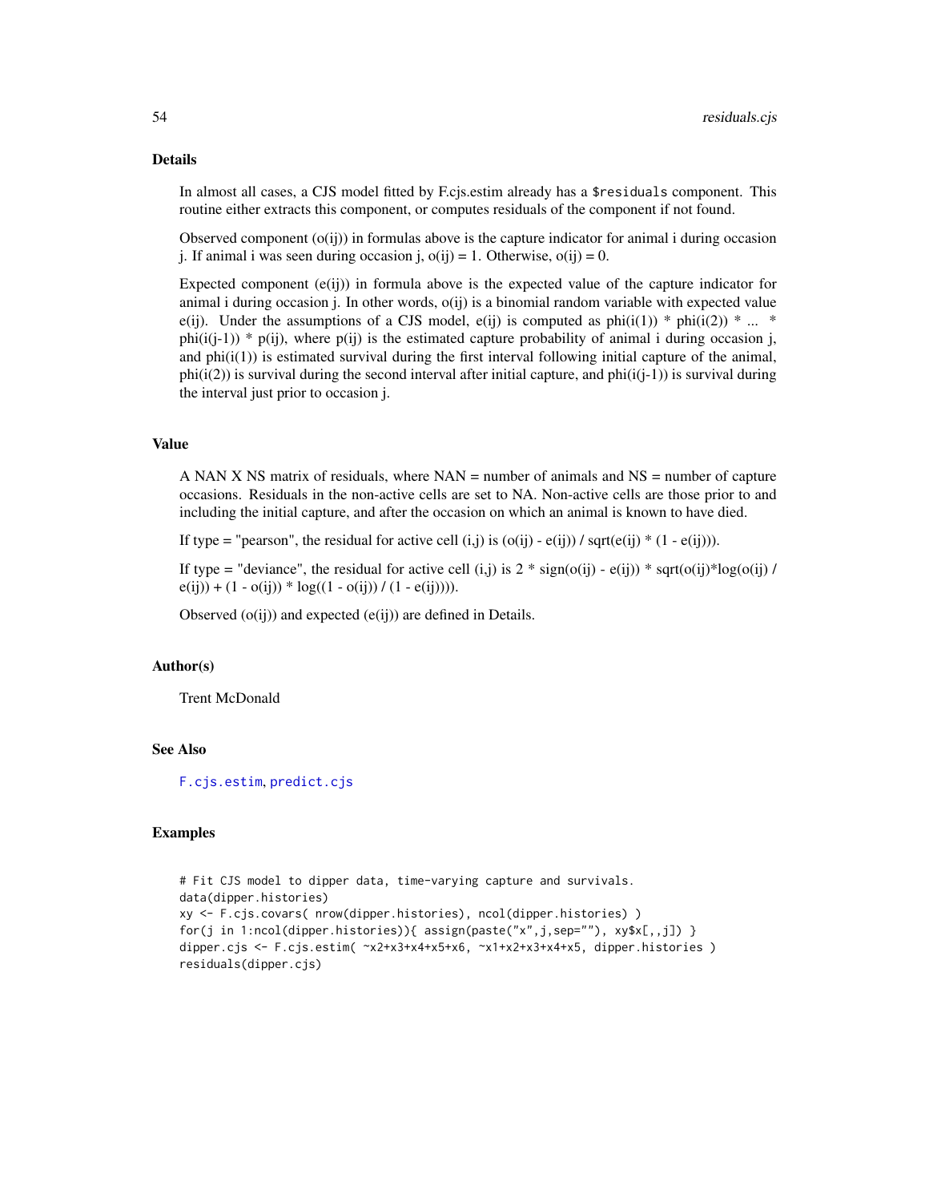## Details

In almost all cases, a CJS model fitted by F.cjs.estim already has a `$residuals` component. This routine either extracts this component, or computes residuals of the component if not found.

Observed component (o(ij)) in formulas above is the capture indicator for animal i during occasion j. If animal i was seen during occasion j, o(ij) = 1. Otherwise, o(ij) = 0.

Expected component (e(ij)) in formula above is the expected value of the capture indicator for animal i during occasion j. In other words, o(ij) is a binomial random variable with expected value e(ij). Under the assumptions of a CJS model, e(ij) is computed as phi(i(1)) * phi(i(2)) * ... * phi(i(j-1)) * p(ij), where p(ij) is the estimated capture probability of animal i during occasion j, and phi(i(1)) is estimated survival during the first interval following initial capture of the animal, phi(i(2)) is survival during the second interval after initial capture, and phi(i(j-1)) is survival during the interval just prior to occasion j.

## Value

A NAN X NS matrix of residuals, where NAN = number of animals and NS = number of capture occasions. Residuals in the non-active cells are set to NA. Non-active cells are those prior to and including the initial capture, and after the occasion on which an animal is known to have died.

If type = "pearson", the residual for active cell (i,j) is (o(ij) - e(ij)) / sqrt(e(ij) * (1 - e(ij))).

If type = "deviance", the residual for active cell (i,j) is 2 * sign(o(ij) - e(ij)) * sqrt(o(ij)*log(o(ij) / e(ij)) + (1 - o(ij)) * log((1 - o(ij)) / (1 - e(ij)))).

Observed (o(ij)) and expected (e(ij)) are defined in Details.

## Author(s)

Trent McDonald

## See Also

F.cjs.estim, predict.cjs

## Examples

```
# Fit CJS model to dipper data, time-varying capture and survivals.
data(dipper.histories)
xy <- F.cjs.covars( nrow(dipper.histories), ncol(dipper.histories) )
for(j in 1:ncol(dipper.histories)){ assign(paste("x",j,sep=""), xy$x[,,j]) }
dipper.cjs <- F.cjs.estim( ~x2+x3+x4+x5+x6, ~x1+x2+x3+x4+x5, dipper.histories )
residuals(dipper.cjs)
```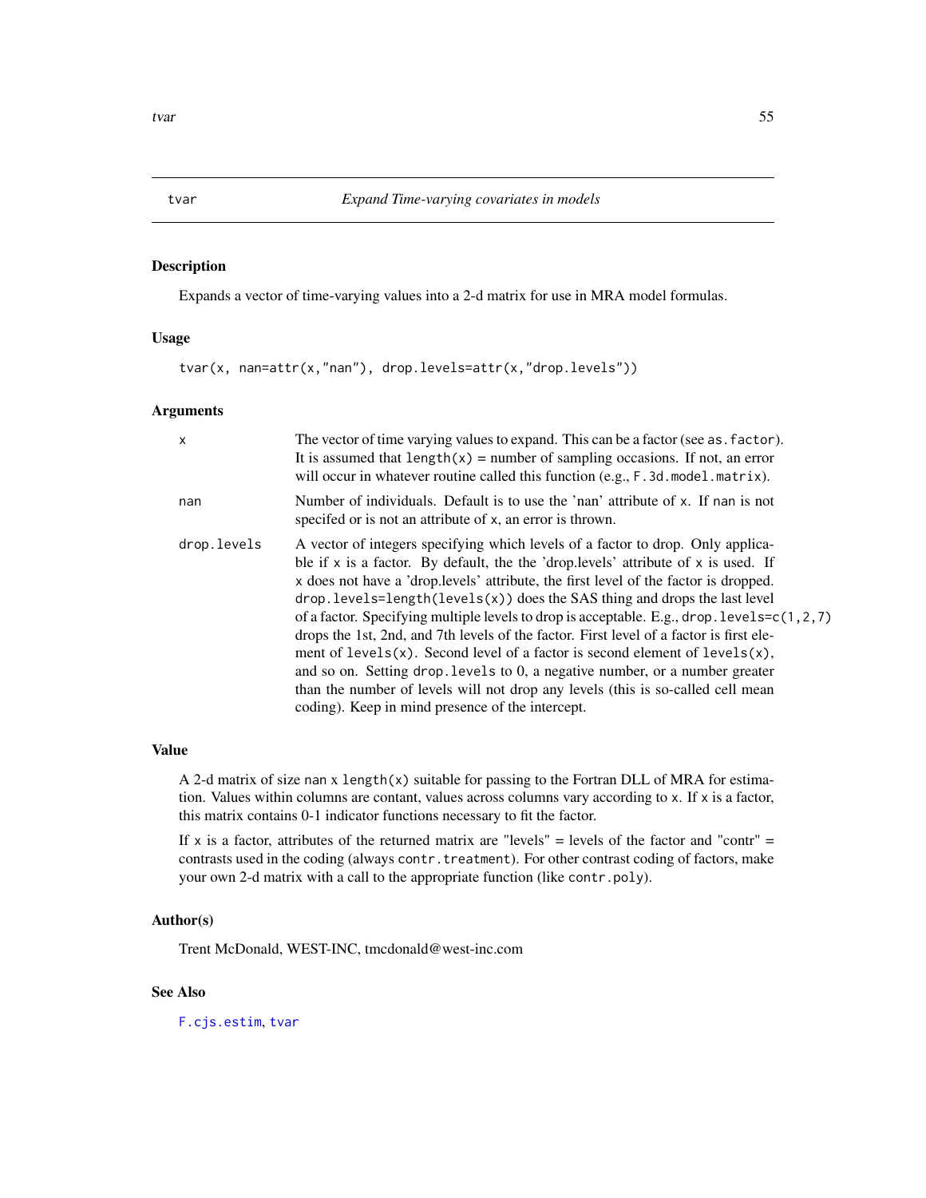## tvar — *Expand Time-varying covariates in models*

### Description

Expands a vector of time-varying values into a 2-d matrix for use in MRA model formulas.

### Usage

```
tvar(x, nan=attr(x,"nan"), drop.levels=attr(x,"drop.levels"))
```

### Arguments

| | |
|---|---|
| `x` | The vector of time varying values to expand. This can be a factor (see `as.factor`). It is assumed that `length(x)` = number of sampling occasions. If not, an error will occur in whatever routine called this function (e.g., `F.3d.model.matrix`). |
| `nan` | Number of individuals. Default is to use the 'nan' attribute of `x`. If `nan` is not specifed or is not an attribute of `x`, an error is thrown. |
| `drop.levels` | A vector of integers specifying which levels of a factor to drop. Only applicable if `x` is a factor. By default, the the 'drop.levels' attribute of `x` is used. If `x` does not have a 'drop.levels' attribute, the first level of the factor is dropped. `drop.levels=length(levels(x))` does the SAS thing and drops the last level of a factor. Specifying multiple levels to drop is acceptable. E.g., `drop.levels=c(1,2,7)` drops the 1st, 2nd, and 7th levels of the factor. First level of a factor is first element of `levels(x)`. Second level of a factor is second element of `levels(x)`, and so on. Setting `drop.levels` to 0, a negative number, or a number greater than the number of levels will not drop any levels (this is so-called cell mean coding). Keep in mind presence of the intercept. |

### Value

A 2-d matrix of size `nan` x `length(x)` suitable for passing to the Fortran DLL of MRA for estimation. Values within columns are contant, values across columns vary according to `x`. If `x` is a factor, this matrix contains 0-1 indicator functions necessary to fit the factor.

If `x` is a factor, attributes of the returned matrix are "levels" = levels of the factor and "contr" = contrasts used in the coding (always `contr.treatment`). For other contrast coding of factors, make your own 2-d matrix with a call to the appropriate function (like `contr.poly`).

### Author(s)

Trent McDonald, WEST-INC, tmcdonald@west-inc.com

### See Also

`F.cjs.estim`, `tvar`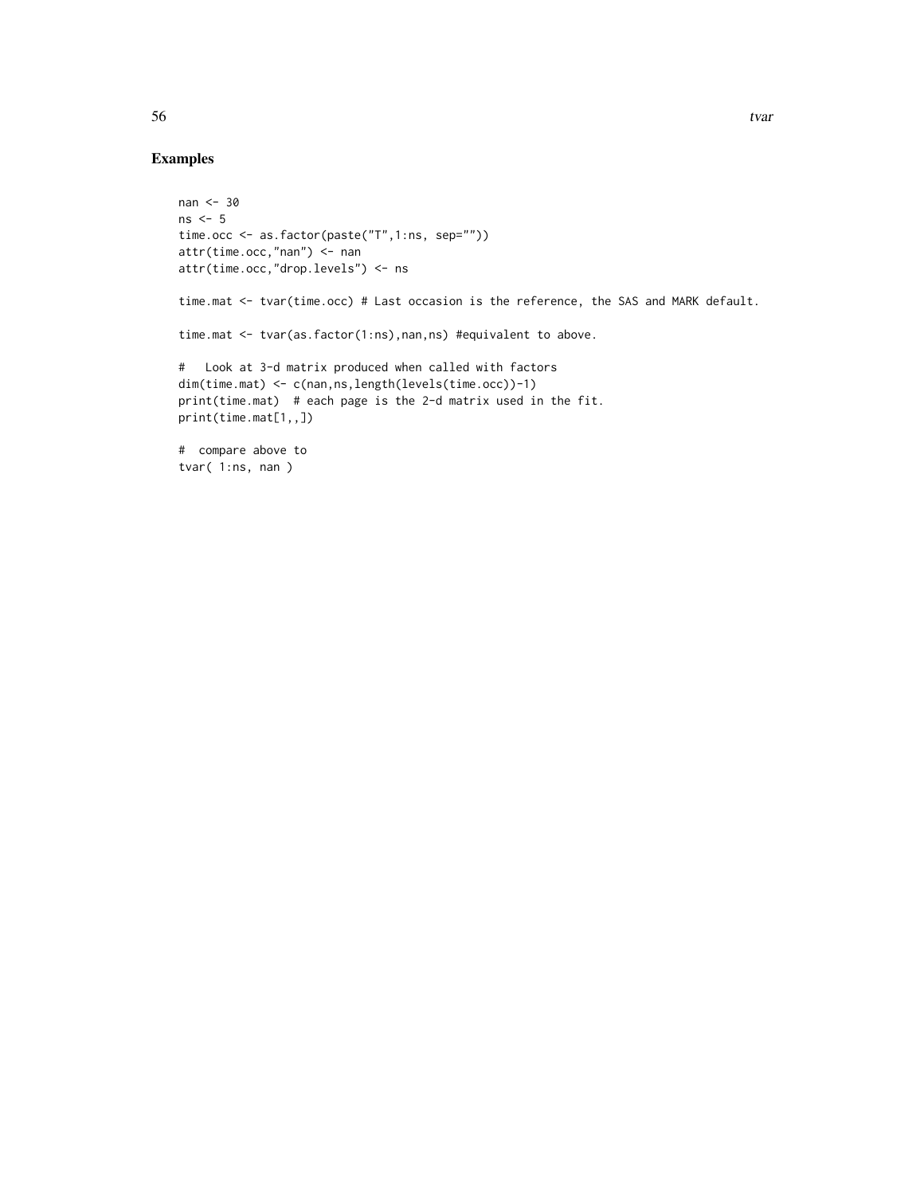## Examples

```
nan <- 30
ns <- 5
time.occ <- as.factor(paste("T",1:ns, sep=""))
attr(time.occ,"nan") <- nan
attr(time.occ,"drop.levels") <- ns

time.mat <- tvar(time.occ) # Last occasion is the reference, the SAS and MARK default.

time.mat <- tvar(as.factor(1:ns),nan,ns) #equivalent to above.

#   Look at 3-d matrix produced when called with factors
dim(time.mat) <- c(nan,ns,length(levels(time.occ))-1)
print(time.mat)  # each page is the 2-d matrix used in the fit.
print(time.mat[1,,])

#  compare above to
tvar( 1:ns, nan )
```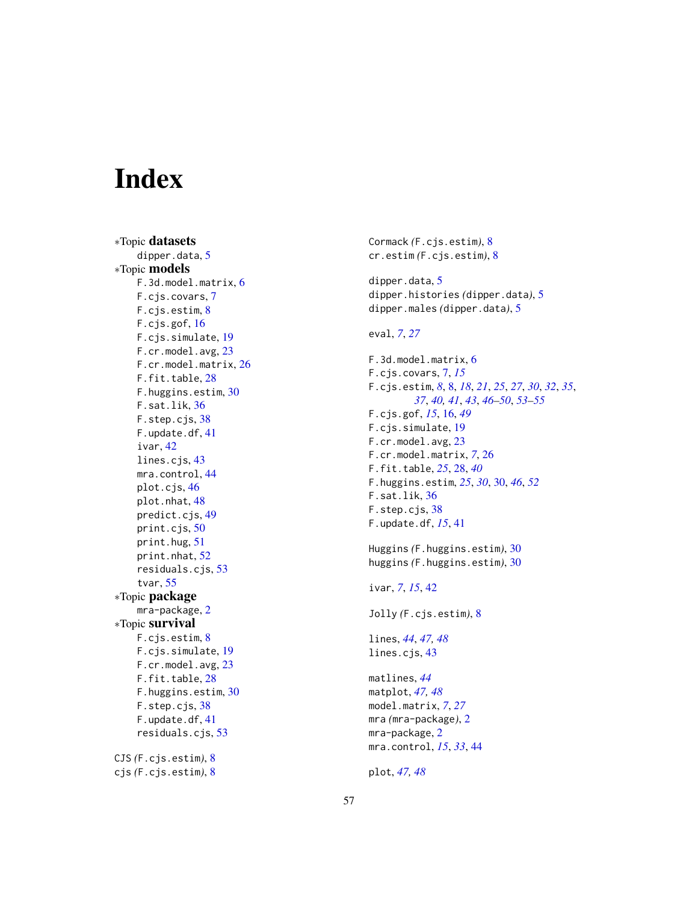# Index

∗Topic **datasets**
- dipper.data, 5

∗Topic **models**
- F.3d.model.matrix, 6
- F.cjs.covars, 7
- F.cjs.estim, 8
- F.cjs.gof, 16
- F.cjs.simulate, 19
- F.cr.model.avg, 23
- F.cr.model.matrix, 26
- F.fit.table, 28
- F.huggins.estim, 30
- F.sat.lik, 36
- F.step.cjs, 38
- F.update.df, 41
- ivar, 42
- lines.cjs, 43
- mra.control, 44
- plot.cjs, 46
- plot.nhat, 48
- predict.cjs, 49
- print.cjs, 50
- print.hug, 51
- print.nhat, 52
- residuals.cjs, 53
- tvar, 55

∗Topic **package**
- mra-package, 2

∗Topic **survival**
- F.cjs.estim, 8
- F.cjs.simulate, 19
- F.cr.model.avg, 23
- F.fit.table, 28
- F.huggins.estim, 30
- F.step.cjs, 38
- F.update.df, 41
- residuals.cjs, 53

CJS *(*F.cjs.estim*)*, 8
cjs *(*F.cjs.estim*)*, 8
Cormack *(*F.cjs.estim*)*, 8
cr.estim *(*F.cjs.estim*)*, 8

dipper.data, 5
dipper.histories *(*dipper.data*)*, 5
dipper.males *(*dipper.data*)*, 5

eval, *7*, *27*

F.3d.model.matrix, 6
F.cjs.covars, 7, *15*
F.cjs.estim, *8*, 8, *18*, *21*, *25*, *27*, *30*, *32*, *35*, *37*, *40*, *41*, *43*, *46–50*, *53–55*
F.cjs.gof, *15*, 16, *49*
F.cjs.simulate, 19
F.cr.model.avg, 23
F.cr.model.matrix, *7*, 26
F.fit.table, *25*, 28, *40*
F.huggins.estim, *25*, *30*, 30, *46*, *52*
F.sat.lik, 36
F.step.cjs, 38
F.update.df, *15*, 41

Huggins *(*F.huggins.estim*)*, 30
huggins *(*F.huggins.estim*)*, 30

ivar, *7*, *15*, 42

Jolly *(*F.cjs.estim*)*, 8

lines, *44*, *47*, *48*
lines.cjs, 43

matlines, *44*
matplot, *47*, *48*
model.matrix, *7*, *27*
mra *(*mra-package*)*, 2
mra-package, 2
mra.control, *15*, *33*, 44

plot, *47*, *48*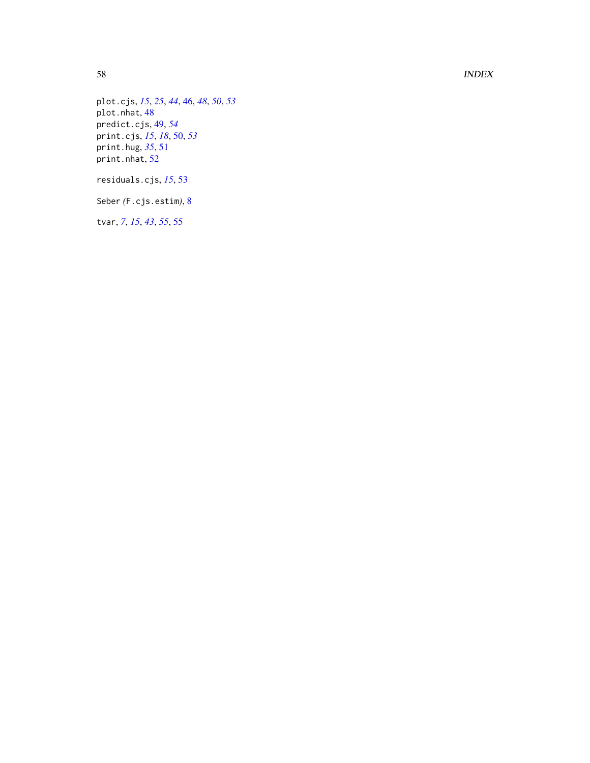plot.cjs, *15*, *25*, *44*, 46, *48*, *50*, *53*
plot.nhat, 48
predict.cjs, 49, *54*
print.cjs, *15*, *18*, 50, *53*
print.hug, *35*, 51
print.nhat, 52

residuals.cjs, *15*, 53

Seber *(*F.cjs.estim*)*, 8

tvar, *7*, *15*, *43*, *55*, 55